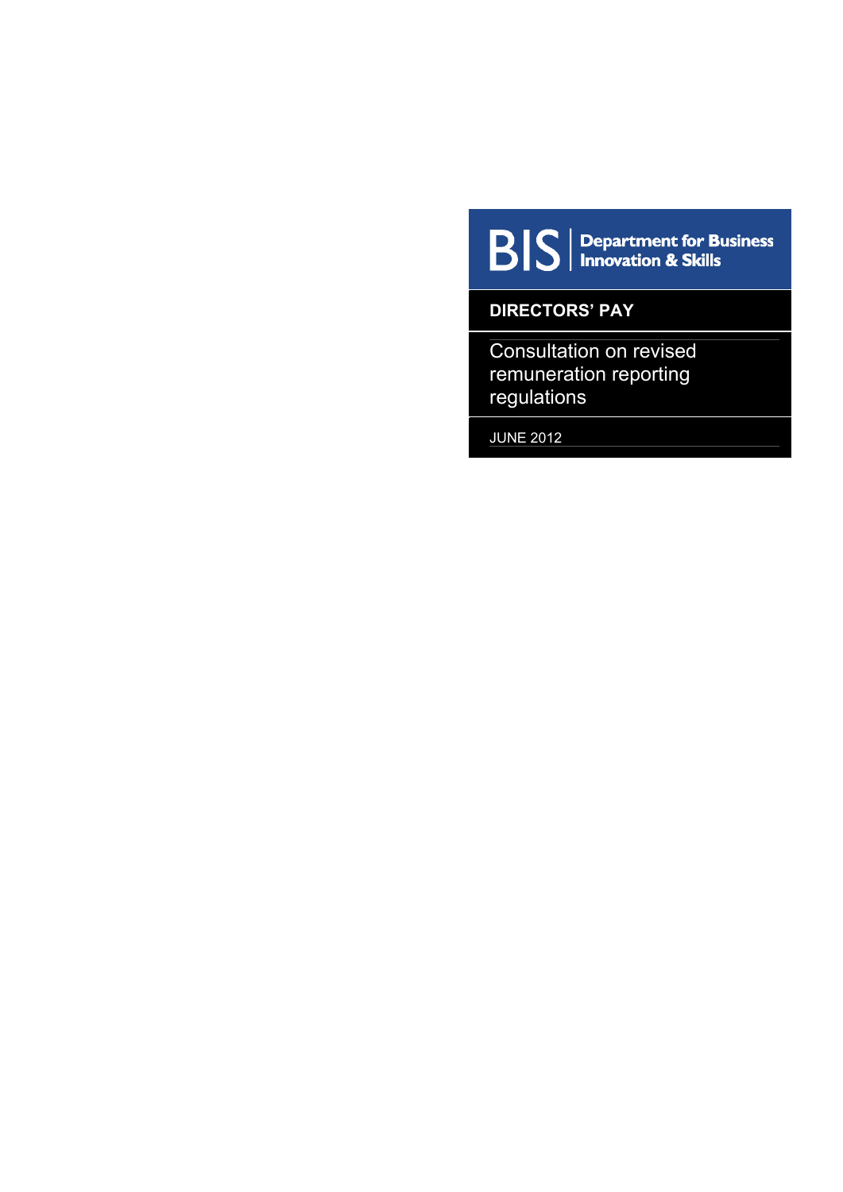BIS | Department for Business Innovation & Skills

**DIRECTORS' PAY**

# Consultation on revised remuneration reporting regulations

JUNE 2012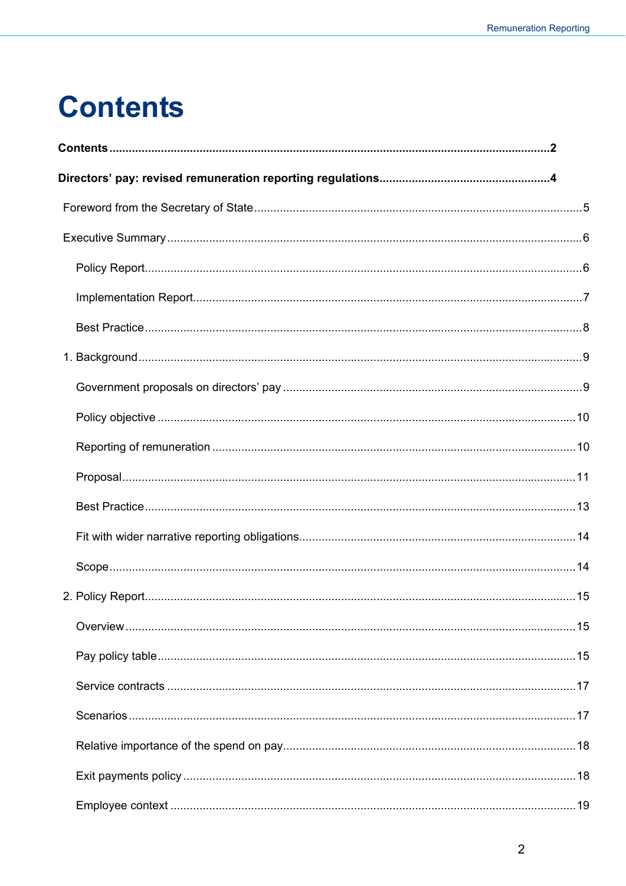# Contents

**Contents** .......... 2

**Directors' pay: revised remuneration reporting regulations** .......... 4

Foreword from the Secretary of State .......... 5

Executive Summary .......... 6

- Policy Report .......... 6
- Implementation Report .......... 7
- Best Practice .......... 8

1. Background .......... 9

- Government proposals on directors' pay .......... 9
- Policy objective .......... 10
- Reporting of remuneration .......... 10
- Proposal .......... 11
- Best Practice .......... 13
- Fit with wider narrative reporting obligations .......... 14
- Scope .......... 14

2. Policy Report .......... 15

- Overview .......... 15
- Pay policy table .......... 15
- Service contracts .......... 17
- Scenarios .......... 17
- Relative importance of the spend on pay .......... 18
- Exit payments policy .......... 18
- Employee context .......... 19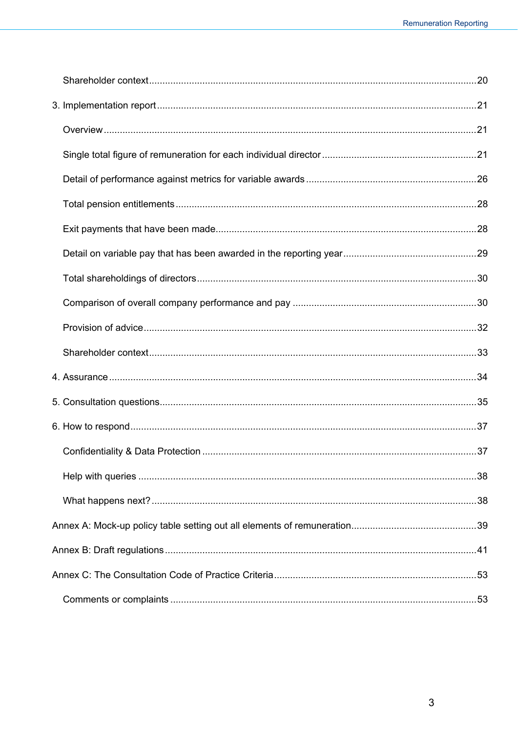Shareholder context.........................................................................................................20

3. Implementation report......................................................................................................21

Overview.........................................................................................................................21

Single total figure of remuneration for each individual director.........................................................21

Detail of performance against metrics for variable awards...............................................................26

Total pension entitlements...............................................................................................28

Exit payments that have been made................................................................................28

Detail on variable pay that has been awarded in the reporting year.................................................29

Total shareholdings of directors.......................................................................................30

Comparison of overall company performance and pay ....................................................30

Provision of advice..........................................................................................................32

Shareholder context.........................................................................................................33

4. Assurance.......................................................................................................................34

5. Consultation questions....................................................................................................35

6. How to respond...............................................................................................................37

Confidentiality & Data Protection .....................................................................................37

Help with queries .............................................................................................................38

What happens next?........................................................................................................38

Annex A: Mock-up policy table setting out all elements of remuneration..............................................39

Annex B: Draft regulations...................................................................................................41

Annex C: The Consultation Code of Practice Criteria...........................................................53

Comments or complaints .................................................................................................53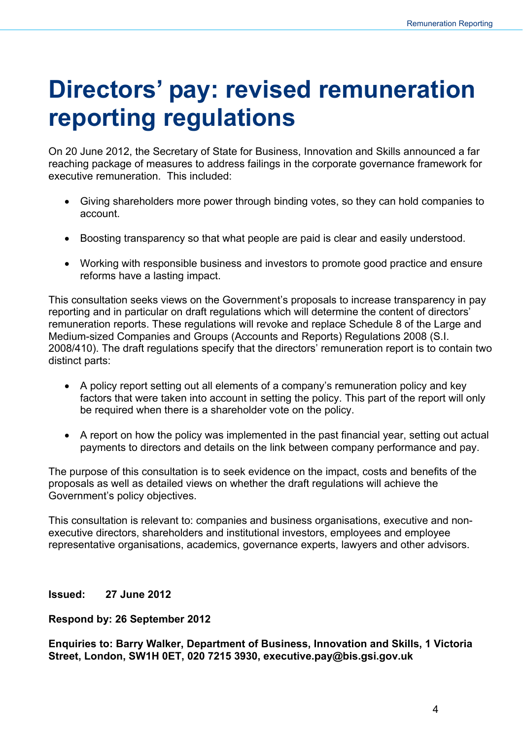# Directors' pay: revised remuneration reporting regulations

On 20 June 2012, the Secretary of State for Business, Innovation and Skills announced a far reaching package of measures to address failings in the corporate governance framework for executive remuneration. This included:

- Giving shareholders more power through binding votes, so they can hold companies to account.
- Boosting transparency so that what people are paid is clear and easily understood.
- Working with responsible business and investors to promote good practice and ensure reforms have a lasting impact.

This consultation seeks views on the Government's proposals to increase transparency in pay reporting and in particular on draft regulations which will determine the content of directors' remuneration reports. These regulations will revoke and replace Schedule 8 of the Large and Medium-sized Companies and Groups (Accounts and Reports) Regulations 2008 (S.I. 2008/410). The draft regulations specify that the directors' remuneration report is to contain two distinct parts:

- A policy report setting out all elements of a company's remuneration policy and key factors that were taken into account in setting the policy. This part of the report will only be required when there is a shareholder vote on the policy.
- A report on how the policy was implemented in the past financial year, setting out actual payments to directors and details on the link between company performance and pay.

The purpose of this consultation is to seek evidence on the impact, costs and benefits of the proposals as well as detailed views on whether the draft regulations will achieve the Government's policy objectives.

This consultation is relevant to: companies and business organisations, executive and non-executive directors, shareholders and institutional investors, employees and employee representative organisations, academics, governance experts, lawyers and other advisors.

**Issued: 27 June 2012**

**Respond by: 26 September 2012**

**Enquiries to: Barry Walker, Department of Business, Innovation and Skills, 1 Victoria Street, London, SW1H 0ET, 020 7215 3930, executive.pay@bis.gsi.gov.uk**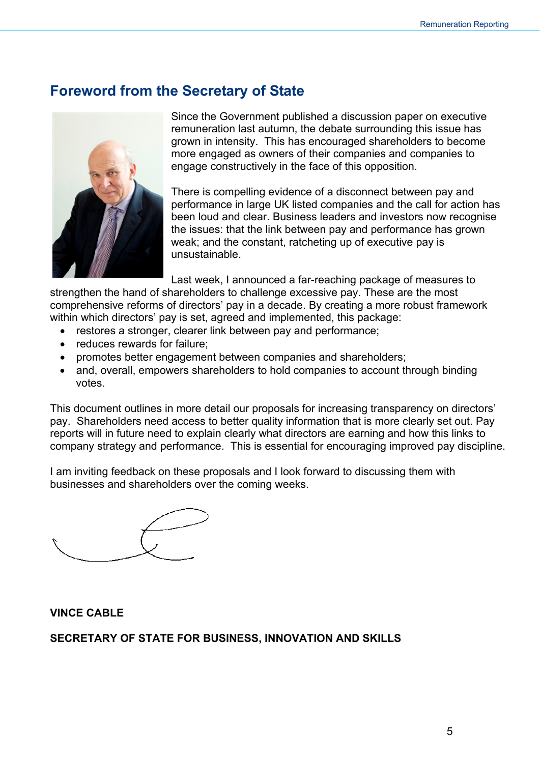## Foreword from the Secretary of State

Since the Government published a discussion paper on executive remuneration last autumn, the debate surrounding this issue has grown in intensity. This has encouraged shareholders to become more engaged as owners of their companies and companies to engage constructively in the face of this opposition.

There is compelling evidence of a disconnect between pay and performance in large UK listed companies and the call for action has been loud and clear. Business leaders and investors now recognise the issues: that the link between pay and performance has grown weak; and the constant, ratcheting up of executive pay is unsustainable.

Last week, I announced a far-reaching package of measures to strengthen the hand of shareholders to challenge excessive pay. These are the most comprehensive reforms of directors' pay in a decade. By creating a more robust framework within which directors' pay is set, agreed and implemented, this package:

- restores a stronger, clearer link between pay and performance;
- reduces rewards for failure;
- promotes better engagement between companies and shareholders;
- and, overall, empowers shareholders to hold companies to account through binding votes.

This document outlines in more detail our proposals for increasing transparency on directors' pay. Shareholders need access to better quality information that is more clearly set out. Pay reports will in future need to explain clearly what directors are earning and how this links to company strategy and performance. This is essential for encouraging improved pay discipline.

I am inviting feedback on these proposals and I look forward to discussing them with businesses and shareholders over the coming weeks.

**VINCE CABLE**

**SECRETARY OF STATE FOR BUSINESS, INNOVATION AND SKILLS**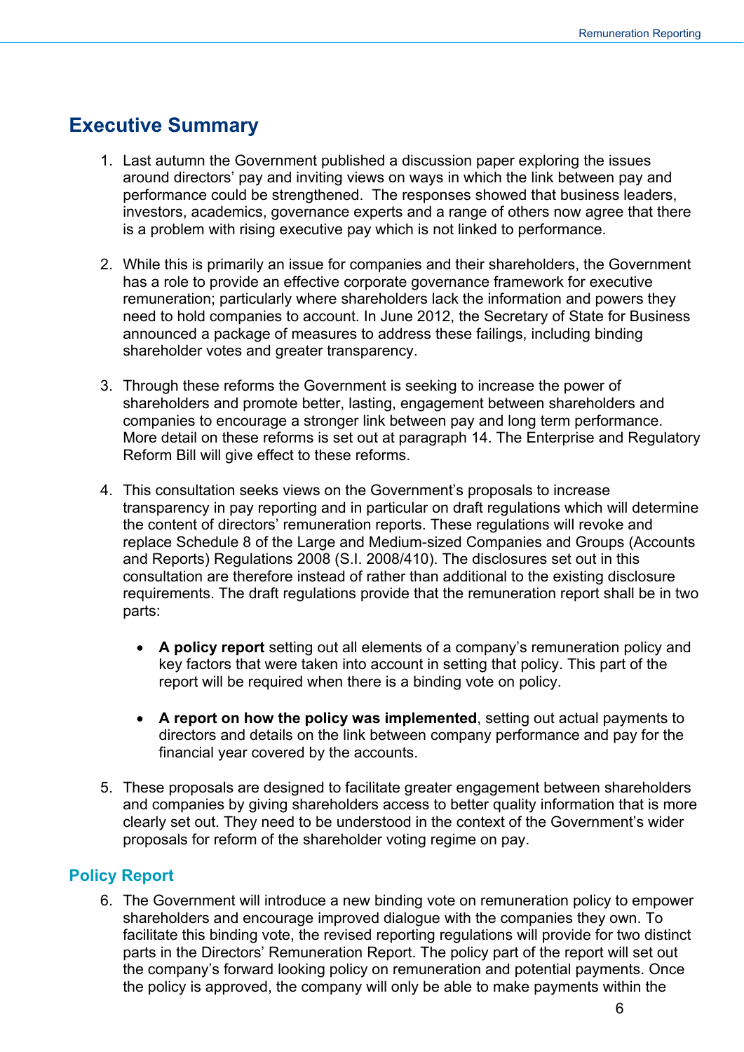## Executive Summary

1. Last autumn the Government published a discussion paper exploring the issues around directors' pay and inviting views on ways in which the link between pay and performance could be strengthened. The responses showed that business leaders, investors, academics, governance experts and a range of others now agree that there is a problem with rising executive pay which is not linked to performance.

2. While this is primarily an issue for companies and their shareholders, the Government has a role to provide an effective corporate governance framework for executive remuneration; particularly where shareholders lack the information and powers they need to hold companies to account. In June 2012, the Secretary of State for Business announced a package of measures to address these failings, including binding shareholder votes and greater transparency.

3. Through these reforms the Government is seeking to increase the power of shareholders and promote better, lasting, engagement between shareholders and companies to encourage a stronger link between pay and long term performance. More detail on these reforms is set out at paragraph 14. The Enterprise and Regulatory Reform Bill will give effect to these reforms.

4. This consultation seeks views on the Government's proposals to increase transparency in pay reporting and in particular on draft regulations which will determine the content of directors' remuneration reports. These regulations will revoke and replace Schedule 8 of the Large and Medium-sized Companies and Groups (Accounts and Reports) Regulations 2008 (S.I. 2008/410). The disclosures set out in this consultation are therefore instead of rather than additional to the existing disclosure requirements. The draft regulations provide that the remuneration report shall be in two parts:

   - **A policy report** setting out all elements of a company's remuneration policy and key factors that were taken into account in setting that policy. This part of the report will be required when there is a binding vote on policy.

   - **A report on how the policy was implemented**, setting out actual payments to directors and details on the link between company performance and pay for the financial year covered by the accounts.

5. These proposals are designed to facilitate greater engagement between shareholders and companies by giving shareholders access to better quality information that is more clearly set out. They need to be understood in the context of the Government's wider proposals for reform of the shareholder voting regime on pay.

### Policy Report

6. The Government will introduce a new binding vote on remuneration policy to empower shareholders and encourage improved dialogue with the companies they own. To facilitate this binding vote, the revised reporting regulations will provide for two distinct parts in the Directors' Remuneration Report. The policy part of the report will set out the company's forward looking policy on remuneration and potential payments. Once the policy is approved, the company will only be able to make payments within the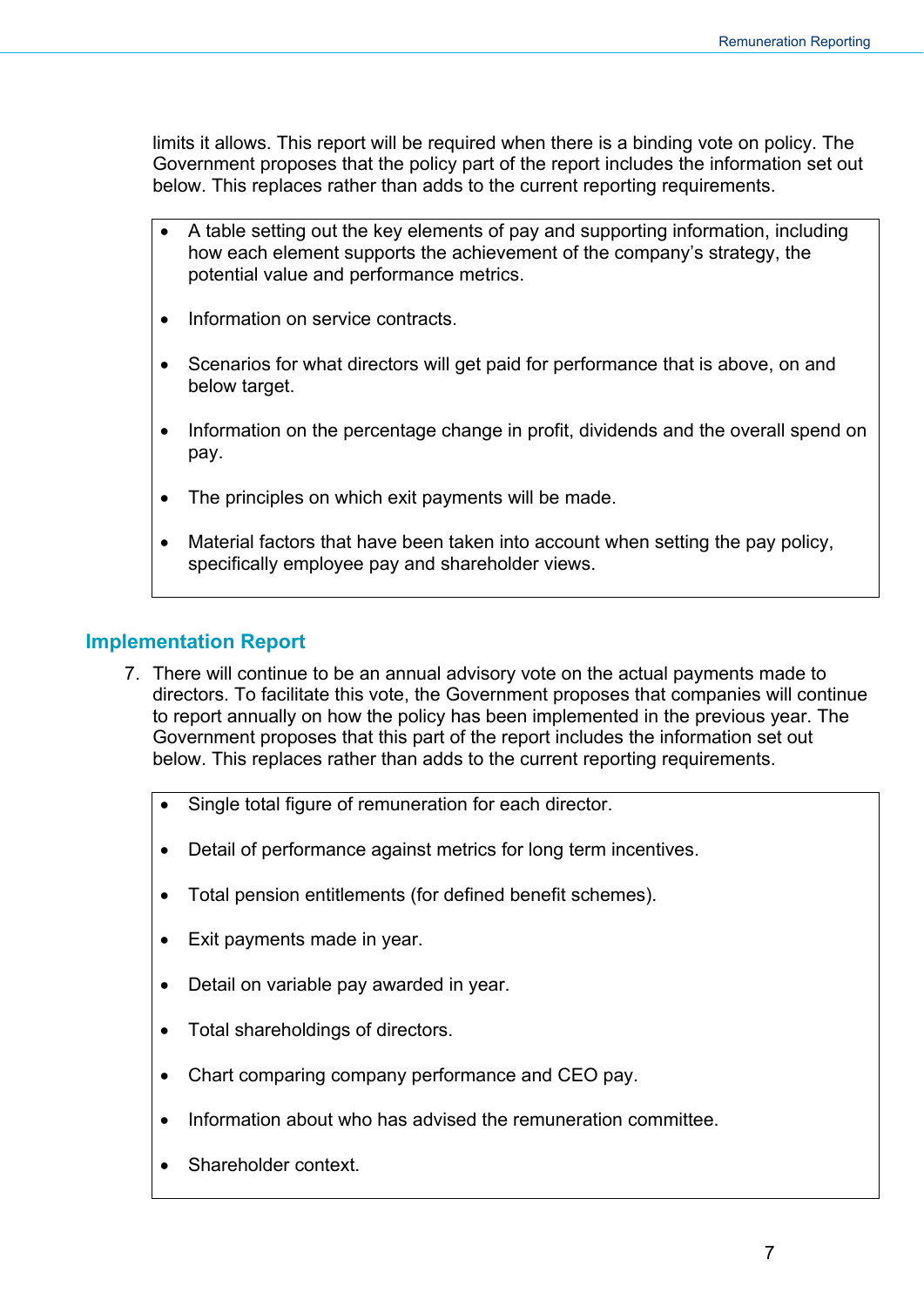limits it allows. This report will be required when there is a binding vote on policy. The Government proposes that the policy part of the report includes the information set out below. This replaces rather than adds to the current reporting requirements.

- A table setting out the key elements of pay and supporting information, including how each element supports the achievement of the company's strategy, the potential value and performance metrics.
- Information on service contracts.
- Scenarios for what directors will get paid for performance that is above, on and below target.
- Information on the percentage change in profit, dividends and the overall spend on pay.
- The principles on which exit payments will be made.
- Material factors that have been taken into account when setting the pay policy, specifically employee pay and shareholder views.

## Implementation Report

7. There will continue to be an annual advisory vote on the actual payments made to directors. To facilitate this vote, the Government proposes that companies will continue to report annually on how the policy has been implemented in the previous year. The Government proposes that this part of the report includes the information set out below. This replaces rather than adds to the current reporting requirements.

- Single total figure of remuneration for each director.
- Detail of performance against metrics for long term incentives.
- Total pension entitlements (for defined benefit schemes).
- Exit payments made in year.
- Detail on variable pay awarded in year.
- Total shareholdings of directors.
- Chart comparing company performance and CEO pay.
- Information about who has advised the remuneration committee.
- Shareholder context.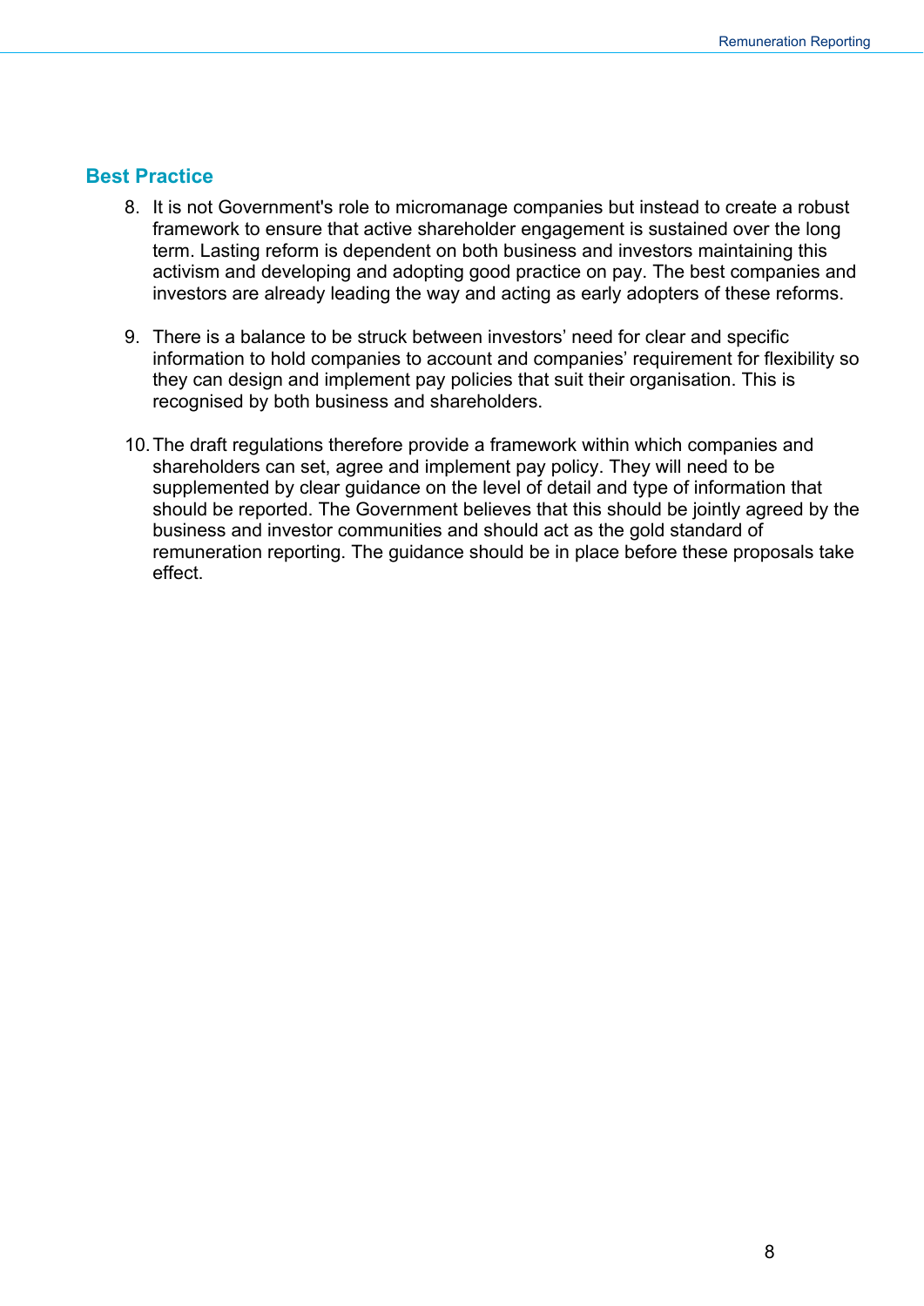## Best Practice

8. It is not Government's role to micromanage companies but instead to create a robust framework to ensure that active shareholder engagement is sustained over the long term. Lasting reform is dependent on both business and investors maintaining this activism and developing and adopting good practice on pay. The best companies and investors are already leading the way and acting as early adopters of these reforms.

9. There is a balance to be struck between investors' need for clear and specific information to hold companies to account and companies' requirement for flexibility so they can design and implement pay policies that suit their organisation. This is recognised by both business and shareholders.

10. The draft regulations therefore provide a framework within which companies and shareholders can set, agree and implement pay policy. They will need to be supplemented by clear guidance on the level of detail and type of information that should be reported. The Government believes that this should be jointly agreed by the business and investor communities and should act as the gold standard of remuneration reporting. The guidance should be in place before these proposals take effect.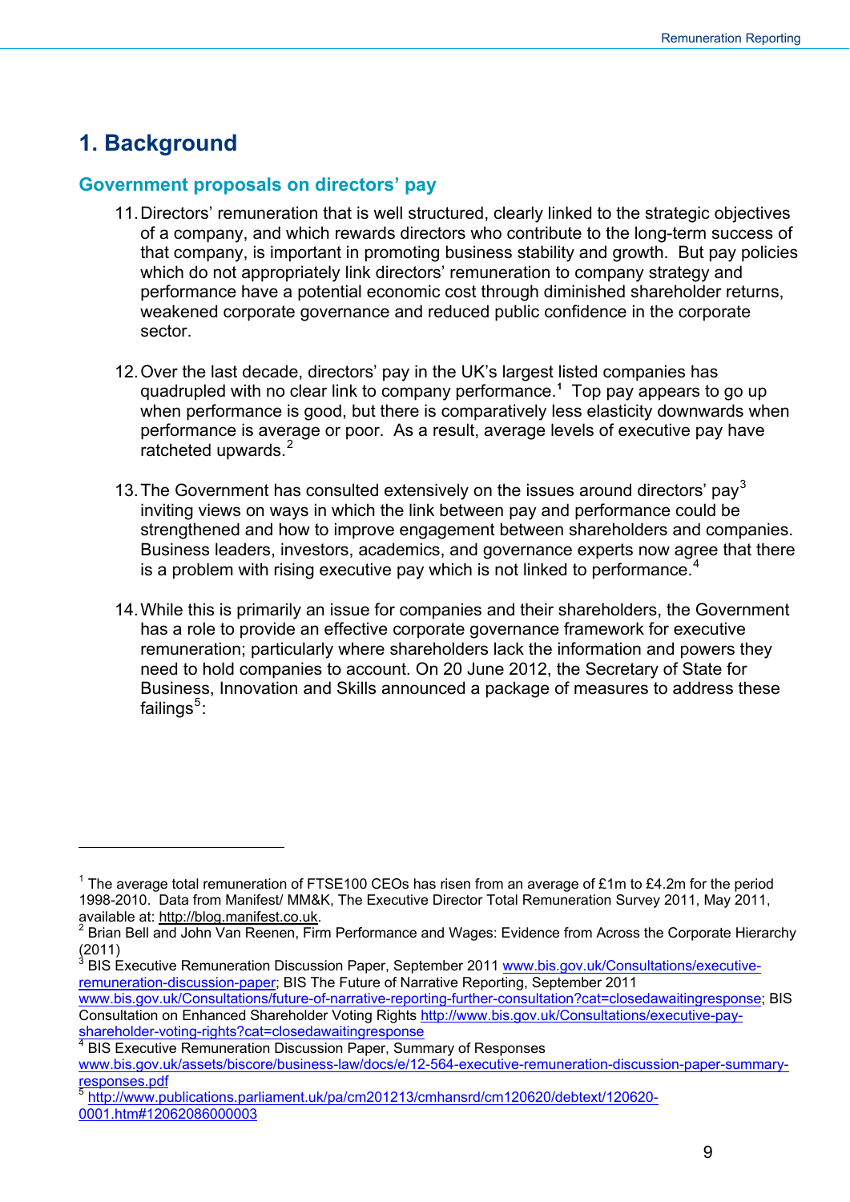# 1. Background

## Government proposals on directors' pay

11. Directors' remuneration that is well structured, clearly linked to the strategic objectives of a company, and which rewards directors who contribute to the long-term success of that company, is important in promoting business stability and growth. But pay policies which do not appropriately link directors' remuneration to company strategy and performance have a potential economic cost through diminished shareholder returns, weakened corporate governance and reduced public confidence in the corporate sector.

12. Over the last decade, directors' pay in the UK's largest listed companies has quadrupled with no clear link to company performance.[1] Top pay appears to go up when performance is good, but there is comparatively less elasticity downwards when performance is average or poor. As a result, average levels of executive pay have ratcheted upwards.[2]

13. The Government has consulted extensively on the issues around directors' pay[3] inviting views on ways in which the link between pay and performance could be strengthened and how to improve engagement between shareholders and companies. Business leaders, investors, academics, and governance experts now agree that there is a problem with rising executive pay which is not linked to performance.[4]

14. While this is primarily an issue for companies and their shareholders, the Government has a role to provide an effective corporate governance framework for executive remuneration; particularly where shareholders lack the information and powers they need to hold companies to account. On 20 June 2012, the Secretary of State for Business, Innovation and Skills announced a package of measures to address these failings[5]:

---

[1] The average total remuneration of FTSE100 CEOs has risen from an average of £1m to £4.2m for the period 1998-2010. Data from Manifest/ MM&K, The Executive Director Total Remuneration Survey 2011, May 2011, available at: http://blog.manifest.co.uk.

[2] Brian Bell and John Van Reenen, Firm Performance and Wages: Evidence from Across the Corporate Hierarchy (2011)

[3] BIS Executive Remuneration Discussion Paper, September 2011 www.bis.gov.uk/Consultations/executive-remuneration-discussion-paper; BIS The Future of Narrative Reporting, September 2011 www.bis.gov.uk/Consultations/future-of-narrative-reporting-further-consultation?cat=closedawaitingresponse; BIS Consultation on Enhanced Shareholder Voting Rights http://www.bis.gov.uk/Consultations/executive-pay-shareholder-voting-rights?cat=closedawaitingresponse

[4] BIS Executive Remuneration Discussion Paper, Summary of Responses www.bis.gov.uk/assets/biscore/business-law/docs/e/12-564-executive-remuneration-discussion-paper-summary-responses.pdf

[5] http://www.publications.parliament.uk/pa/cm201213/cmhansrd/cm120620/debtext/120620-0001.htm#12062086000003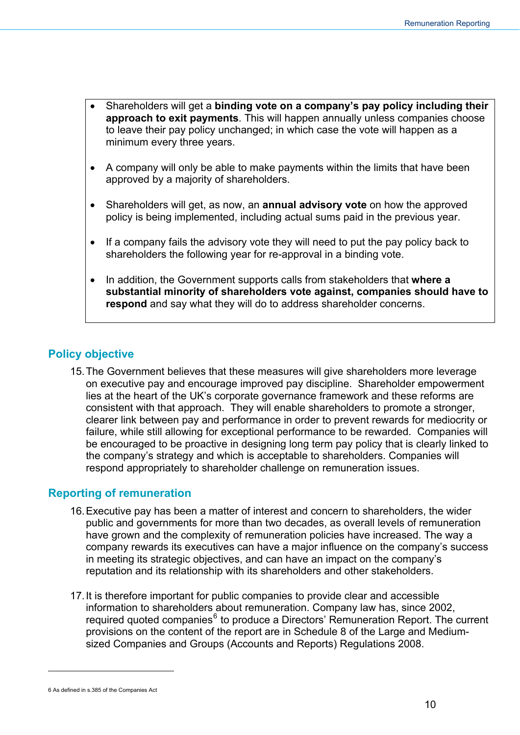- Shareholders will get a **binding vote on a company's pay policy including their approach to exit payments**. This will happen annually unless companies choose to leave their pay policy unchanged; in which case the vote will happen as a minimum every three years.

- A company will only be able to make payments within the limits that have been approved by a majority of shareholders.

- Shareholders will get, as now, an **annual advisory vote** on how the approved policy is being implemented, including actual sums paid in the previous year.

- If a company fails the advisory vote they will need to put the pay policy back to shareholders the following year for re-approval in a binding vote.

- In addition, the Government supports calls from stakeholders that **where a substantial minority of shareholders vote against, companies should have to respond** and say what they will do to address shareholder concerns.

## Policy objective

15. The Government believes that these measures will give shareholders more leverage on executive pay and encourage improved pay discipline. Shareholder empowerment lies at the heart of the UK's corporate governance framework and these reforms are consistent with that approach. They will enable shareholders to promote a stronger, clearer link between pay and performance in order to prevent rewards for mediocrity or failure, while still allowing for exceptional performance to be rewarded. Companies will be encouraged to be proactive in designing long term pay policy that is clearly linked to the company's strategy and which is acceptable to shareholders. Companies will respond appropriately to shareholder challenge on remuneration issues.

## Reporting of remuneration

16. Executive pay has been a matter of interest and concern to shareholders, the wider public and governments for more than two decades, as overall levels of remuneration have grown and the complexity of remuneration policies have increased. The way a company rewards its executives can have a major influence on the company's success in meeting its strategic objectives, and can have an impact on the company's reputation and its relationship with its shareholders and other stakeholders.

17. It is therefore important for public companies to provide clear and accessible information to shareholders about remuneration. Company law has, since 2002, required quoted companies[6] to produce a Directors' Remuneration Report. The current provisions on the content of the report are in Schedule 8 of the Large and Medium-sized Companies and Groups (Accounts and Reports) Regulations 2008.

---

6 As defined in s.385 of the Companies Act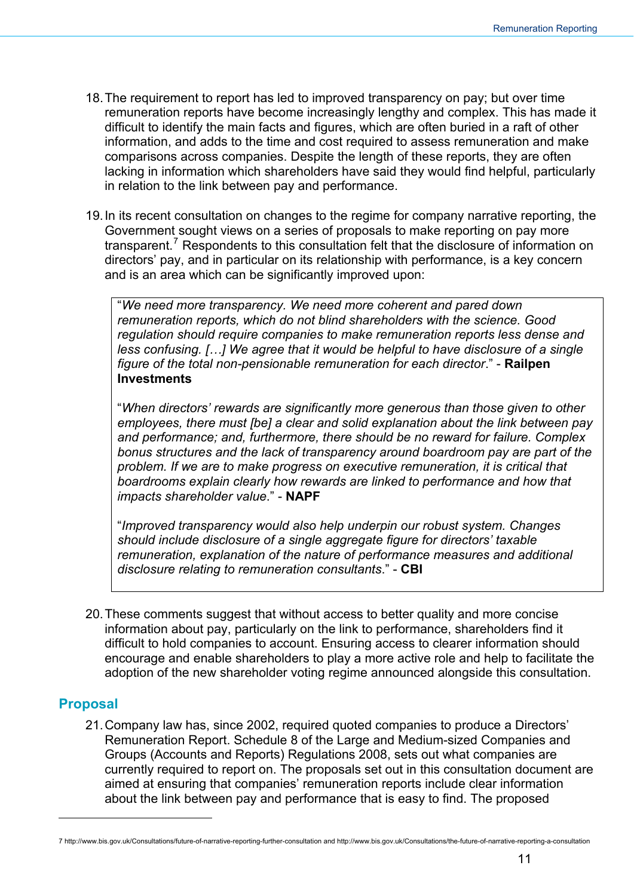18. The requirement to report has led to improved transparency on pay; but over time remuneration reports have become increasingly lengthy and complex. This has made it difficult to identify the main facts and figures, which are often buried in a raft of other information, and adds to the time and cost required to assess remuneration and make comparisons across companies. Despite the length of these reports, they are often lacking in information which shareholders have said they would find helpful, particularly in relation to the link between pay and performance.

19. In its recent consultation on changes to the regime for company narrative reporting, the Government sought views on a series of proposals to make reporting on pay more transparent.[7] Respondents to this consultation felt that the disclosure of information on directors' pay, and in particular on its relationship with performance, is a key concern and is an area which can be significantly improved upon:

> "*We need more transparency. We need more coherent and pared down remuneration reports, which do not blind shareholders with the science. Good regulation should require companies to make remuneration reports less dense and less confusing. […] We agree that it would be helpful to have disclosure of a single figure of the total non-pensionable remuneration for each director*." - **Railpen Investments**
>
> "*When directors' rewards are significantly more generous than those given to other employees, there must [be] a clear and solid explanation about the link between pay and performance; and, furthermore, there should be no reward for failure. Complex bonus structures and the lack of transparency around boardroom pay are part of the problem. If we are to make progress on executive remuneration, it is critical that boardrooms explain clearly how rewards are linked to performance and how that impacts shareholder value*." - **NAPF**
>
> "*Improved transparency would also help underpin our robust system. Changes should include disclosure of a single aggregate figure for directors' taxable remuneration, explanation of the nature of performance measures and additional disclosure relating to remuneration consultants*." - **CBI**

20. These comments suggest that without access to better quality and more concise information about pay, particularly on the link to performance, shareholders find it difficult to hold companies to account. Ensuring access to clearer information should encourage and enable shareholders to play a more active role and help to facilitate the adoption of the new shareholder voting regime announced alongside this consultation.

## Proposal

21. Company law has, since 2002, required quoted companies to produce a Directors' Remuneration Report. Schedule 8 of the Large and Medium-sized Companies and Groups (Accounts and Reports) Regulations 2008, sets out what companies are currently required to report on. The proposals set out in this consultation document are aimed at ensuring that companies' remuneration reports include clear information about the link between pay and performance that is easy to find. The proposed

---

7 http://www.bis.gov.uk/Consultations/future-of-narrative-reporting-further-consultation and http://www.bis.gov.uk/Consultations/the-future-of-narrative-reporting-a-consultation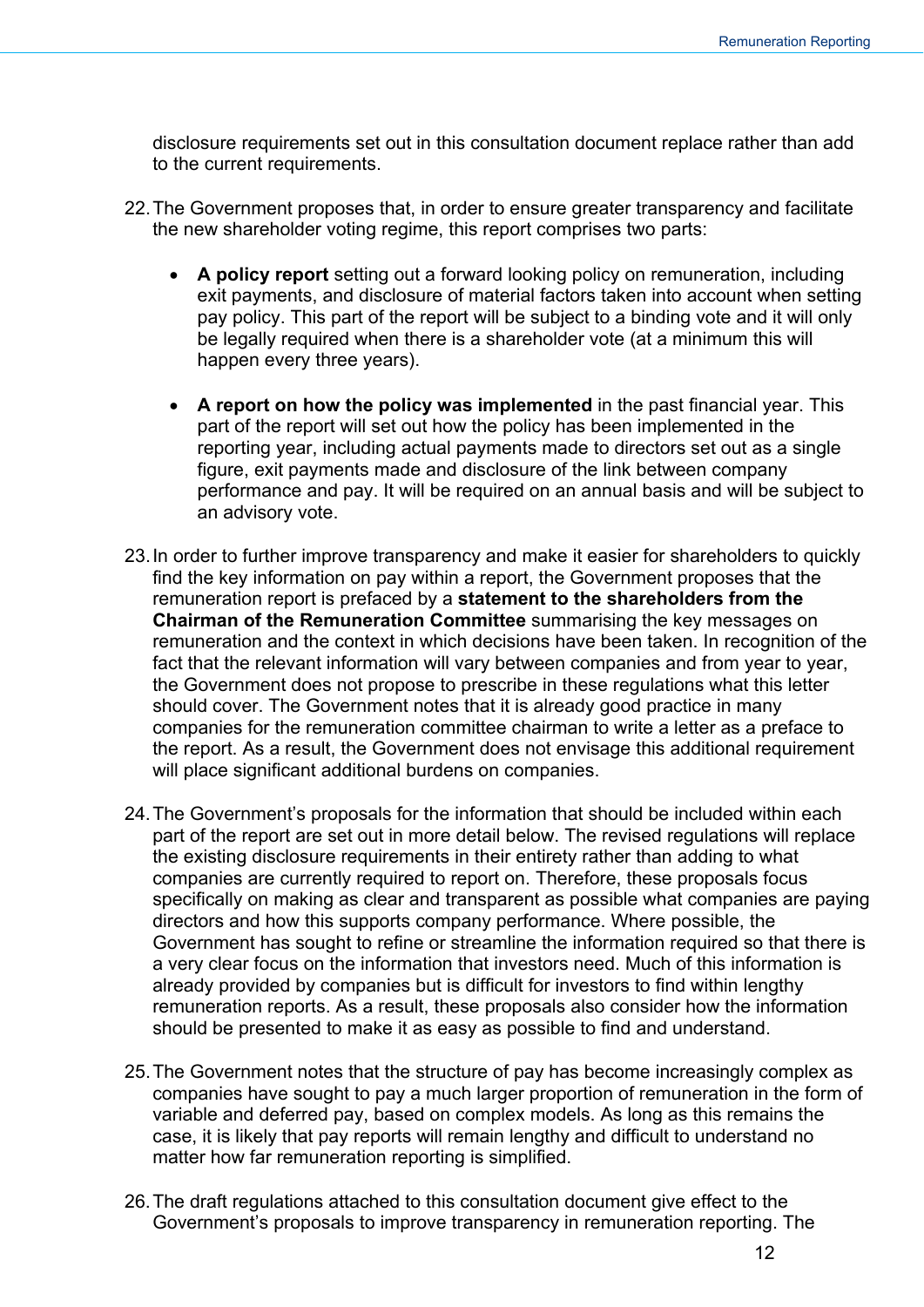disclosure requirements set out in this consultation document replace rather than add to the current requirements.

22. The Government proposes that, in order to ensure greater transparency and facilitate the new shareholder voting regime, this report comprises two parts:

    - **A policy report** setting out a forward looking policy on remuneration, including exit payments, and disclosure of material factors taken into account when setting pay policy. This part of the report will be subject to a binding vote and it will only be legally required when there is a shareholder vote (at a minimum this will happen every three years).

    - **A report on how the policy was implemented** in the past financial year. This part of the report will set out how the policy has been implemented in the reporting year, including actual payments made to directors set out as a single figure, exit payments made and disclosure of the link between company performance and pay. It will be required on an annual basis and will be subject to an advisory vote.

23. In order to further improve transparency and make it easier for shareholders to quickly find the key information on pay within a report, the Government proposes that the remuneration report is prefaced by a **statement to the shareholders from the Chairman of the Remuneration Committee** summarising the key messages on remuneration and the context in which decisions have been taken. In recognition of the fact that the relevant information will vary between companies and from year to year, the Government does not propose to prescribe in these regulations what this letter should cover. The Government notes that it is already good practice in many companies for the remuneration committee chairman to write a letter as a preface to the report. As a result, the Government does not envisage this additional requirement will place significant additional burdens on companies.

24. The Government's proposals for the information that should be included within each part of the report are set out in more detail below. The revised regulations will replace the existing disclosure requirements in their entirety rather than adding to what companies are currently required to report on. Therefore, these proposals focus specifically on making as clear and transparent as possible what companies are paying directors and how this supports company performance. Where possible, the Government has sought to refine or streamline the information required so that there is a very clear focus on the information that investors need. Much of this information is already provided by companies but is difficult for investors to find within lengthy remuneration reports. As a result, these proposals also consider how the information should be presented to make it as easy as possible to find and understand.

25. The Government notes that the structure of pay has become increasingly complex as companies have sought to pay a much larger proportion of remuneration in the form of variable and deferred pay, based on complex models. As long as this remains the case, it is likely that pay reports will remain lengthy and difficult to understand no matter how far remuneration reporting is simplified.

26. The draft regulations attached to this consultation document give effect to the Government's proposals to improve transparency in remuneration reporting. The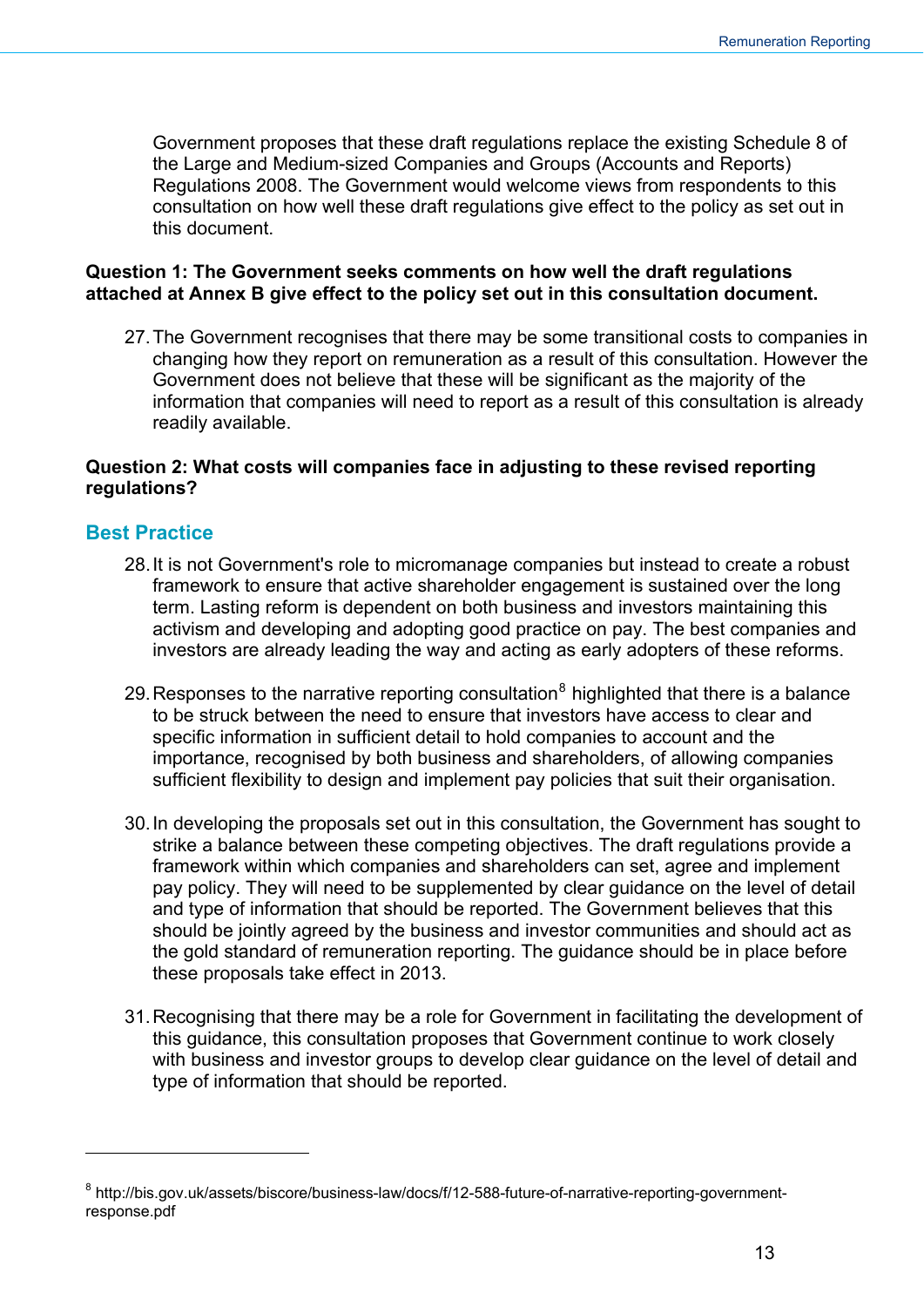Government proposes that these draft regulations replace the existing Schedule 8 of the Large and Medium-sized Companies and Groups (Accounts and Reports) Regulations 2008. The Government would welcome views from respondents to this consultation on how well these draft regulations give effect to the policy as set out in this document.

**Question 1: The Government seeks comments on how well the draft regulations attached at Annex B give effect to the policy set out in this consultation document.**

27. The Government recognises that there may be some transitional costs to companies in changing how they report on remuneration as a result of this consultation. However the Government does not believe that these will be significant as the majority of the information that companies will need to report as a result of this consultation is already readily available.

**Question 2: What costs will companies face in adjusting to these revised reporting regulations?**

## Best Practice

28. It is not Government's role to micromanage companies but instead to create a robust framework to ensure that active shareholder engagement is sustained over the long term. Lasting reform is dependent on both business and investors maintaining this activism and developing and adopting good practice on pay. The best companies and investors are already leading the way and acting as early adopters of these reforms.

29. Responses to the narrative reporting consultation[8] highlighted that there is a balance to be struck between the need to ensure that investors have access to clear and specific information in sufficient detail to hold companies to account and the importance, recognised by both business and shareholders, of allowing companies sufficient flexibility to design and implement pay policies that suit their organisation.

30. In developing the proposals set out in this consultation, the Government has sought to strike a balance between these competing objectives. The draft regulations provide a framework within which companies and shareholders can set, agree and implement pay policy. They will need to be supplemented by clear guidance on the level of detail and type of information that should be reported. The Government believes that this should be jointly agreed by the business and investor communities and should act as the gold standard of remuneration reporting. The guidance should be in place before these proposals take effect in 2013.

31. Recognising that there may be a role for Government in facilitating the development of this guidance, this consultation proposes that Government continue to work closely with business and investor groups to develop clear guidance on the level of detail and type of information that should be reported.

---

[8] http://bis.gov.uk/assets/biscore/business-law/docs/f/12-588-future-of-narrative-reporting-government-response.pdf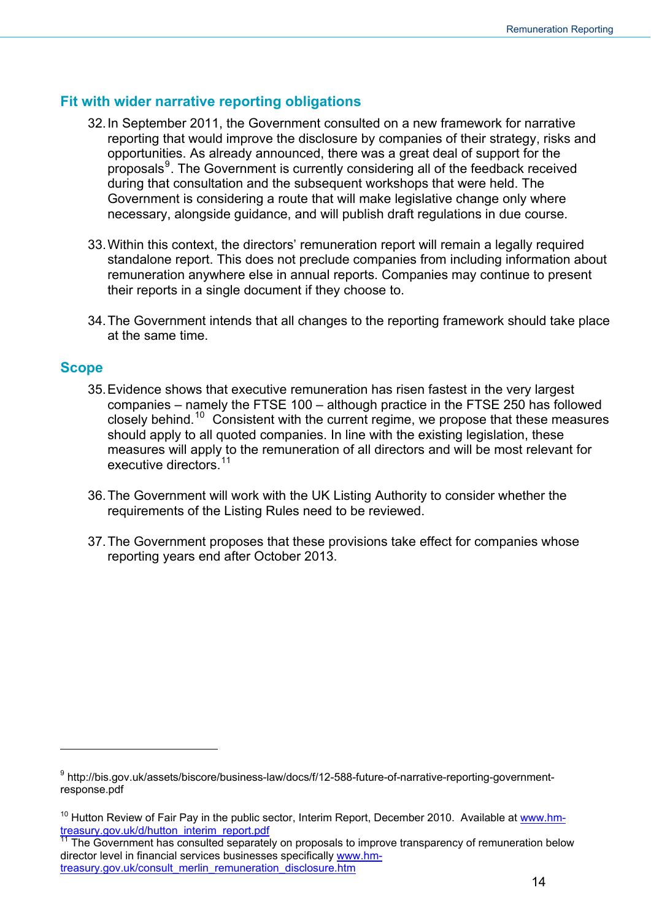## Fit with wider narrative reporting obligations

32. In September 2011, the Government consulted on a new framework for narrative reporting that would improve the disclosure by companies of their strategy, risks and opportunities. As already announced, there was a great deal of support for the proposals[9]. The Government is currently considering all of the feedback received during that consultation and the subsequent workshops that were held. The Government is considering a route that will make legislative change only where necessary, alongside guidance, and will publish draft regulations in due course.

33. Within this context, the directors' remuneration report will remain a legally required standalone report. This does not preclude companies from including information about remuneration anywhere else in annual reports. Companies may continue to present their reports in a single document if they choose to.

34. The Government intends that all changes to the reporting framework should take place at the same time.

## Scope

35. Evidence shows that executive remuneration has risen fastest in the very largest companies – namely the FTSE 100 – although practice in the FTSE 250 has followed closely behind.[10] Consistent with the current regime, we propose that these measures should apply to all quoted companies. In line with the existing legislation, these measures will apply to the remuneration of all directors and will be most relevant for executive directors.[11]

36. The Government will work with the UK Listing Authority to consider whether the requirements of the Listing Rules need to be reviewed.

37. The Government proposes that these provisions take effect for companies whose reporting years end after October 2013.

---

[9] http://bis.gov.uk/assets/biscore/business-law/docs/f/12-588-future-of-narrative-reporting-government-response.pdf

[10] Hutton Review of Fair Pay in the public sector, Interim Report, December 2010. Available at www.hm-treasury.gov.uk/d/hutton_interim_report.pdf

[11] The Government has consulted separately on proposals to improve transparency of remuneration below director level in financial services businesses specifically www.hm-treasury.gov.uk/consult_merlin_remuneration_disclosure.htm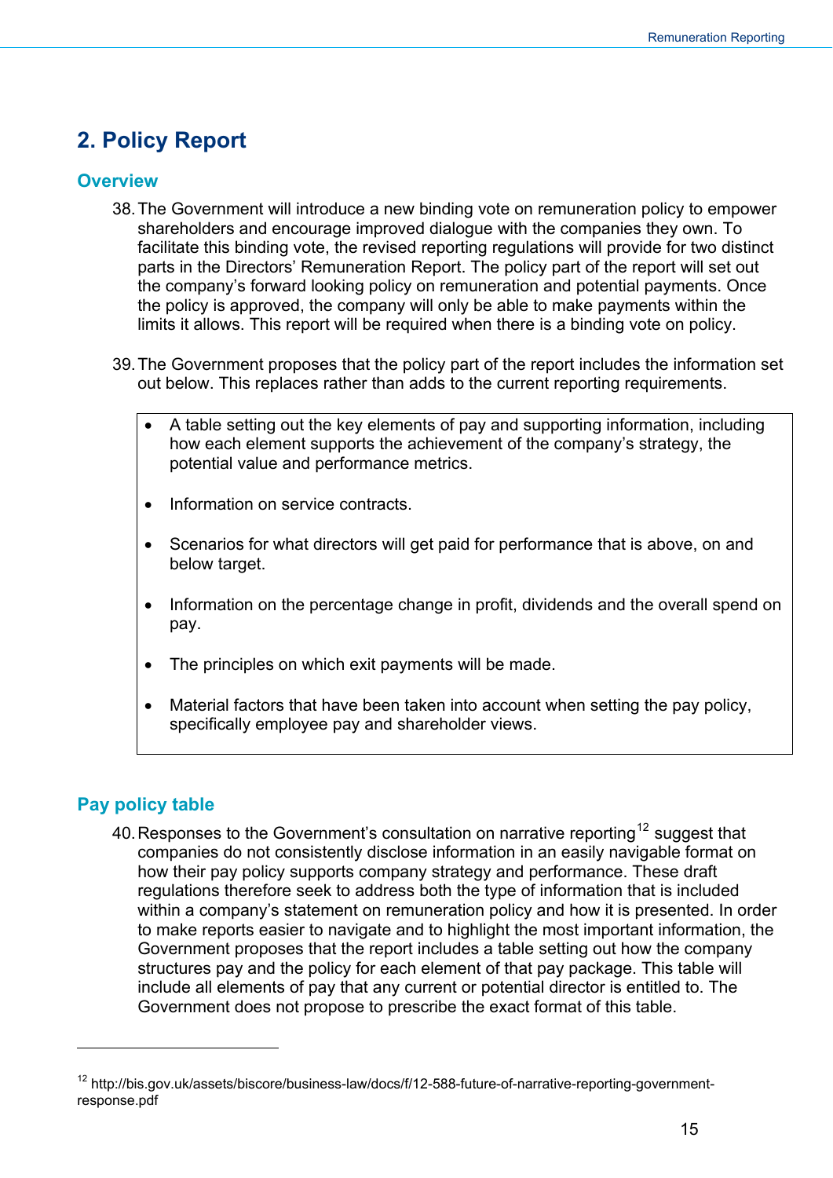## 2. Policy Report

### Overview

38. The Government will introduce a new binding vote on remuneration policy to empower shareholders and encourage improved dialogue with the companies they own. To facilitate this binding vote, the revised reporting regulations will provide for two distinct parts in the Directors' Remuneration Report. The policy part of the report will set out the company's forward looking policy on remuneration and potential payments. Once the policy is approved, the company will only be able to make payments within the limits it allows. This report will be required when there is a binding vote on policy.

39. The Government proposes that the policy part of the report includes the information set out below. This replaces rather than adds to the current reporting requirements.

- A table setting out the key elements of pay and supporting information, including how each element supports the achievement of the company's strategy, the potential value and performance metrics.
- Information on service contracts.
- Scenarios for what directors will get paid for performance that is above, on and below target.
- Information on the percentage change in profit, dividends and the overall spend on pay.
- The principles on which exit payments will be made.
- Material factors that have been taken into account when setting the pay policy, specifically employee pay and shareholder views.

### Pay policy table

40. Responses to the Government's consultation on narrative reporting[12] suggest that companies do not consistently disclose information in an easily navigable format on how their pay policy supports company strategy and performance. These draft regulations therefore seek to address both the type of information that is included within a company's statement on remuneration policy and how it is presented. In order to make reports easier to navigate and to highlight the most important information, the Government proposes that the report includes a table setting out how the company structures pay and the policy for each element of that pay package. This table will include all elements of pay that any current or potential director is entitled to. The Government does not propose to prescribe the exact format of this table.

---

[12] http://bis.gov.uk/assets/biscore/business-law/docs/f/12-588-future-of-narrative-reporting-government-response.pdf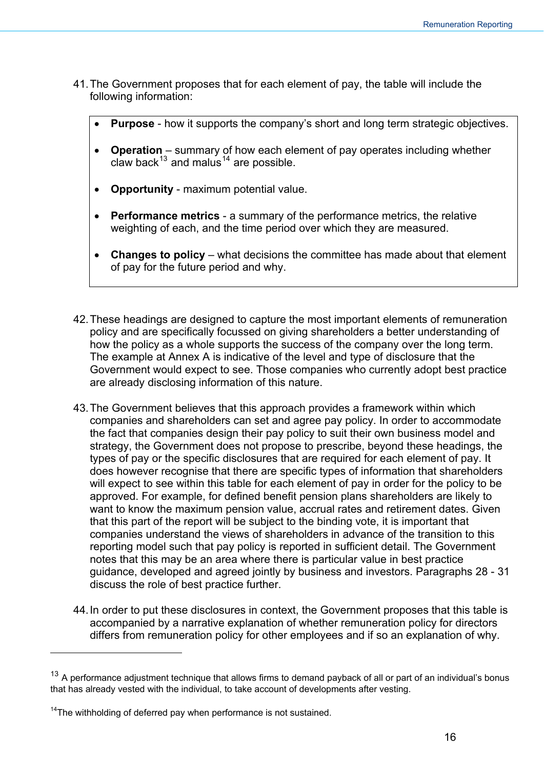41. The Government proposes that for each element of pay, the table will include the following information:

- **Purpose** - how it supports the company's short and long term strategic objectives.
- **Operation** – summary of how each element of pay operates including whether claw back[13] and malus[14] are possible.
- **Opportunity** - maximum potential value.
- **Performance metrics** - a summary of the performance metrics, the relative weighting of each, and the time period over which they are measured.
- **Changes to policy** – what decisions the committee has made about that element of pay for the future period and why.

42. These headings are designed to capture the most important elements of remuneration policy and are specifically focussed on giving shareholders a better understanding of how the policy as a whole supports the success of the company over the long term. The example at Annex A is indicative of the level and type of disclosure that the Government would expect to see. Those companies who currently adopt best practice are already disclosing information of this nature.

43. The Government believes that this approach provides a framework within which companies and shareholders can set and agree pay policy. In order to accommodate the fact that companies design their pay policy to suit their own business model and strategy, the Government does not propose to prescribe, beyond these headings, the types of pay or the specific disclosures that are required for each element of pay. It does however recognise that there are specific types of information that shareholders will expect to see within this table for each element of pay in order for the policy to be approved. For example, for defined benefit pension plans shareholders are likely to want to know the maximum pension value, accrual rates and retirement dates. Given that this part of the report will be subject to the binding vote, it is important that companies understand the views of shareholders in advance of the transition to this reporting model such that pay policy is reported in sufficient detail. The Government notes that this may be an area where there is particular value in best practice guidance, developed and agreed jointly by business and investors. Paragraphs 28 - 31 discuss the role of best practice further.

44. In order to put these disclosures in context, the Government proposes that this table is accompanied by a narrative explanation of whether remuneration policy for directors differs from remuneration policy for other employees and if so an explanation of why.

---

[13] A performance adjustment technique that allows firms to demand payback of all or part of an individual's bonus that has already vested with the individual, to take account of developments after vesting.

[14] The withholding of deferred pay when performance is not sustained.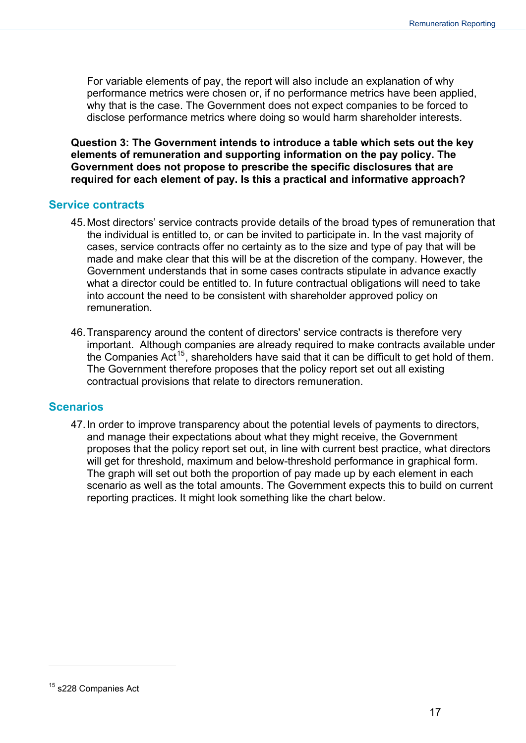For variable elements of pay, the report will also include an explanation of why performance metrics were chosen or, if no performance metrics have been applied, why that is the case. The Government does not expect companies to be forced to disclose performance metrics where doing so would harm shareholder interests.

**Question 3: The Government intends to introduce a table which sets out the key elements of remuneration and supporting information on the pay policy. The Government does not propose to prescribe the specific disclosures that are required for each element of pay. Is this a practical and informative approach?**

## Service contracts

45. Most directors' service contracts provide details of the broad types of remuneration that the individual is entitled to, or can be invited to participate in. In the vast majority of cases, service contracts offer no certainty as to the size and type of pay that will be made and make clear that this will be at the discretion of the company. However, the Government understands that in some cases contracts stipulate in advance exactly what a director could be entitled to. In future contractual obligations will need to take into account the need to be consistent with shareholder approved policy on remuneration.

46. Transparency around the content of directors' service contracts is therefore very important. Although companies are already required to make contracts available under the Companies Act[15], shareholders have said that it can be difficult to get hold of them. The Government therefore proposes that the policy report set out all existing contractual provisions that relate to directors remuneration.

## Scenarios

47. In order to improve transparency about the potential levels of payments to directors, and manage their expectations about what they might receive, the Government proposes that the policy report set out, in line with current best practice, what directors will get for threshold, maximum and below-threshold performance in graphical form. The graph will set out both the proportion of pay made up by each element in each scenario as well as the total amounts. The Government expects this to build on current reporting practices. It might look something like the chart below.

[15] s228 Companies Act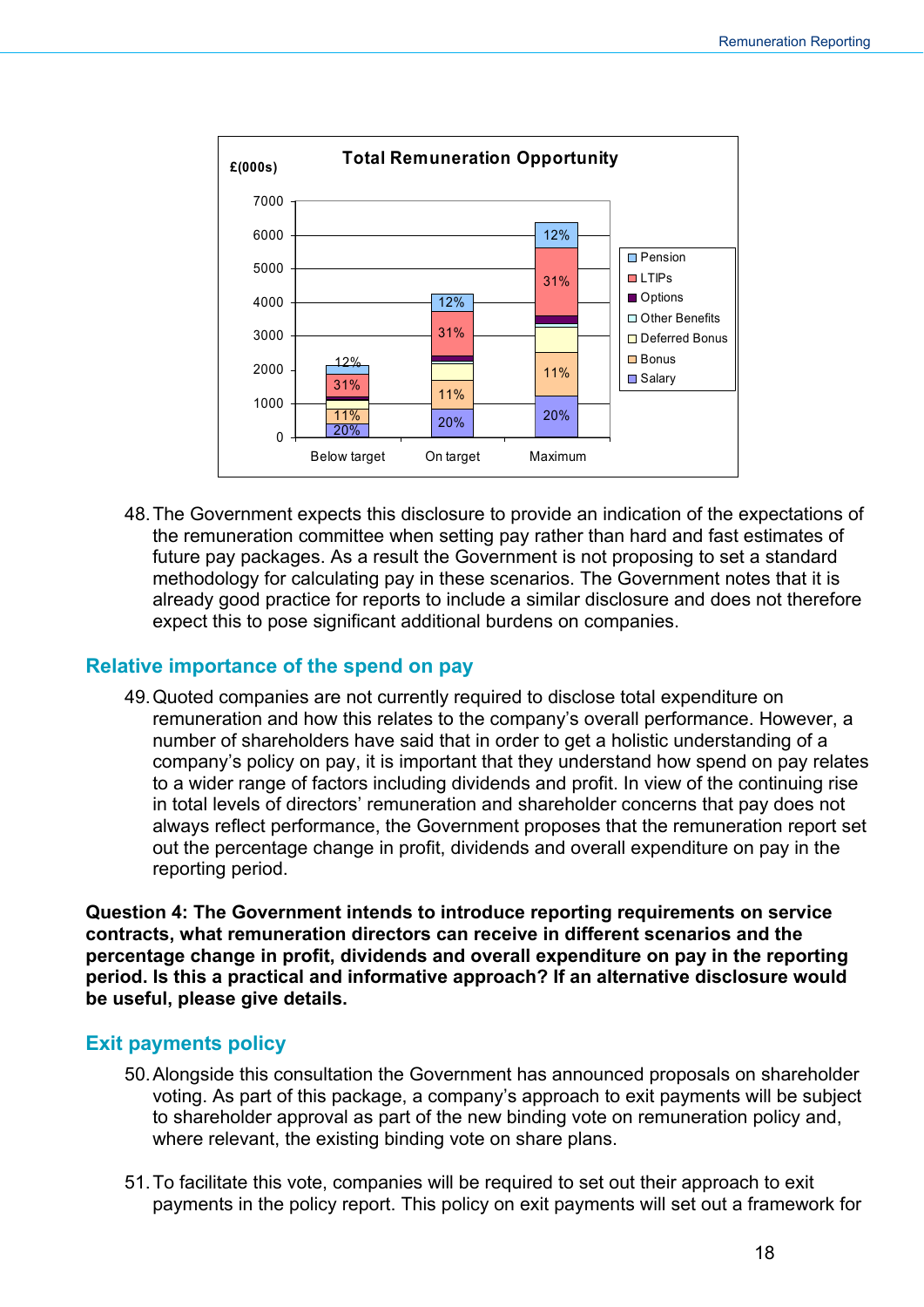**Total Remuneration Opportunity**

£(000s)

| | Below target | On target | Maximum |
|---|---|---|---|
| Pension | 12% | 12% | 12% |
| LTIPs | 31% | 31% | 31% |
| Options | | | |
| Other Benefits | | | |
| Deferred Bonus | | | |
| Bonus | 11% | 11% | 11% |
| Salary | 20% | 20% | 20% |

48. The Government expects this disclosure to provide an indication of the expectations of the remuneration committee when setting pay rather than hard and fast estimates of future pay packages. As a result the Government is not proposing to set a standard methodology for calculating pay in these scenarios. The Government notes that it is already good practice for reports to include a similar disclosure and does not therefore expect this to pose significant additional burdens on companies.

## Relative importance of the spend on pay

49. Quoted companies are not currently required to disclose total expenditure on remuneration and how this relates to the company's overall performance. However, a number of shareholders have said that in order to get a holistic understanding of a company's policy on pay, it is important that they understand how spend on pay relates to a wider range of factors including dividends and profit. In view of the continuing rise in total levels of directors' remuneration and shareholder concerns that pay does not always reflect performance, the Government proposes that the remuneration report set out the percentage change in profit, dividends and overall expenditure on pay in the reporting period.

**Question 4: The Government intends to introduce reporting requirements on service contracts, what remuneration directors can receive in different scenarios and the percentage change in profit, dividends and overall expenditure on pay in the reporting period. Is this a practical and informative approach? If an alternative disclosure would be useful, please give details.**

## Exit payments policy

50. Alongside this consultation the Government has announced proposals on shareholder voting. As part of this package, a company's approach to exit payments will be subject to shareholder approval as part of the new binding vote on remuneration policy and, where relevant, the existing binding vote on share plans.

51. To facilitate this vote, companies will be required to set out their approach to exit payments in the policy report. This policy on exit payments will set out a framework for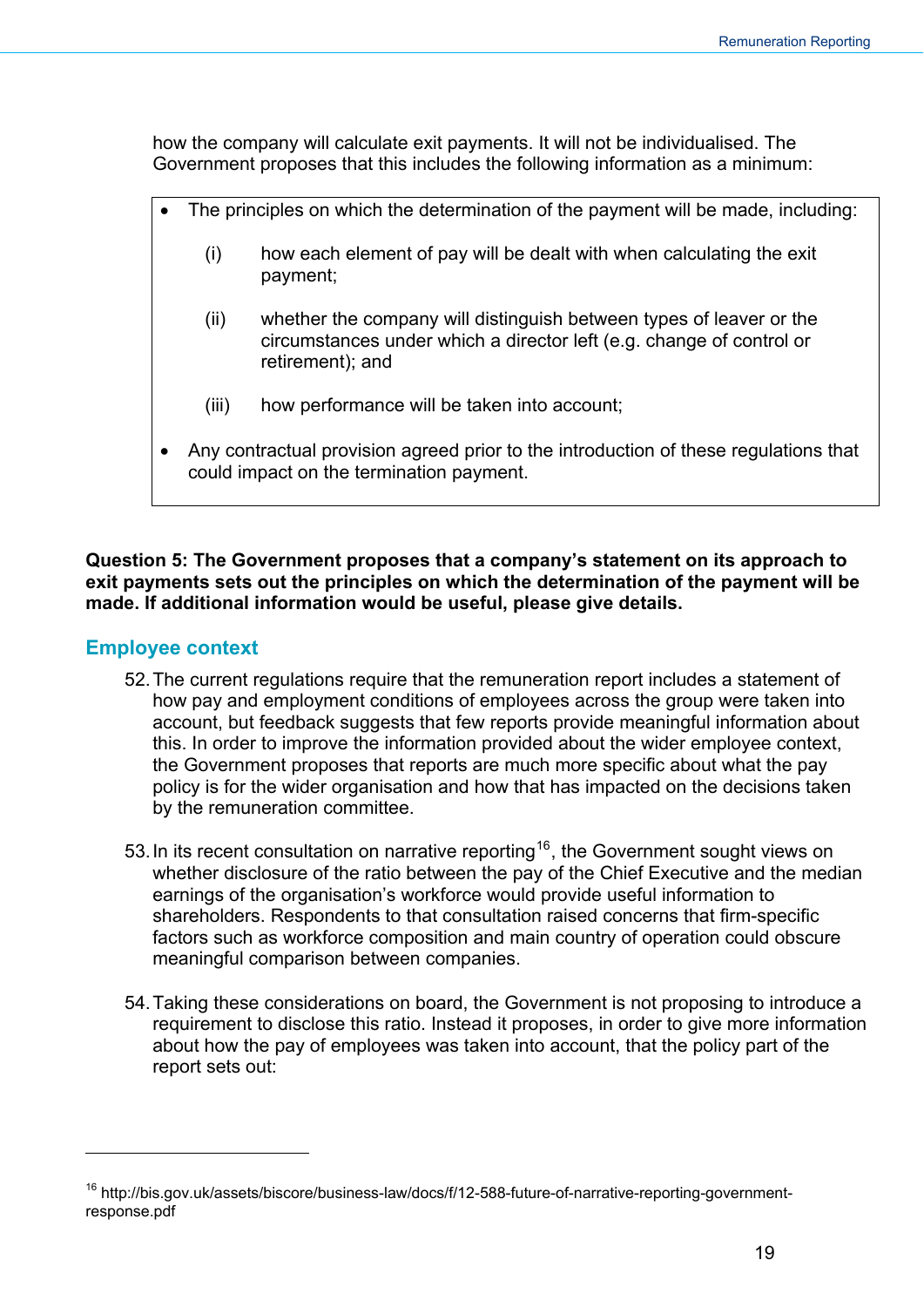how the company will calculate exit payments. It will not be individualised. The Government proposes that this includes the following information as a minimum:

- The principles on which the determination of the payment will be made, including:

    (i) how each element of pay will be dealt with when calculating the exit payment;

    (ii) whether the company will distinguish between types of leaver or the circumstances under which a director left (e.g. change of control or retirement); and

    (iii) how performance will be taken into account;

- Any contractual provision agreed prior to the introduction of these regulations that could impact on the termination payment.

**Question 5: The Government proposes that a company's statement on its approach to exit payments sets out the principles on which the determination of the payment will be made. If additional information would be useful, please give details.**

## Employee context

52. The current regulations require that the remuneration report includes a statement of how pay and employment conditions of employees across the group were taken into account, but feedback suggests that few reports provide meaningful information about this. In order to improve the information provided about the wider employee context, the Government proposes that reports are much more specific about what the pay policy is for the wider organisation and how that has impacted on the decisions taken by the remuneration committee.

53. In its recent consultation on narrative reporting[16], the Government sought views on whether disclosure of the ratio between the pay of the Chief Executive and the median earnings of the organisation's workforce would provide useful information to shareholders. Respondents to that consultation raised concerns that firm-specific factors such as workforce composition and main country of operation could obscure meaningful comparison between companies.

54. Taking these considerations on board, the Government is not proposing to introduce a requirement to disclose this ratio. Instead it proposes, in order to give more information about how the pay of employees was taken into account, that the policy part of the report sets out:

---

[16] http://bis.gov.uk/assets/biscore/business-law/docs/f/12-588-future-of-narrative-reporting-government-response.pdf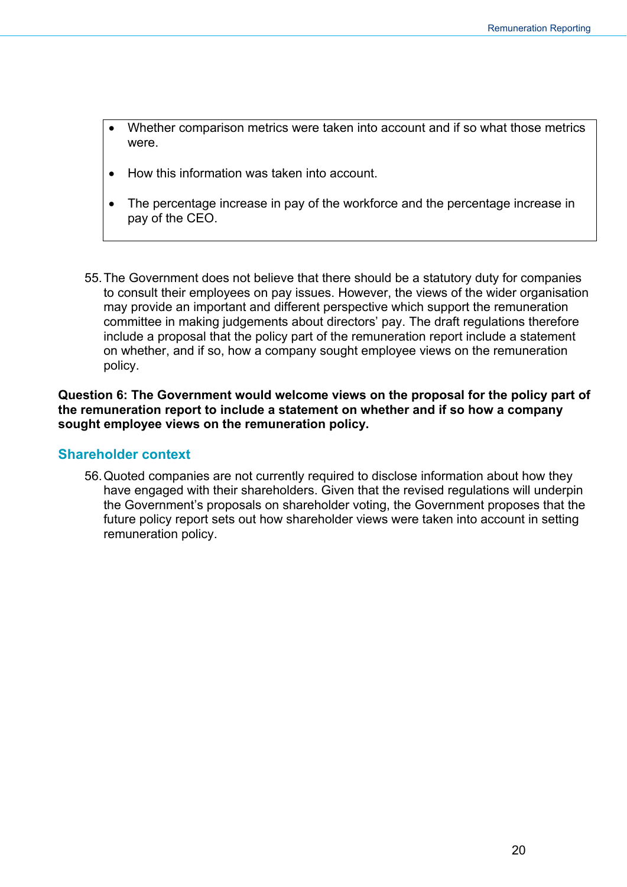- Whether comparison metrics were taken into account and if so what those metrics were.
- How this information was taken into account.
- The percentage increase in pay of the workforce and the percentage increase in pay of the CEO.

55. The Government does not believe that there should be a statutory duty for companies to consult their employees on pay issues. However, the views of the wider organisation may provide an important and different perspective which support the remuneration committee in making judgements about directors' pay. The draft regulations therefore include a proposal that the policy part of the remuneration report include a statement on whether, and if so, how a company sought employee views on the remuneration policy.

**Question 6: The Government would welcome views on the proposal for the policy part of the remuneration report to include a statement on whether and if so how a company sought employee views on the remuneration policy.**

## Shareholder context

56. Quoted companies are not currently required to disclose information about how they have engaged with their shareholders. Given that the revised regulations will underpin the Government's proposals on shareholder voting, the Government proposes that the future policy report sets out how shareholder views were taken into account in setting remuneration policy.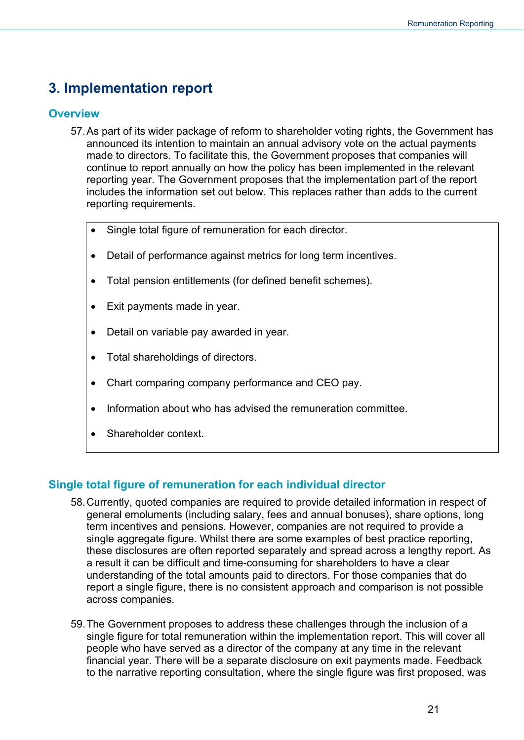## 3. Implementation report

### Overview

57. As part of its wider package of reform to shareholder voting rights, the Government has announced its intention to maintain an annual advisory vote on the actual payments made to directors. To facilitate this, the Government proposes that companies will continue to report annually on how the policy has been implemented in the relevant reporting year. The Government proposes that the implementation part of the report includes the information set out below. This replaces rather than adds to the current reporting requirements.

- Single total figure of remuneration for each director.
- Detail of performance against metrics for long term incentives.
- Total pension entitlements (for defined benefit schemes).
- Exit payments made in year.
- Detail on variable pay awarded in year.
- Total shareholdings of directors.
- Chart comparing company performance and CEO pay.
- Information about who has advised the remuneration committee.
- Shareholder context.

### Single total figure of remuneration for each individual director

58. Currently, quoted companies are required to provide detailed information in respect of general emoluments (including salary, fees and annual bonuses), share options, long term incentives and pensions. However, companies are not required to provide a single aggregate figure. Whilst there are some examples of best practice reporting, these disclosures are often reported separately and spread across a lengthy report. As a result it can be difficult and time-consuming for shareholders to have a clear understanding of the total amounts paid to directors. For those companies that do report a single figure, there is no consistent approach and comparison is not possible across companies.

59. The Government proposes to address these challenges through the inclusion of a single figure for total remuneration within the implementation report. This will cover all people who have served as a director of the company at any time in the relevant financial year. There will be a separate disclosure on exit payments made. Feedback to the narrative reporting consultation, where the single figure was first proposed, was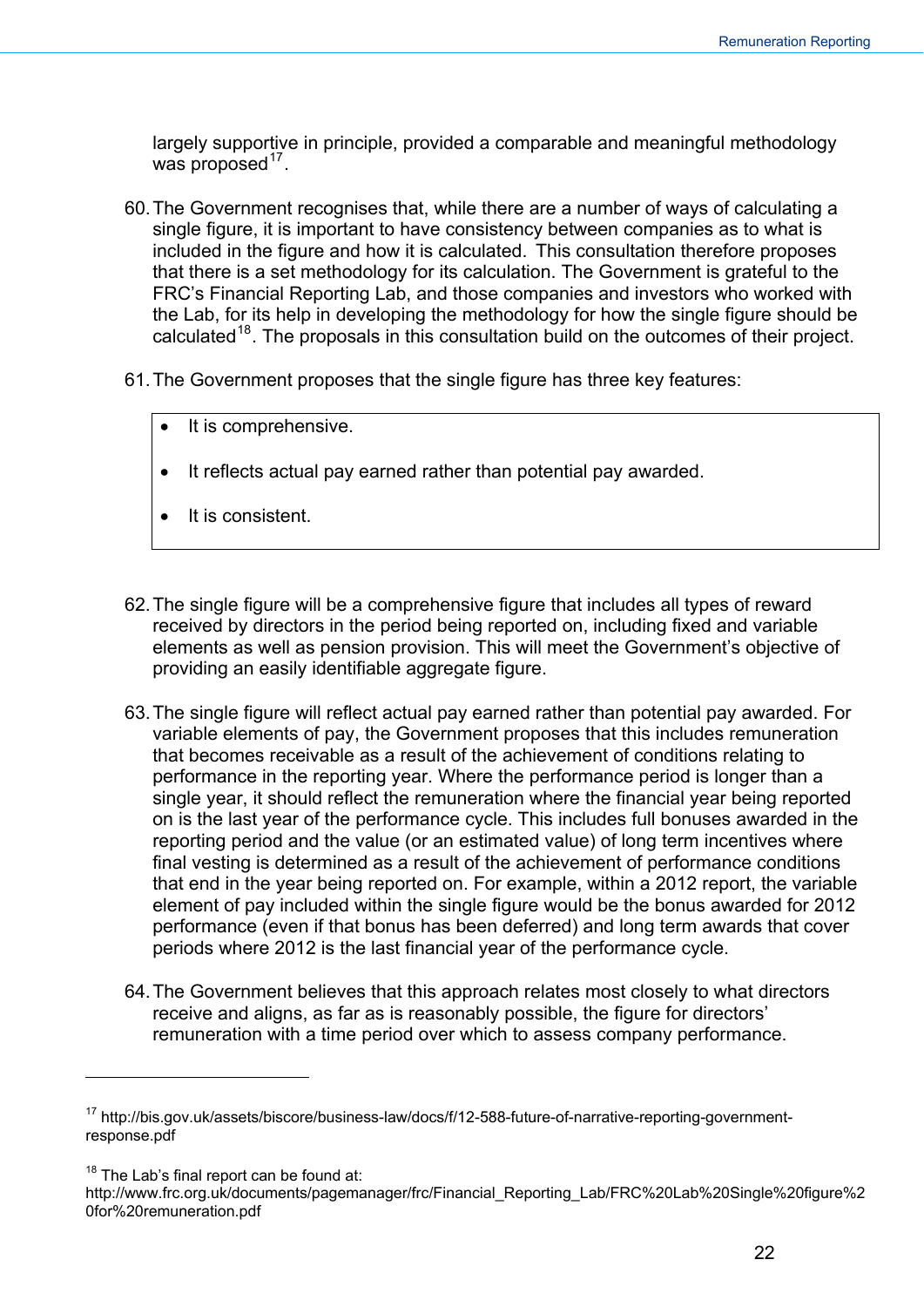largely supportive in principle, provided a comparable and meaningful methodology was proposed[17].

60. The Government recognises that, while there are a number of ways of calculating a single figure, it is important to have consistency between companies as to what is included in the figure and how it is calculated. This consultation therefore proposes that there is a set methodology for its calculation. The Government is grateful to the FRC's Financial Reporting Lab, and those companies and investors who worked with the Lab, for its help in developing the methodology for how the single figure should be calculated[18]. The proposals in this consultation build on the outcomes of their project.

61. The Government proposes that the single figure has three key features:

> - It is comprehensive.
> - It reflects actual pay earned rather than potential pay awarded.
> - It is consistent.

62. The single figure will be a comprehensive figure that includes all types of reward received by directors in the period being reported on, including fixed and variable elements as well as pension provision. This will meet the Government's objective of providing an easily identifiable aggregate figure.

63. The single figure will reflect actual pay earned rather than potential pay awarded. For variable elements of pay, the Government proposes that this includes remuneration that becomes receivable as a result of the achievement of conditions relating to performance in the reporting year. Where the performance period is longer than a single year, it should reflect the remuneration where the financial year being reported on is the last year of the performance cycle. This includes full bonuses awarded in the reporting period and the value (or an estimated value) of long term incentives where final vesting is determined as a result of the achievement of performance conditions that end in the year being reported on. For example, within a 2012 report, the variable element of pay included within the single figure would be the bonus awarded for 2012 performance (even if that bonus has been deferred) and long term awards that cover periods where 2012 is the last financial year of the performance cycle.

64. The Government believes that this approach relates most closely to what directors receive and aligns, as far as is reasonably possible, the figure for directors' remuneration with a time period over which to assess company performance.

---

[17] http://bis.gov.uk/assets/biscore/business-law/docs/f/12-588-future-of-narrative-reporting-government-response.pdf

[18] The Lab's final report can be found at: http://www.frc.org.uk/documents/pagemanager/frc/Financial_Reporting_Lab/FRC%20Lab%20Single%20figure%20for%20remuneration.pdf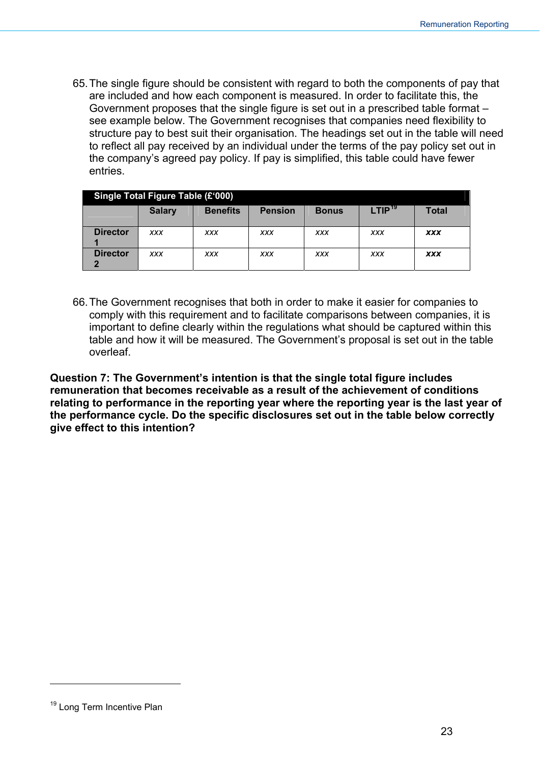65. The single figure should be consistent with regard to both the components of pay that are included and how each component is measured. In order to facilitate this, the Government proposes that the single figure is set out in a prescribed table format – see example below. The Government recognises that companies need flexibility to structure pay to best suit their organisation. The headings set out in the table will need to reflect all pay received by an individual under the terms of the pay policy set out in the company's agreed pay policy. If pay is simplified, this table could have fewer entries.

| Single Total Figure Table (£'000) | | | | | | |
|---|---|---|---|---|---|---|
| | **Salary** | **Benefits** | **Pension** | **Bonus** | **LTIP**[19] | **Total** |
| **Director 1** | *xxx* | *xxx* | *xxx* | *xxx* | *xxx* | ***xxx*** |
| **Director 2** | *xxx* | *xxx* | *xxx* | *xxx* | *xxx* | ***xxx*** |

66. The Government recognises that both in order to make it easier for companies to comply with this requirement and to facilitate comparisons between companies, it is important to define clearly within the regulations what should be captured within this table and how it will be measured. The Government's proposal is set out in the table overleaf.

**Question 7: The Government's intention is that the single total figure includes remuneration that becomes receivable as a result of the achievement of conditions relating to performance in the reporting year where the reporting year is the last year of the performance cycle. Do the specific disclosures set out in the table below correctly give effect to this intention?**

[19] Long Term Incentive Plan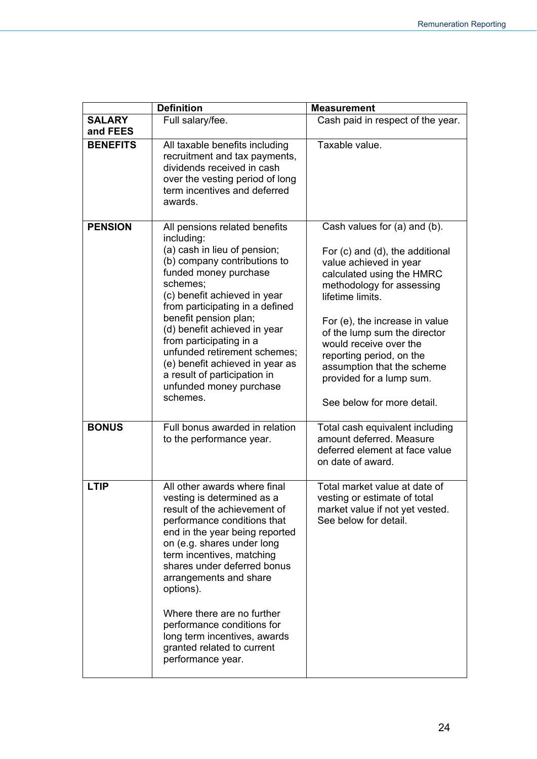| | Definition | Measurement |
|---|---|---|
| **SALARY and FEES** | Full salary/fee. | Cash paid in respect of the year. |
| **BENEFITS** | All taxable benefits including recruitment and tax payments, dividends received in cash over the vesting period of long term incentives and deferred awards. | Taxable value. |
| **PENSION** | All pensions related benefits including:<br>(a) cash in lieu of pension;<br>(b) company contributions to funded money purchase schemes;<br>(c) benefit achieved in year from participating in a defined benefit pension plan;<br>(d) benefit achieved in year from participating in a unfunded retirement schemes;<br>(e) benefit achieved in year as a result of participation in unfunded money purchase schemes. | Cash values for (a) and (b).<br><br>For (c) and (d), the additional value achieved in year calculated using the HMRC methodology for assessing lifetime limits.<br><br>For (e), the increase in value of the lump sum the director would receive over the reporting period, on the assumption that the scheme provided for a lump sum.<br><br>See below for more detail. |
| **BONUS** | Full bonus awarded in relation to the performance year. | Total cash equivalent including amount deferred. Measure deferred element at face value on date of award. |
| **LTIP** | All other awards where final vesting is determined as a result of the achievement of performance conditions that end in the year being reported on (e.g. shares under long term incentives, matching shares under deferred bonus arrangements and share options).<br><br>Where there are no further performance conditions for long term incentives, awards granted related to current performance year. | Total market value at date of vesting or estimate of total market value if not yet vested. See below for detail. |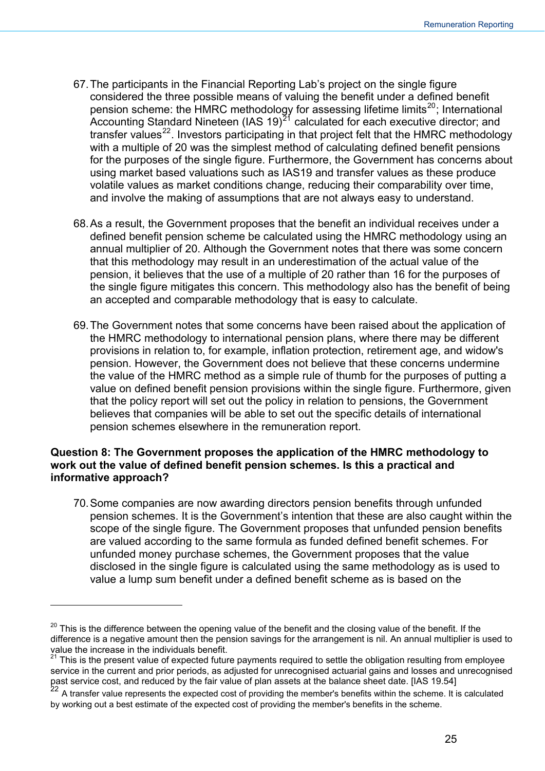67. The participants in the Financial Reporting Lab's project on the single figure considered the three possible means of valuing the benefit under a defined benefit pension scheme: the HMRC methodology for assessing lifetime limits[20]; International Accounting Standard Nineteen (IAS 19)[21] calculated for each executive director; and transfer values[22]. Investors participating in that project felt that the HMRC methodology with a multiple of 20 was the simplest method of calculating defined benefit pensions for the purposes of the single figure. Furthermore, the Government has concerns about using market based valuations such as IAS19 and transfer values as these produce volatile values as market conditions change, reducing their comparability over time, and involve the making of assumptions that are not always easy to understand.

68. As a result, the Government proposes that the benefit an individual receives under a defined benefit pension scheme be calculated using the HMRC methodology using an annual multiplier of 20. Although the Government notes that there was some concern that this methodology may result in an underestimation of the actual value of the pension, it believes that the use of a multiple of 20 rather than 16 for the purposes of the single figure mitigates this concern. This methodology also has the benefit of being an accepted and comparable methodology that is easy to calculate.

69. The Government notes that some concerns have been raised about the application of the HMRC methodology to international pension plans, where there may be different provisions in relation to, for example, inflation protection, retirement age, and widow's pension. However, the Government does not believe that these concerns undermine the value of the HMRC method as a simple rule of thumb for the purposes of putting a value on defined benefit pension provisions within the single figure. Furthermore, given that the policy report will set out the policy in relation to pensions, the Government believes that companies will be able to set out the specific details of international pension schemes elsewhere in the remuneration report.

**Question 8: The Government proposes the application of the HMRC methodology to work out the value of defined benefit pension schemes. Is this a practical and informative approach?**

70. Some companies are now awarding directors pension benefits through unfunded pension schemes. It is the Government's intention that these are also caught within the scope of the single figure. The Government proposes that unfunded pension benefits are valued according to the same formula as funded defined benefit schemes. For unfunded money purchase schemes, the Government proposes that the value disclosed in the single figure is calculated using the same methodology as is used to value a lump sum benefit under a defined benefit scheme as is based on the

---

[20] This is the difference between the opening value of the benefit and the closing value of the benefit. If the difference is a negative amount then the pension savings for the arrangement is nil. An annual multiplier is used to value the increase in the individuals benefit.

[21] This is the present value of expected future payments required to settle the obligation resulting from employee service in the current and prior periods, as adjusted for unrecognised actuarial gains and losses and unrecognised past service cost, and reduced by the fair value of plan assets at the balance sheet date. [IAS 19.54]

[22] A transfer value represents the expected cost of providing the member's benefits within the scheme. It is calculated by working out a best estimate of the expected cost of providing the member's benefits in the scheme.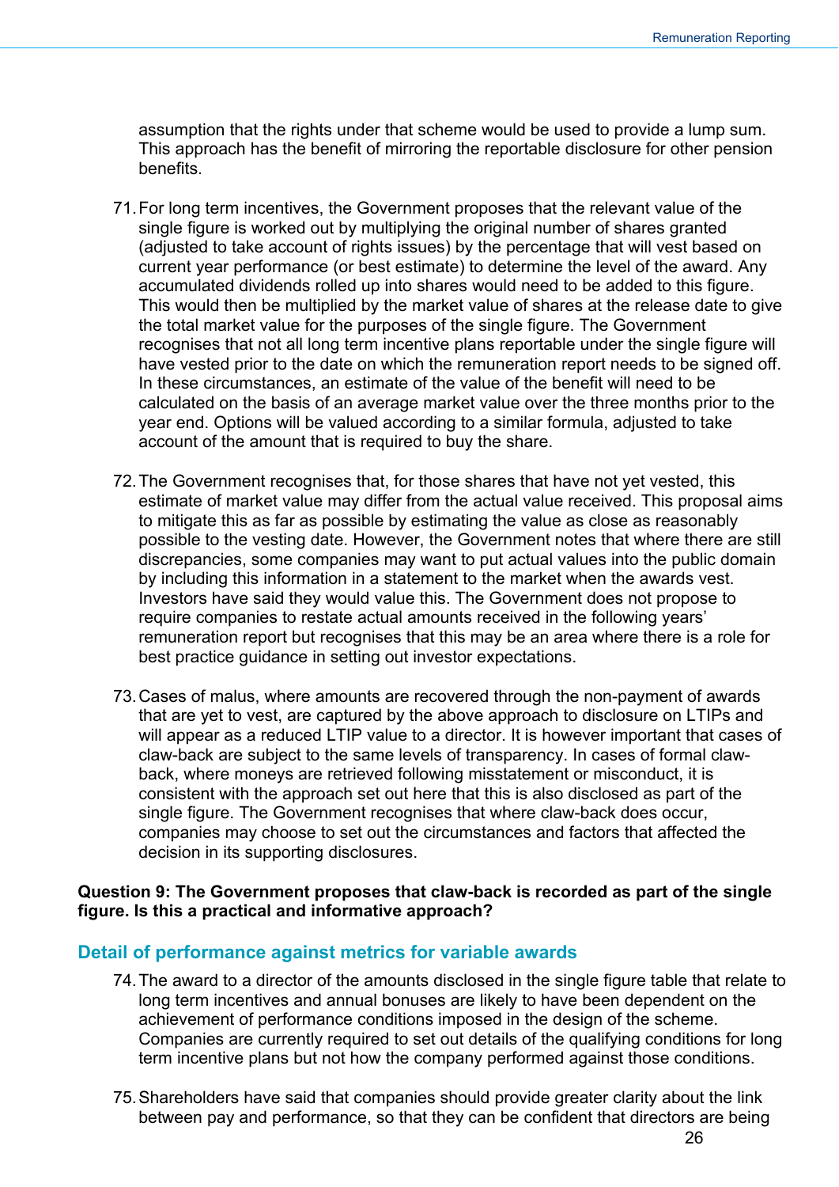assumption that the rights under that scheme would be used to provide a lump sum. This approach has the benefit of mirroring the reportable disclosure for other pension benefits.

71. For long term incentives, the Government proposes that the relevant value of the single figure is worked out by multiplying the original number of shares granted (adjusted to take account of rights issues) by the percentage that will vest based on current year performance (or best estimate) to determine the level of the award. Any accumulated dividends rolled up into shares would need to be added to this figure. This would then be multiplied by the market value of shares at the release date to give the total market value for the purposes of the single figure. The Government recognises that not all long term incentive plans reportable under the single figure will have vested prior to the date on which the remuneration report needs to be signed off. In these circumstances, an estimate of the value of the benefit will need to be calculated on the basis of an average market value over the three months prior to the year end. Options will be valued according to a similar formula, adjusted to take account of the amount that is required to buy the share.

72. The Government recognises that, for those shares that have not yet vested, this estimate of market value may differ from the actual value received. This proposal aims to mitigate this as far as possible by estimating the value as close as reasonably possible to the vesting date. However, the Government notes that where there are still discrepancies, some companies may want to put actual values into the public domain by including this information in a statement to the market when the awards vest. Investors have said they would value this. The Government does not propose to require companies to restate actual amounts received in the following years' remuneration report but recognises that this may be an area where there is a role for best practice guidance in setting out investor expectations.

73. Cases of malus, where amounts are recovered through the non-payment of awards that are yet to vest, are captured by the above approach to disclosure on LTIPs and will appear as a reduced LTIP value to a director. It is however important that cases of claw-back are subject to the same levels of transparency. In cases of formal claw-back, where moneys are retrieved following misstatement or misconduct, it is consistent with the approach set out here that this is also disclosed as part of the single figure. The Government recognises that where claw-back does occur, companies may choose to set out the circumstances and factors that affected the decision in its supporting disclosures.

**Question 9: The Government proposes that claw-back is recorded as part of the single figure. Is this a practical and informative approach?**

## Detail of performance against metrics for variable awards

74. The award to a director of the amounts disclosed in the single figure table that relate to long term incentives and annual bonuses are likely to have been dependent on the achievement of performance conditions imposed in the design of the scheme. Companies are currently required to set out details of the qualifying conditions for long term incentive plans but not how the company performed against those conditions.

75. Shareholders have said that companies should provide greater clarity about the link between pay and performance, so that they can be confident that directors are being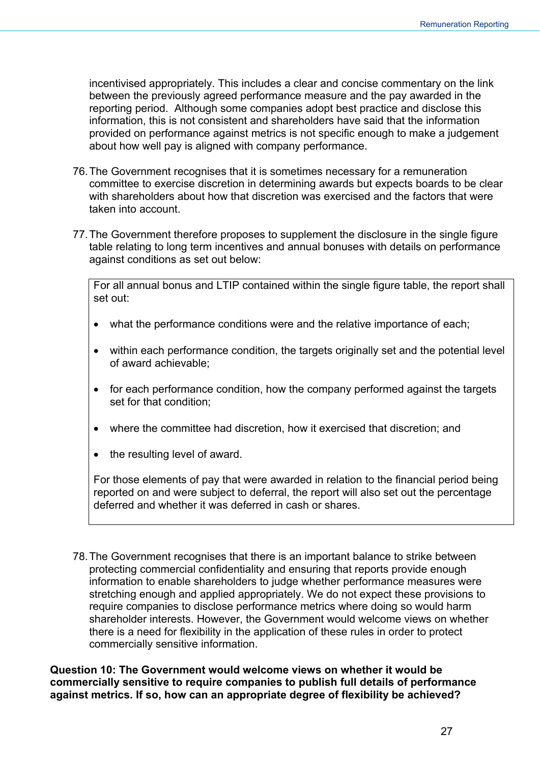incentivised appropriately. This includes a clear and concise commentary on the link between the previously agreed performance measure and the pay awarded in the reporting period. Although some companies adopt best practice and disclose this information, this is not consistent and shareholders have said that the information provided on performance against metrics is not specific enough to make a judgement about how well pay is aligned with company performance.

76. The Government recognises that it is sometimes necessary for a remuneration committee to exercise discretion in determining awards but expects boards to be clear with shareholders about how that discretion was exercised and the factors that were taken into account.

77. The Government therefore proposes to supplement the disclosure in the single figure table relating to long term incentives and annual bonuses with details on performance against conditions as set out below:

> For all annual bonus and LTIP contained within the single figure table, the report shall set out:
>
> - what the performance conditions were and the relative importance of each;
> - within each performance condition, the targets originally set and the potential level of award achievable;
> - for each performance condition, how the company performed against the targets set for that condition;
> - where the committee had discretion, how it exercised that discretion; and
> - the resulting level of award.
>
> For those elements of pay that were awarded in relation to the financial period being reported on and were subject to deferral, the report will also set out the percentage deferred and whether it was deferred in cash or shares.

78. The Government recognises that there is an important balance to strike between protecting commercial confidentiality and ensuring that reports provide enough information to enable shareholders to judge whether performance measures were stretching enough and applied appropriately. We do not expect these provisions to require companies to disclose performance metrics where doing so would harm shareholder interests. However, the Government would welcome views on whether there is a need for flexibility in the application of these rules in order to protect commercially sensitive information.

**Question 10: The Government would welcome views on whether it would be commercially sensitive to require companies to publish full details of performance against metrics. If so, how can an appropriate degree of flexibility be achieved?**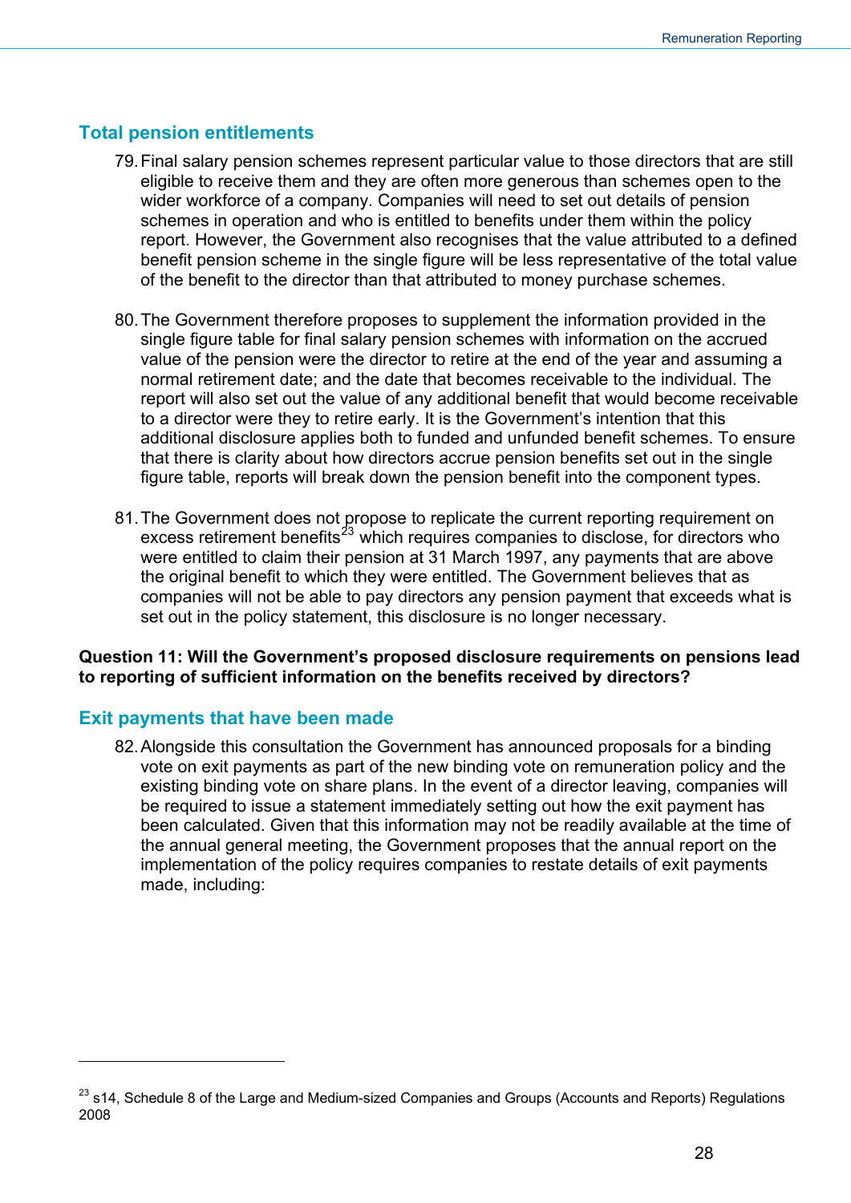## Total pension entitlements

79. Final salary pension schemes represent particular value to those directors that are still eligible to receive them and they are often more generous than schemes open to the wider workforce of a company. Companies will need to set out details of pension schemes in operation and who is entitled to benefits under them within the policy report. However, the Government also recognises that the value attributed to a defined benefit pension scheme in the single figure will be less representative of the total value of the benefit to the director than that attributed to money purchase schemes.

80. The Government therefore proposes to supplement the information provided in the single figure table for final salary pension schemes with information on the accrued value of the pension were the director to retire at the end of the year and assuming a normal retirement date; and the date that becomes receivable to the individual. The report will also set out the value of any additional benefit that would become receivable to a director were they to retire early. It is the Government's intention that this additional disclosure applies both to funded and unfunded benefit schemes. To ensure that there is clarity about how directors accrue pension benefits set out in the single figure table, reports will break down the pension benefit into the component types.

81. The Government does not propose to replicate the current reporting requirement on excess retirement benefits[23] which requires companies to disclose, for directors who were entitled to claim their pension at 31 March 1997, any payments that are above the original benefit to which they were entitled. The Government believes that as companies will not be able to pay directors any pension payment that exceeds what is set out in the policy statement, this disclosure is no longer necessary.

**Question 11: Will the Government's proposed disclosure requirements on pensions lead to reporting of sufficient information on the benefits received by directors?**

## Exit payments that have been made

82. Alongside this consultation the Government has announced proposals for a binding vote on exit payments as part of the new binding vote on remuneration policy and the existing binding vote on share plans. In the event of a director leaving, companies will be required to issue a statement immediately setting out how the exit payment has been calculated. Given that this information may not be readily available at the time of the annual general meeting, the Government proposes that the annual report on the implementation of the policy requires companies to restate details of exit payments made, including:

---

[23] s14, Schedule 8 of the Large and Medium-sized Companies and Groups (Accounts and Reports) Regulations 2008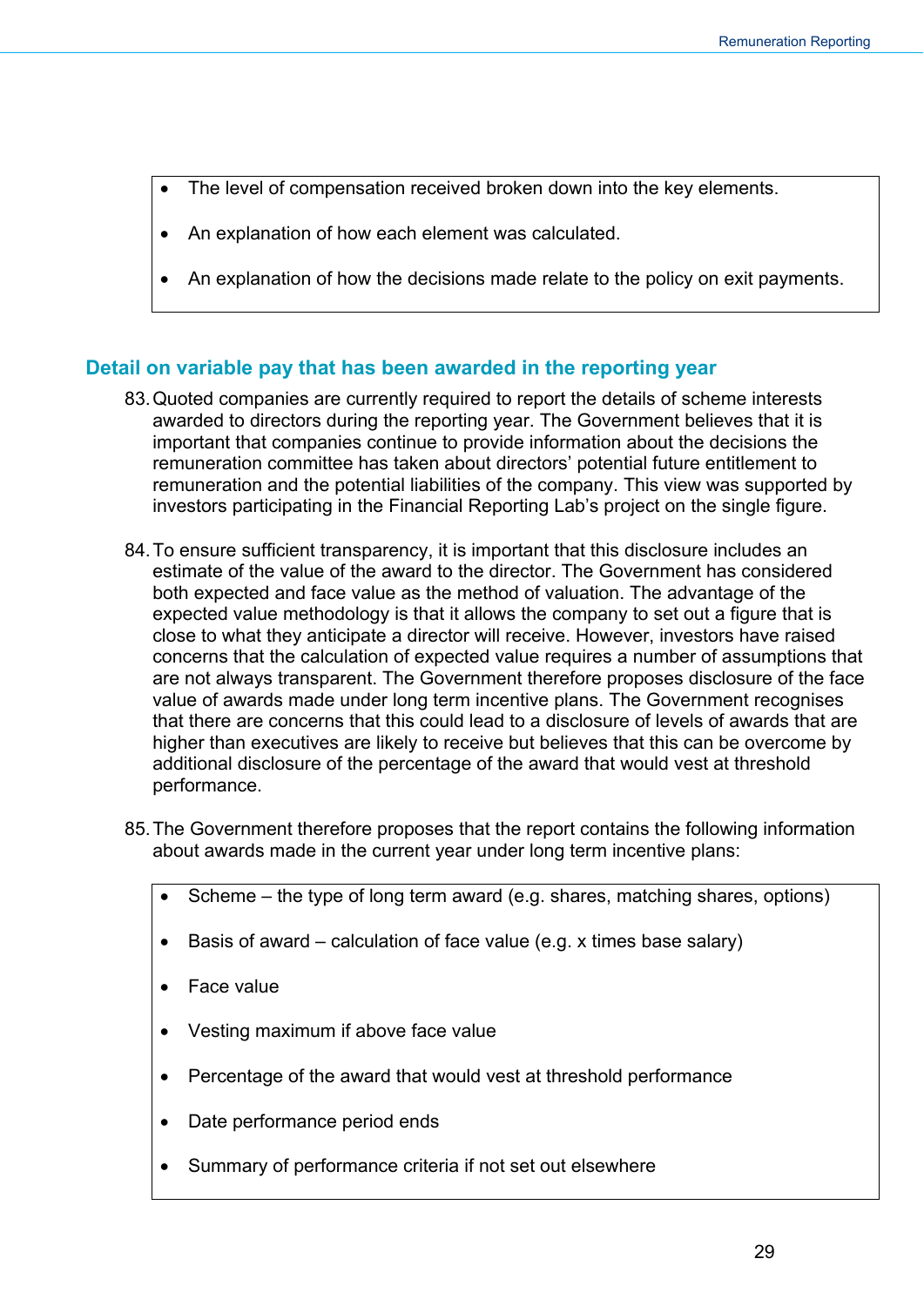- The level of compensation received broken down into the key elements.
- An explanation of how each element was calculated.
- An explanation of how the decisions made relate to the policy on exit payments.

## Detail on variable pay that has been awarded in the reporting year

83. Quoted companies are currently required to report the details of scheme interests awarded to directors during the reporting year. The Government believes that it is important that companies continue to provide information about the decisions the remuneration committee has taken about directors' potential future entitlement to remuneration and the potential liabilities of the company. This view was supported by investors participating in the Financial Reporting Lab's project on the single figure.

84. To ensure sufficient transparency, it is important that this disclosure includes an estimate of the value of the award to the director. The Government has considered both expected and face value as the method of valuation. The advantage of the expected value methodology is that it allows the company to set out a figure that is close to what they anticipate a director will receive. However, investors have raised concerns that the calculation of expected value requires a number of assumptions that are not always transparent. The Government therefore proposes disclosure of the face value of awards made under long term incentive plans. The Government recognises that there are concerns that this could lead to a disclosure of levels of awards that are higher than executives are likely to receive but believes that this can be overcome by additional disclosure of the percentage of the award that would vest at threshold performance.

85. The Government therefore proposes that the report contains the following information about awards made in the current year under long term incentive plans:

- Scheme – the type of long term award (e.g. shares, matching shares, options)
- Basis of award – calculation of face value (e.g. x times base salary)
- Face value
- Vesting maximum if above face value
- Percentage of the award that would vest at threshold performance
- Date performance period ends
- Summary of performance criteria if not set out elsewhere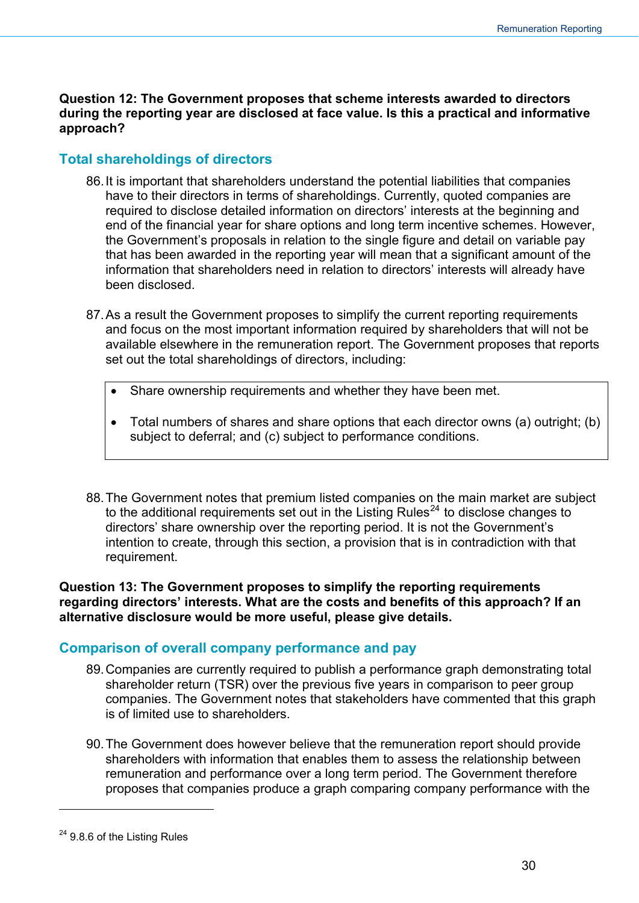**Question 12: The Government proposes that scheme interests awarded to directors during the reporting year are disclosed at face value. Is this a practical and informative approach?**

## Total shareholdings of directors

86. It is important that shareholders understand the potential liabilities that companies have to their directors in terms of shareholdings. Currently, quoted companies are required to disclose detailed information on directors' interests at the beginning and end of the financial year for share options and long term incentive schemes. However, the Government's proposals in relation to the single figure and detail on variable pay that has been awarded in the reporting year will mean that a significant amount of the information that shareholders need in relation to directors' interests will already have been disclosed.

87. As a result the Government proposes to simplify the current reporting requirements and focus on the most important information required by shareholders that will not be available elsewhere in the remuneration report. The Government proposes that reports set out the total shareholdings of directors, including:

- Share ownership requirements and whether they have been met.
- Total numbers of shares and share options that each director owns (a) outright; (b) subject to deferral; and (c) subject to performance conditions.

88. The Government notes that premium listed companies on the main market are subject to the additional requirements set out in the Listing Rules[24] to disclose changes to directors' share ownership over the reporting period. It is not the Government's intention to create, through this section, a provision that is in contradiction with that requirement.

**Question 13: The Government proposes to simplify the reporting requirements regarding directors' interests. What are the costs and benefits of this approach? If an alternative disclosure would be more useful, please give details.**

## Comparison of overall company performance and pay

89. Companies are currently required to publish a performance graph demonstrating total shareholder return (TSR) over the previous five years in comparison to peer group companies. The Government notes that stakeholders have commented that this graph is of limited use to shareholders.

90. The Government does however believe that the remuneration report should provide shareholders with information that enables them to assess the relationship between remuneration and performance over a long term period. The Government therefore proposes that companies produce a graph comparing company performance with the

[24] 9.8.6 of the Listing Rules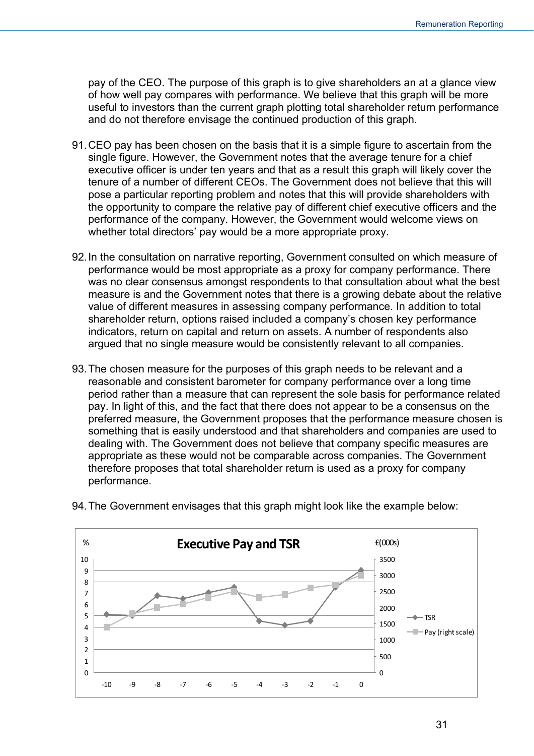pay of the CEO. The purpose of this graph is to give shareholders an at a glance view of how well pay compares with performance. We believe that this graph will be more useful to investors than the current graph plotting total shareholder return performance and do not therefore envisage the continued production of this graph.

91. CEO pay has been chosen on the basis that it is a simple figure to ascertain from the single figure. However, the Government notes that the average tenure for a chief executive officer is under ten years and that as a result this graph will likely cover the tenure of a number of different CEOs. The Government does not believe that this will pose a particular reporting problem and notes that this will provide shareholders with the opportunity to compare the relative pay of different chief executive officers and the performance of the company. However, the Government would welcome views on whether total directors' pay would be a more appropriate proxy.

92. In the consultation on narrative reporting, Government consulted on which measure of performance would be most appropriate as a proxy for company performance. There was no clear consensus amongst respondents to that consultation about what the best measure is and the Government notes that there is a growing debate about the relative value of different measures in assessing company performance. In addition to total shareholder return, options raised included a company's chosen key performance indicators, return on capital and return on assets. A number of respondents also argued that no single measure would be consistently relevant to all companies.

93. The chosen measure for the purposes of this graph needs to be relevant and a reasonable and consistent barometer for company performance over a long time period rather than a measure that can represent the sole basis for performance related pay. In light of this, and the fact that there does not appear to be a consensus on the preferred measure, the Government proposes that the performance measure chosen is something that is easily understood and that shareholders and companies are used to dealing with. The Government does not believe that company specific measures are appropriate as these would not be comparable across companies. The Government therefore proposes that total shareholder return is used as a proxy for company performance.

94. The Government envisages that this graph might look like the example below:

**Executive Pay and TSR**

% (left axis: 0–10) | £(000s) (right axis: 0–3500) | x-axis: -10 to 0 | Legend: TSR; Pay (right scale)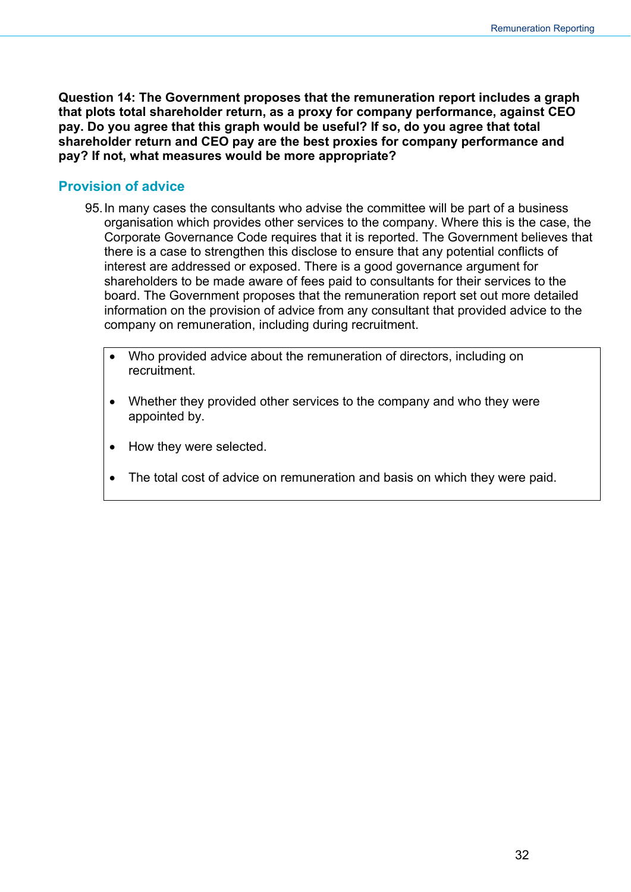**Question 14: The Government proposes that the remuneration report includes a graph that plots total shareholder return, as a proxy for company performance, against CEO pay. Do you agree that this graph would be useful? If so, do you agree that total shareholder return and CEO pay are the best proxies for company performance and pay? If not, what measures would be more appropriate?**

## Provision of advice

95. In many cases the consultants who advise the committee will be part of a business organisation which provides other services to the company. Where this is the case, the Corporate Governance Code requires that it is reported. The Government believes that there is a case to strengthen this disclose to ensure that any potential conflicts of interest are addressed or exposed. There is a good governance argument for shareholders to be made aware of fees paid to consultants for their services to the board. The Government proposes that the remuneration report set out more detailed information on the provision of advice from any consultant that provided advice to the company on remuneration, including during recruitment.

- Who provided advice about the remuneration of directors, including on recruitment.
- Whether they provided other services to the company and who they were appointed by.
- How they were selected.
- The total cost of advice on remuneration and basis on which they were paid.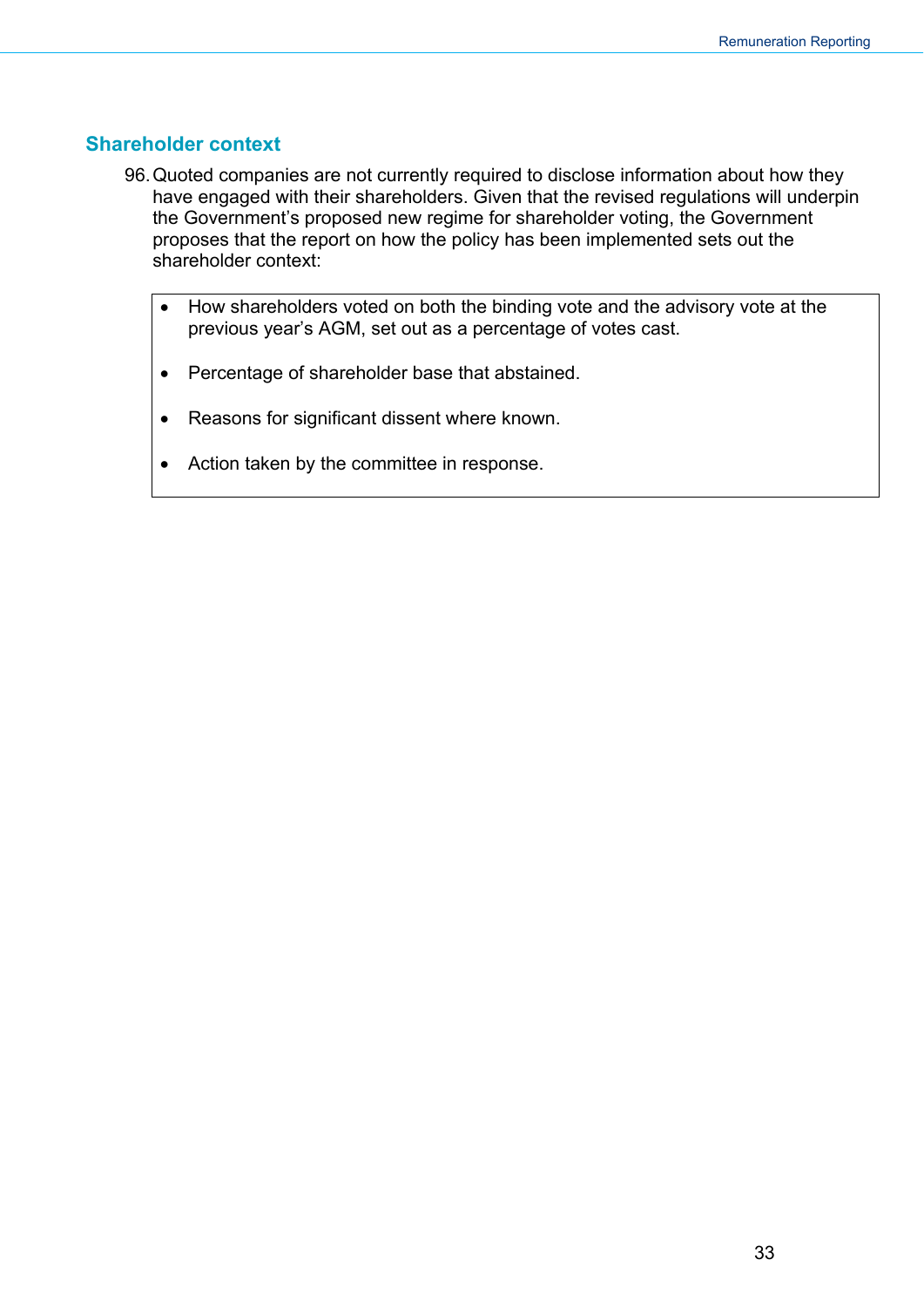## Shareholder context

96. Quoted companies are not currently required to disclose information about how they have engaged with their shareholders. Given that the revised regulations will underpin the Government's proposed new regime for shareholder voting, the Government proposes that the report on how the policy has been implemented sets out the shareholder context:

> - How shareholders voted on both the binding vote and the advisory vote at the previous year's AGM, set out as a percentage of votes cast.
> - Percentage of shareholder base that abstained.
> - Reasons for significant dissent where known.
> - Action taken by the committee in response.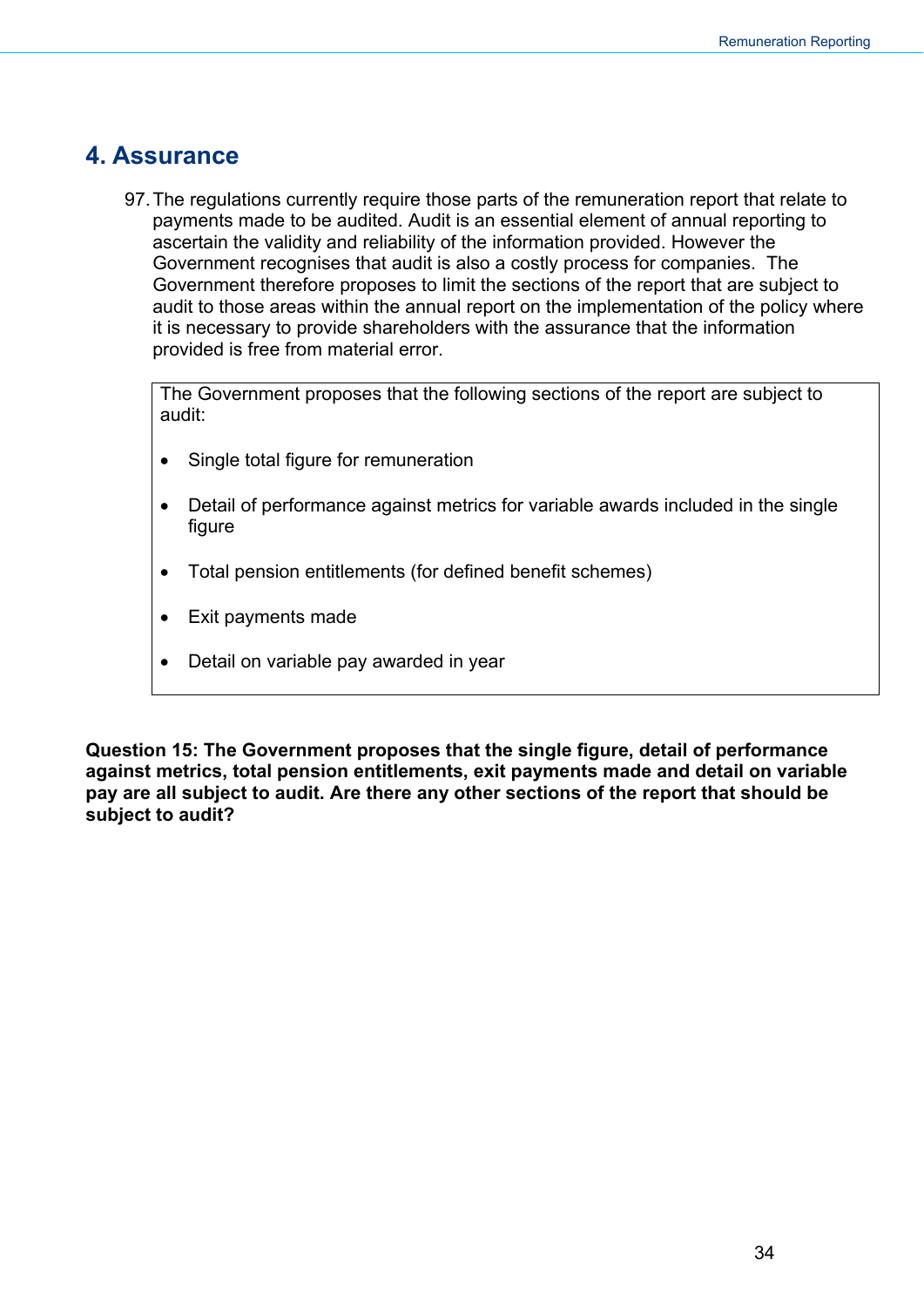## 4. Assurance

97. The regulations currently require those parts of the remuneration report that relate to payments made to be audited. Audit is an essential element of annual reporting to ascertain the validity and reliability of the information provided. However the Government recognises that audit is also a costly process for companies. The Government therefore proposes to limit the sections of the report that are subject to audit to those areas within the annual report on the implementation of the policy where it is necessary to provide shareholders with the assurance that the information provided is free from material error.

> The Government proposes that the following sections of the report are subject to audit:
>
> - Single total figure for remuneration
> - Detail of performance against metrics for variable awards included in the single figure
> - Total pension entitlements (for defined benefit schemes)
> - Exit payments made
> - Detail on variable pay awarded in year

**Question 15: The Government proposes that the single figure, detail of performance against metrics, total pension entitlements, exit payments made and detail on variable pay are all subject to audit. Are there any other sections of the report that should be subject to audit?**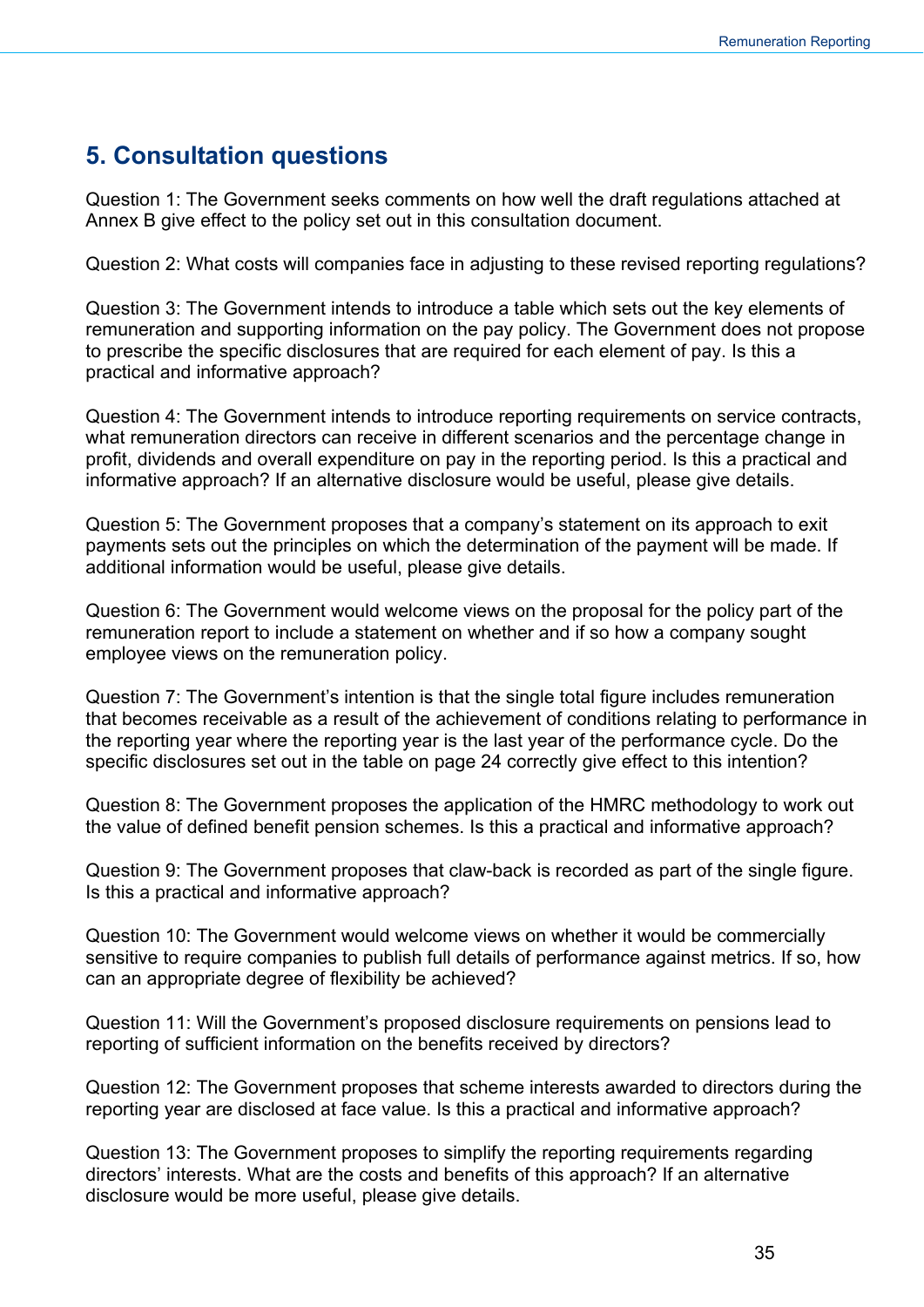## 5. Consultation questions

Question 1: The Government seeks comments on how well the draft regulations attached at Annex B give effect to the policy set out in this consultation document.

Question 2: What costs will companies face in adjusting to these revised reporting regulations?

Question 3: The Government intends to introduce a table which sets out the key elements of remuneration and supporting information on the pay policy. The Government does not propose to prescribe the specific disclosures that are required for each element of pay. Is this a practical and informative approach?

Question 4: The Government intends to introduce reporting requirements on service contracts, what remuneration directors can receive in different scenarios and the percentage change in profit, dividends and overall expenditure on pay in the reporting period. Is this a practical and informative approach? If an alternative disclosure would be useful, please give details.

Question 5: The Government proposes that a company's statement on its approach to exit payments sets out the principles on which the determination of the payment will be made. If additional information would be useful, please give details.

Question 6: The Government would welcome views on the proposal for the policy part of the remuneration report to include a statement on whether and if so how a company sought employee views on the remuneration policy.

Question 7: The Government's intention is that the single total figure includes remuneration that becomes receivable as a result of the achievement of conditions relating to performance in the reporting year where the reporting year is the last year of the performance cycle. Do the specific disclosures set out in the table on page 24 correctly give effect to this intention?

Question 8: The Government proposes the application of the HMRC methodology to work out the value of defined benefit pension schemes. Is this a practical and informative approach?

Question 9: The Government proposes that claw-back is recorded as part of the single figure. Is this a practical and informative approach?

Question 10: The Government would welcome views on whether it would be commercially sensitive to require companies to publish full details of performance against metrics. If so, how can an appropriate degree of flexibility be achieved?

Question 11: Will the Government's proposed disclosure requirements on pensions lead to reporting of sufficient information on the benefits received by directors?

Question 12: The Government proposes that scheme interests awarded to directors during the reporting year are disclosed at face value. Is this a practical and informative approach?

Question 13: The Government proposes to simplify the reporting requirements regarding directors' interests. What are the costs and benefits of this approach? If an alternative disclosure would be more useful, please give details.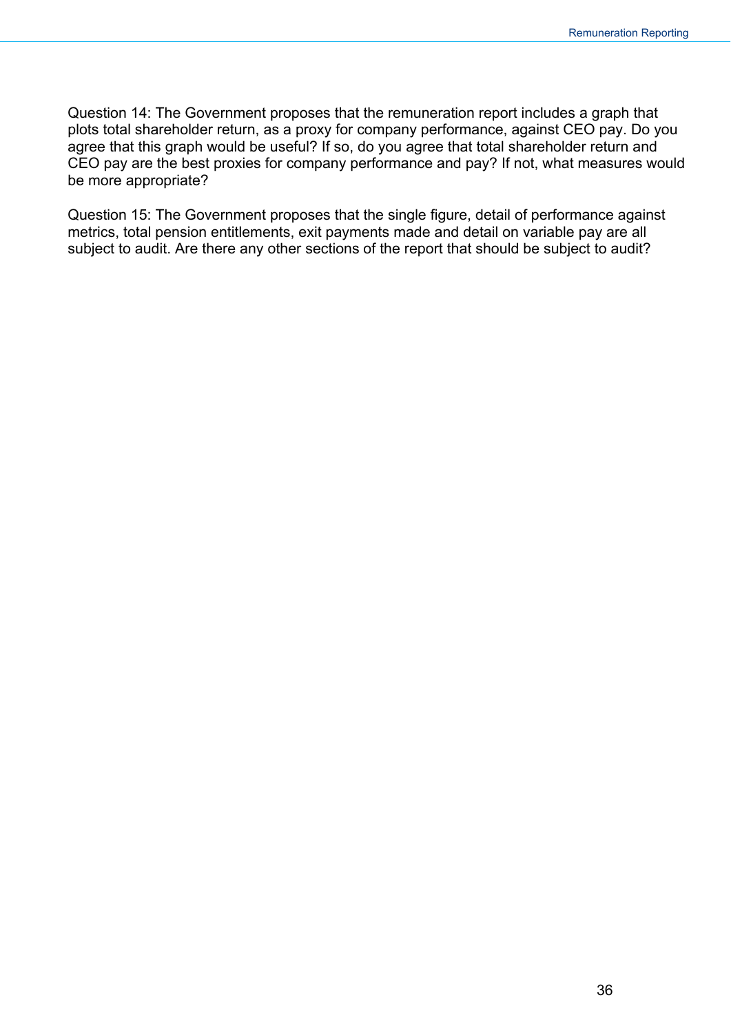Question 14: The Government proposes that the remuneration report includes a graph that plots total shareholder return, as a proxy for company performance, against CEO pay. Do you agree that this graph would be useful? If so, do you agree that total shareholder return and CEO pay are the best proxies for company performance and pay? If not, what measures would be more appropriate?

Question 15: The Government proposes that the single figure, detail of performance against metrics, total pension entitlements, exit payments made and detail on variable pay are all subject to audit. Are there any other sections of the report that should be subject to audit?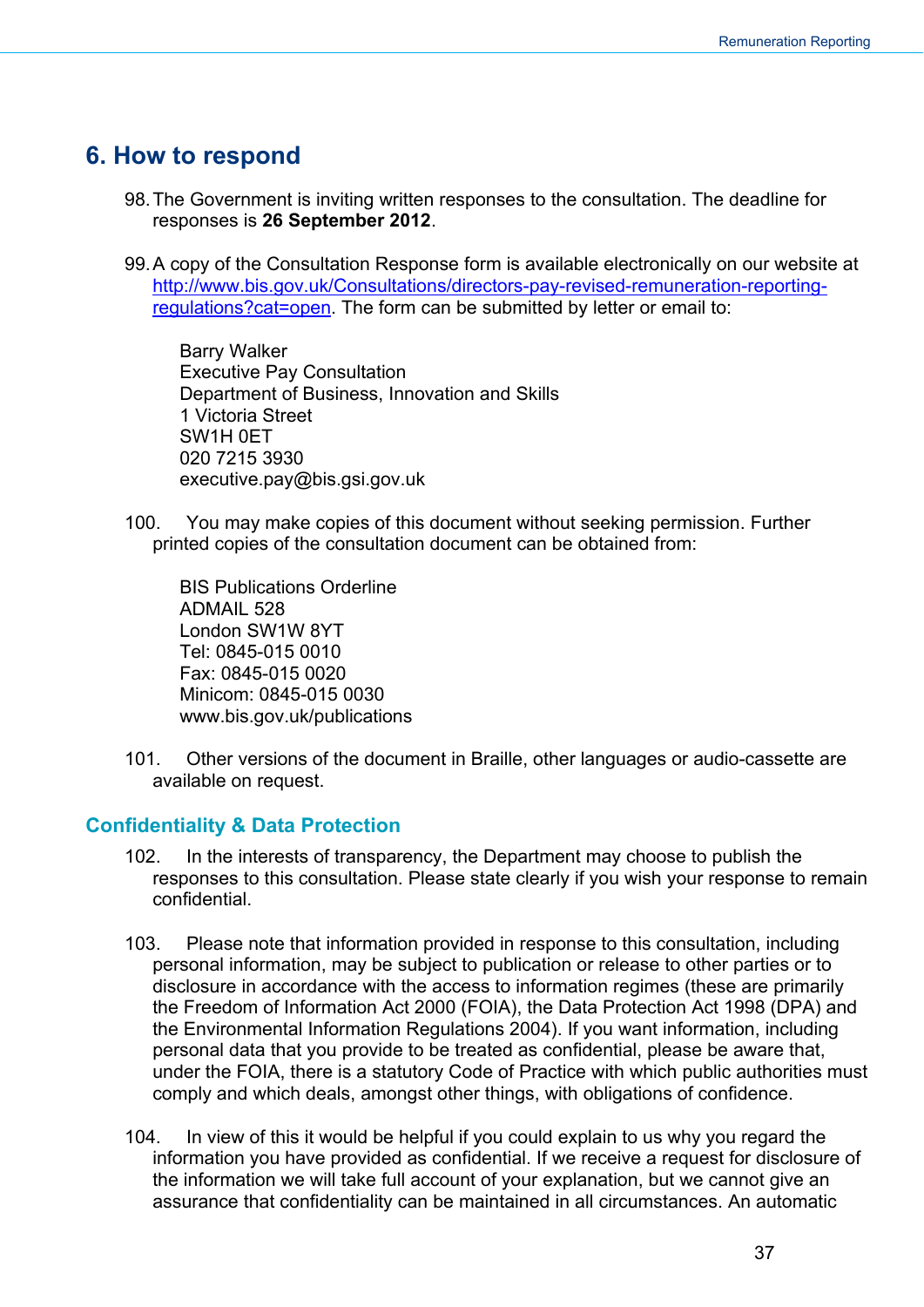## 6. How to respond

98. The Government is inviting written responses to the consultation. The deadline for responses is **26 September 2012**.

99. A copy of the Consultation Response form is available electronically on our website at [http://www.bis.gov.uk/Consultations/directors-pay-revised-remuneration-reporting-regulations?cat=open](http://www.bis.gov.uk/Consultations/directors-pay-revised-remuneration-reporting-regulations?cat=open). The form can be submitted by letter or email to:

    Barry Walker
    Executive Pay Consultation
    Department of Business, Innovation and Skills
    1 Victoria Street
    SW1H 0ET
    020 7215 3930
    executive.pay@bis.gsi.gov.uk

100. You may make copies of this document without seeking permission. Further printed copies of the consultation document can be obtained from:

    BIS Publications Orderline
    ADMAIL 528
    London SW1W 8YT
    Tel: 0845-015 0010
    Fax: 0845-015 0020
    Minicom: 0845-015 0030
    www.bis.gov.uk/publications

101. Other versions of the document in Braille, other languages or audio-cassette are available on request.

### Confidentiality & Data Protection

102. In the interests of transparency, the Department may choose to publish the responses to this consultation. Please state clearly if you wish your response to remain confidential.

103. Please note that information provided in response to this consultation, including personal information, may be subject to publication or release to other parties or to disclosure in accordance with the access to information regimes (these are primarily the Freedom of Information Act 2000 (FOIA), the Data Protection Act 1998 (DPA) and the Environmental Information Regulations 2004). If you want information, including personal data that you provide to be treated as confidential, please be aware that, under the FOIA, there is a statutory Code of Practice with which public authorities must comply and which deals, amongst other things, with obligations of confidence.

104. In view of this it would be helpful if you could explain to us why you regard the information you have provided as confidential. If we receive a request for disclosure of the information we will take full account of your explanation, but we cannot give an assurance that confidentiality can be maintained in all circumstances. An automatic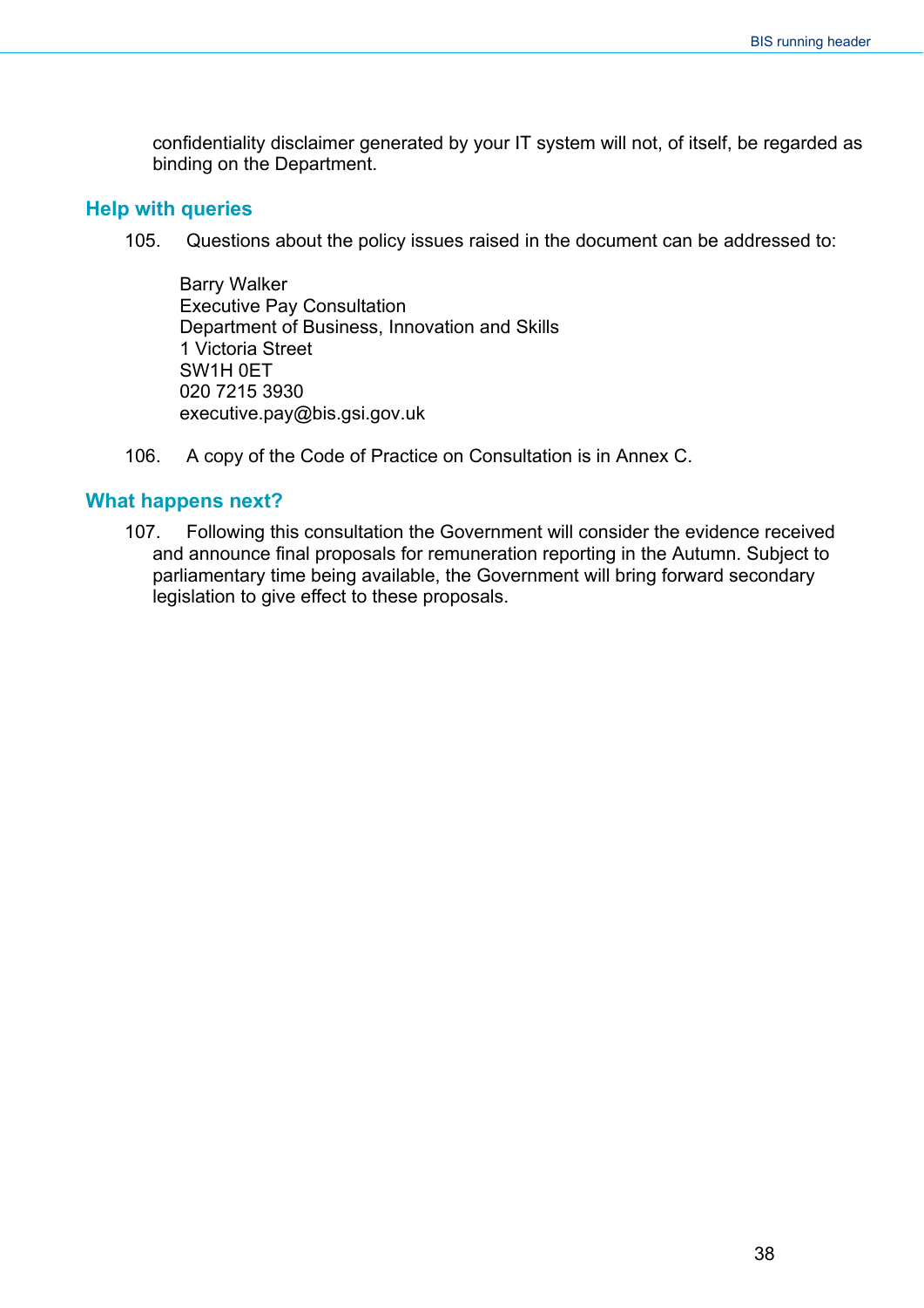confidentiality disclaimer generated by your IT system will not, of itself, be regarded as binding on the Department.

## Help with queries

105. Questions about the policy issues raised in the document can be addressed to:

Barry Walker
Executive Pay Consultation
Department of Business, Innovation and Skills
1 Victoria Street
SW1H 0ET
020 7215 3930
executive.pay@bis.gsi.gov.uk

106. A copy of the Code of Practice on Consultation is in Annex C.

## What happens next?

107. Following this consultation the Government will consider the evidence received and announce final proposals for remuneration reporting in the Autumn. Subject to parliamentary time being available, the Government will bring forward secondary legislation to give effect to these proposals.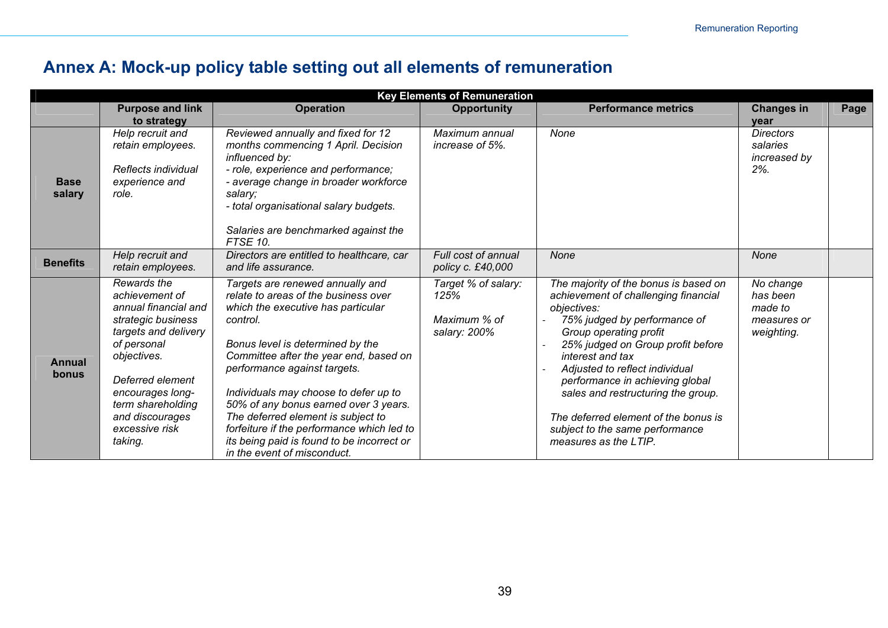# Annex A: Mock-up policy table setting out all elements of remuneration

| Key Elements of Remuneration | | | | | | |
|---|---|---|---|---|---|---|
| | **Purpose and link to strategy** | **Operation** | **Opportunity** | **Performance metrics** | **Changes in year** | **Page** |
| **Base salary** | *Help recruit and retain employees.*<br><br>*Reflects individual experience and role.* | *Reviewed annually and fixed for 12 months commencing 1 April. Decision influenced by:*<br>*- role, experience and performance;*<br>*- average change in broader workforce salary;*<br>*- total organisational salary budgets.*<br><br>*Salaries are benchmarked against the FTSE 10.* | *Maximum annual increase of 5%.* | *None* | *Directors salaries increased by 2%.* | |
| **Benefits** | *Help recruit and retain employees.* | *Directors are entitled to healthcare, car and life assurance.* | *Full cost of annual policy c. £40,000* | *None* | *None* | |
| **Annual bonus** | *Rewards the achievement of annual financial and strategic business targets and delivery of personal objectives.*<br><br>*Deferred element encourages long-term shareholding and discourages excessive risk taking.* | *Targets are renewed annually and relate to areas of the business over which the executive has particular control.*<br><br>*Bonus level is determined by the Committee after the year end, based on performance against targets.*<br><br>*Individuals may choose to defer up to 50% of any bonus earned over 3 years. The deferred element is subject to forfeiture if the performance which led to its being paid is found to be incorrect or in the event of misconduct.* | *Target % of salary: 125%*<br><br>*Maximum % of salary: 200%* | *The majority of the bonus is based on achievement of challenging financial objectives:*<br>- *75% judged by performance of Group operating profit*<br>- *25% judged on Group profit before interest and tax*<br>- *Adjusted to reflect individual performance in achieving global sales and restructuring the group.*<br><br>*The deferred element of the bonus is subject to the same performance measures as the LTIP.* | *No change has been made to measures or weighting.* | |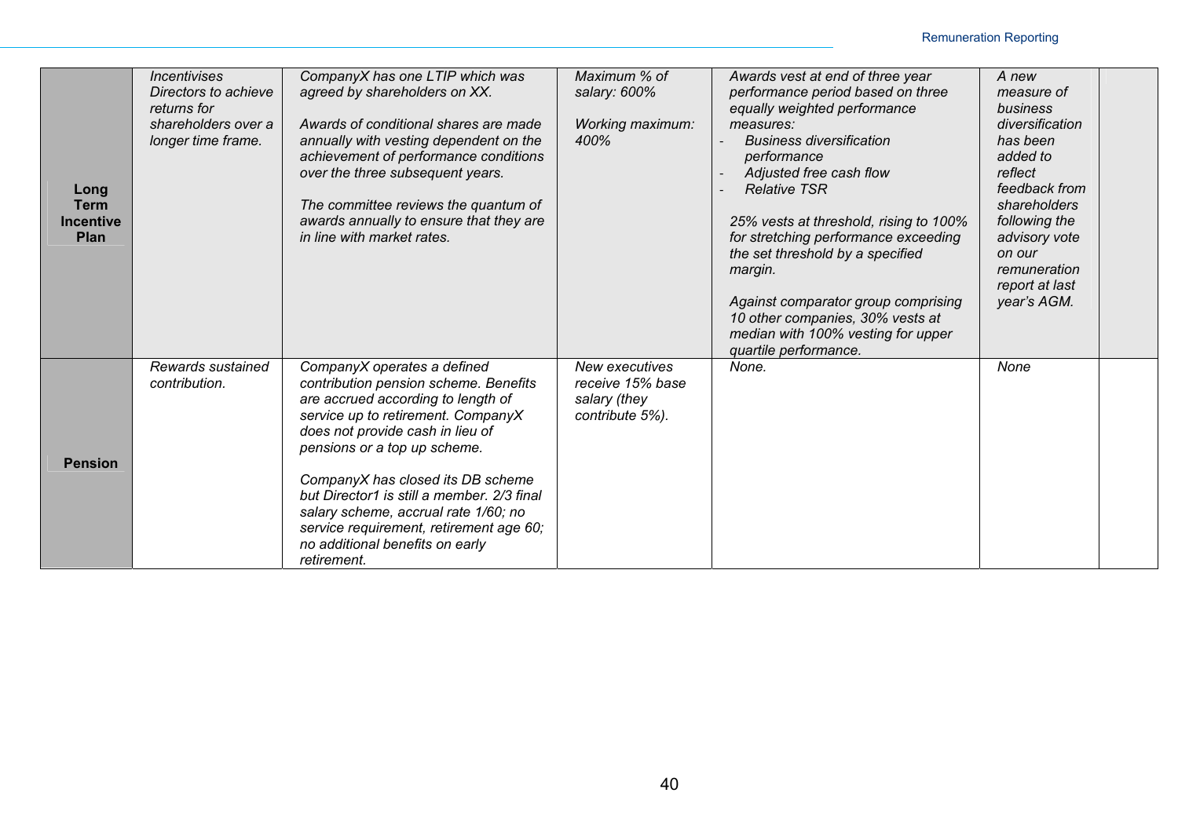| | | | | | | |
|---|---|---|---|---|---|---|
| **Long Term Incentive Plan** | *Incentivises Directors to achieve returns for shareholders over a longer time frame.* | *CompanyX has one LTIP which was agreed by shareholders on XX.*<br><br>*Awards of conditional shares are made annually with vesting dependent on the achievement of performance conditions over the three subsequent years.*<br><br>*The committee reviews the quantum of awards annually to ensure that they are in line with market rates.* | *Maximum % of salary: 600%*<br><br>*Working maximum: 400%* | *Awards vest at end of three year performance period based on three equally weighted performance measures:*<br>- *Business diversification performance*<br>- *Adjusted free cash flow*<br>- *Relative TSR*<br><br>*25% vests at threshold, rising to 100% for stretching performance exceeding the set threshold by a specified margin.*<br><br>*Against comparator group comprising 10 other companies, 30% vests at median with 100% vesting for upper quartile performance.* | *A new measure of business diversification has been added to reflect feedback from shareholders following the advisory vote on our remuneration report at last year's AGM.* | |
| **Pension** | *Rewards sustained contribution.* | *CompanyX operates a defined contribution pension scheme. Benefits are accrued according to length of service up to retirement. CompanyX does not provide cash in lieu of pensions or a top up scheme.*<br><br>*CompanyX has closed its DB scheme but Director1 is still a member. 2/3 final salary scheme, accrual rate 1/60; no service requirement, retirement age 60; no additional benefits on early retirement.* | *New executives receive 15% base salary (they contribute 5%).* | *None.* | *None* | |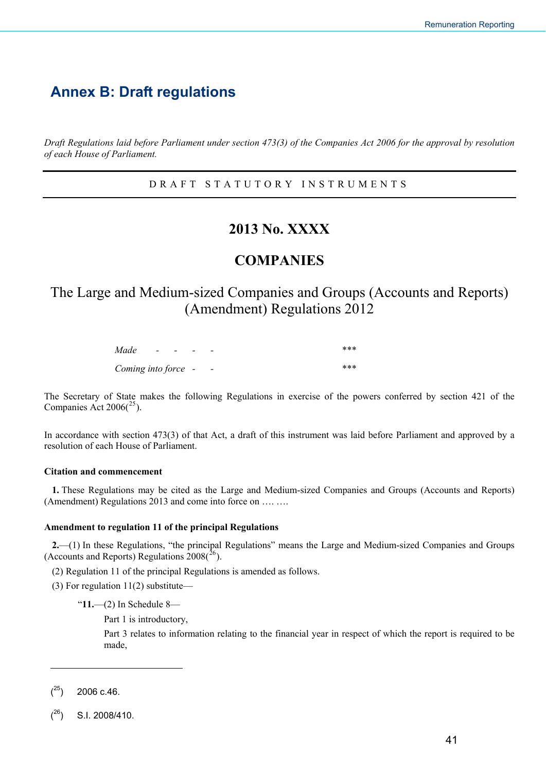## Annex B: Draft regulations

*Draft Regulations laid before Parliament under section 473(3) of the Companies Act 2006 for the approval by resolution of each House of Parliament.*

---

D R A F T   S T A T U T O R Y   I N S T R U M E N T S

---

# 2013 No. XXXX

# COMPANIES

The Large and Medium-sized Companies and Groups (Accounts and Reports) (Amendment) Regulations 2012

| | |
|---|---|
| *Made* - - - - | \*\*\* |
| *Coming into force* - - | \*\*\* |

The Secretary of State makes the following Regulations in exercise of the powers conferred by section 421 of the Companies Act 2006([25]).

In accordance with section 473(3) of that Act, a draft of this instrument was laid before Parliament and approved by a resolution of each House of Parliament.

**Citation and commencement**

**1.** These Regulations may be cited as the Large and Medium-sized Companies and Groups (Accounts and Reports) (Amendment) Regulations 2013 and come into force on …. ….

**Amendment to regulation 11 of the principal Regulations**

**2.**—(1) In these Regulations, "the principal Regulations" means the Large and Medium-sized Companies and Groups (Accounts and Reports) Regulations 2008([26]).

(2) Regulation 11 of the principal Regulations is amended as follows.

(3) For regulation 11(2) substitute—

"**11.**—(2) In Schedule 8—

Part 1 is introductory,

Part 3 relates to information relating to the financial year in respect of which the report is required to be made,

---

([25]) 2006 c.46.

([26]) S.I. 2008/410.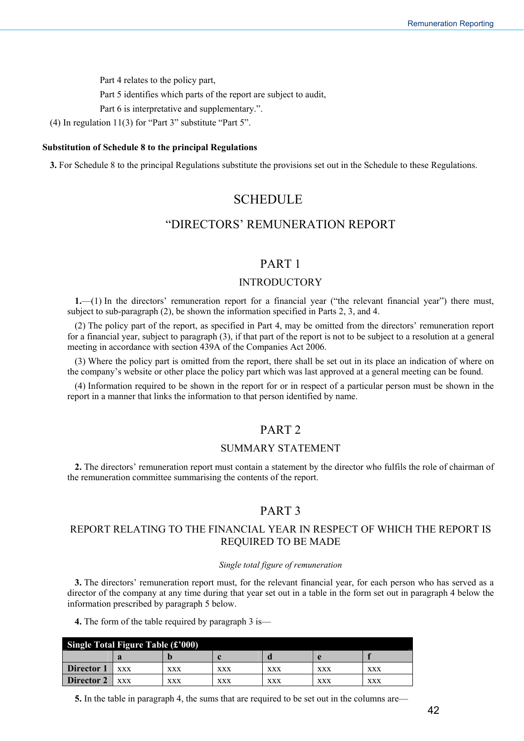Part 4 relates to the policy part,

Part 5 identifies which parts of the report are subject to audit,

Part 6 is interpretative and supplementary.".

(4) In regulation 11(3) for "Part 3" substitute "Part 5".

**Substitution of Schedule 8 to the principal Regulations**

**3.** For Schedule 8 to the principal Regulations substitute the provisions set out in the Schedule to these Regulations.

# SCHEDULE

## "DIRECTORS' REMUNERATION REPORT

## PART 1

### INTRODUCTORY

**1.**—(1) In the directors' remuneration report for a financial year ("the relevant financial year") there must, subject to sub-paragraph (2), be shown the information specified in Parts 2, 3, and 4.

(2) The policy part of the report, as specified in Part 4, may be omitted from the directors' remuneration report for a financial year, subject to paragraph (3), if that part of the report is not to be subject to a resolution at a general meeting in accordance with section 439A of the Companies Act 2006.

(3) Where the policy part is omitted from the report, there shall be set out in its place an indication of where on the company's website or other place the policy part which was last approved at a general meeting can be found.

(4) Information required to be shown in the report for or in respect of a particular person must be shown in the report in a manner that links the information to that person identified by name.

## PART 2

### SUMMARY STATEMENT

**2.** The directors' remuneration report must contain a statement by the director who fulfils the role of chairman of the remuneration committee summarising the contents of the report.

## PART 3

### REPORT RELATING TO THE FINANCIAL YEAR IN RESPECT OF WHICH THE REPORT IS REQUIRED TO BE MADE

*Single total figure of remuneration*

**3.** The directors' remuneration report must, for the relevant financial year, for each person who has served as a director of the company at any time during that year set out in a table in the form set out in paragraph 4 below the information prescribed by paragraph 5 below.

**4.** The form of the table required by paragraph 3 is—

| **Single Total Figure Table (£'000)** | | | | | | |
|---|---|---|---|---|---|---|
| | **a** | **b** | **c** | **d** | **e** | **f** |
| **Director 1** | xxx | xxx | xxx | xxx | xxx | xxx |
| **Director 2** | xxx | xxx | xxx | xxx | xxx | xxx |

**5.** In the table in paragraph 4, the sums that are required to be set out in the columns are—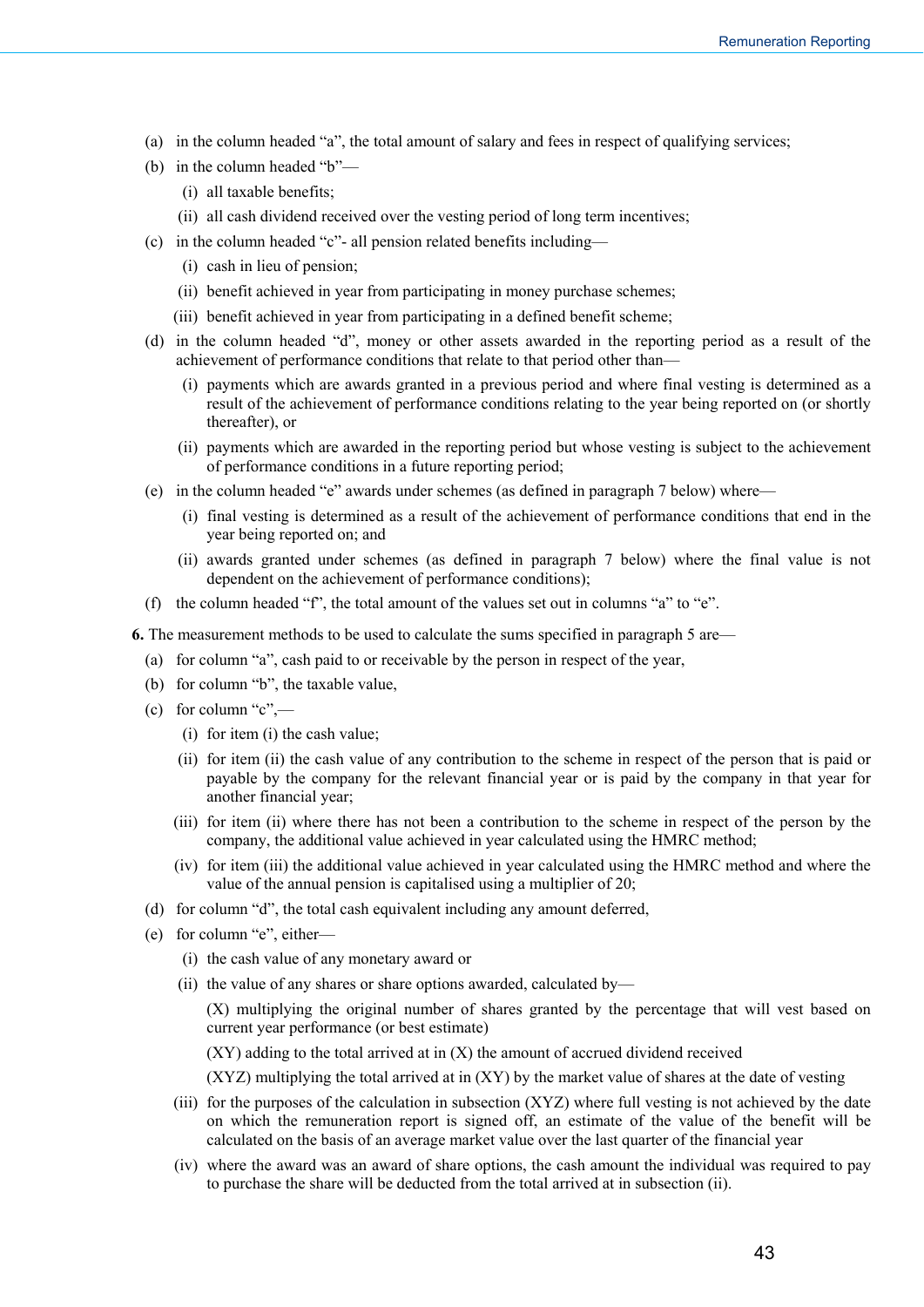(a) in the column headed "a", the total amount of salary and fees in respect of qualifying services;

(b) in the column headed "b"—

  (i) all taxable benefits;

  (ii) all cash dividend received over the vesting period of long term incentives;

(c) in the column headed "c"- all pension related benefits including—

  (i) cash in lieu of pension;

  (ii) benefit achieved in year from participating in money purchase schemes;

  (iii) benefit achieved in year from participating in a defined benefit scheme;

(d) in the column headed "d", money or other assets awarded in the reporting period as a result of the achievement of performance conditions that relate to that period other than—

  (i) payments which are awards granted in a previous period and where final vesting is determined as a result of the achievement of performance conditions relating to the year being reported on (or shortly thereafter), or

  (ii) payments which are awarded in the reporting period but whose vesting is subject to the achievement of performance conditions in a future reporting period;

(e) in the column headed "e" awards under schemes (as defined in paragraph 7 below) where—

  (i) final vesting is determined as a result of the achievement of performance conditions that end in the year being reported on; and

  (ii) awards granted under schemes (as defined in paragraph 7 below) where the final value is not dependent on the achievement of performance conditions);

(f) the column headed "f", the total amount of the values set out in columns "a" to "e".

**6.** The measurement methods to be used to calculate the sums specified in paragraph 5 are—

(a) for column "a", cash paid to or receivable by the person in respect of the year,

(b) for column "b", the taxable value,

(c) for column "c",—

  (i) for item (i) the cash value;

  (ii) for item (ii) the cash value of any contribution to the scheme in respect of the person that is paid or payable by the company for the relevant financial year or is paid by the company in that year for another financial year;

  (iii) for item (ii) where there has not been a contribution to the scheme in respect of the person by the company, the additional value achieved in year calculated using the HMRC method;

  (iv) for item (iii) the additional value achieved in year calculated using the HMRC method and where the value of the annual pension is capitalised using a multiplier of 20;

(d) for column "d", the total cash equivalent including any amount deferred,

(e) for column "e", either—

  (i) the cash value of any monetary award or

  (ii) the value of any shares or share options awarded, calculated by—

    (X) multiplying the original number of shares granted by the percentage that will vest based on current year performance (or best estimate)

    (XY) adding to the total arrived at in (X) the amount of accrued dividend received

    (XYZ) multiplying the total arrived at in (XY) by the market value of shares at the date of vesting

  (iii) for the purposes of the calculation in subsection (XYZ) where full vesting is not achieved by the date on which the remuneration report is signed off, an estimate of the value of the benefit will be calculated on the basis of an average market value over the last quarter of the financial year

  (iv) where the award was an award of share options, the cash amount the individual was required to pay to purchase the share will be deducted from the total arrived at in subsection (ii).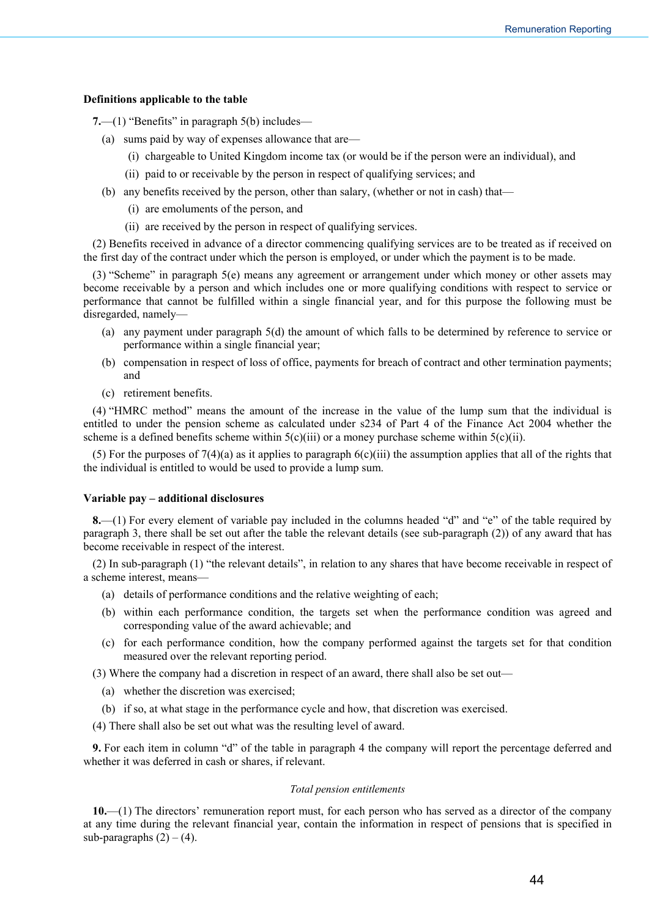**Definitions applicable to the table**

**7.**—(1) "Benefits" in paragraph 5(b) includes—

- (a) sums paid by way of expenses allowance that are—
  - (i) chargeable to United Kingdom income tax (or would be if the person were an individual), and
  - (ii) paid to or receivable by the person in respect of qualifying services; and
- (b) any benefits received by the person, other than salary, (whether or not in cash) that—
  - (i) are emoluments of the person, and
  - (ii) are received by the person in respect of qualifying services.

(2) Benefits received in advance of a director commencing qualifying services are to be treated as if received on the first day of the contract under which the person is employed, or under which the payment is to be made.

(3) "Scheme" in paragraph 5(e) means any agreement or arrangement under which money or other assets may become receivable by a person and which includes one or more qualifying conditions with respect to service or performance that cannot be fulfilled within a single financial year, and for this purpose the following must be disregarded, namely—

- (a) any payment under paragraph 5(d) the amount of which falls to be determined by reference to service or performance within a single financial year;
- (b) compensation in respect of loss of office, payments for breach of contract and other termination payments; and
- (c) retirement benefits.

(4) "HMRC method" means the amount of the increase in the value of the lump sum that the individual is entitled to under the pension scheme as calculated under s234 of Part 4 of the Finance Act 2004 whether the scheme is a defined benefits scheme within 5(c)(iii) or a money purchase scheme within 5(c)(ii).

(5) For the purposes of 7(4)(a) as it applies to paragraph 6(c)(iii) the assumption applies that all of the rights that the individual is entitled to would be used to provide a lump sum.

**Variable pay – additional disclosures**

**8.**—(1) For every element of variable pay included in the columns headed "d" and "e" of the table required by paragraph 3, there shall be set out after the table the relevant details (see sub-paragraph (2)) of any award that has become receivable in respect of the interest.

(2) In sub-paragraph (1) "the relevant details", in relation to any shares that have become receivable in respect of a scheme interest, means—

- (a) details of performance conditions and the relative weighting of each;
- (b) within each performance condition, the targets set when the performance condition was agreed and corresponding value of the award achievable; and
- (c) for each performance condition, how the company performed against the targets set for that condition measured over the relevant reporting period.

(3) Where the company had a discretion in respect of an award, there shall also be set out—

- (a) whether the discretion was exercised;
- (b) if so, at what stage in the performance cycle and how, that discretion was exercised.

(4) There shall also be set out what was the resulting level of award.

**9.** For each item in column "d" of the table in paragraph 4 the company will report the percentage deferred and whether it was deferred in cash or shares, if relevant.

*Total pension entitlements*

**10.**—(1) The directors' remuneration report must, for each person who has served as a director of the company at any time during the relevant financial year, contain the information in respect of pensions that is specified in sub-paragraphs (2) – (4).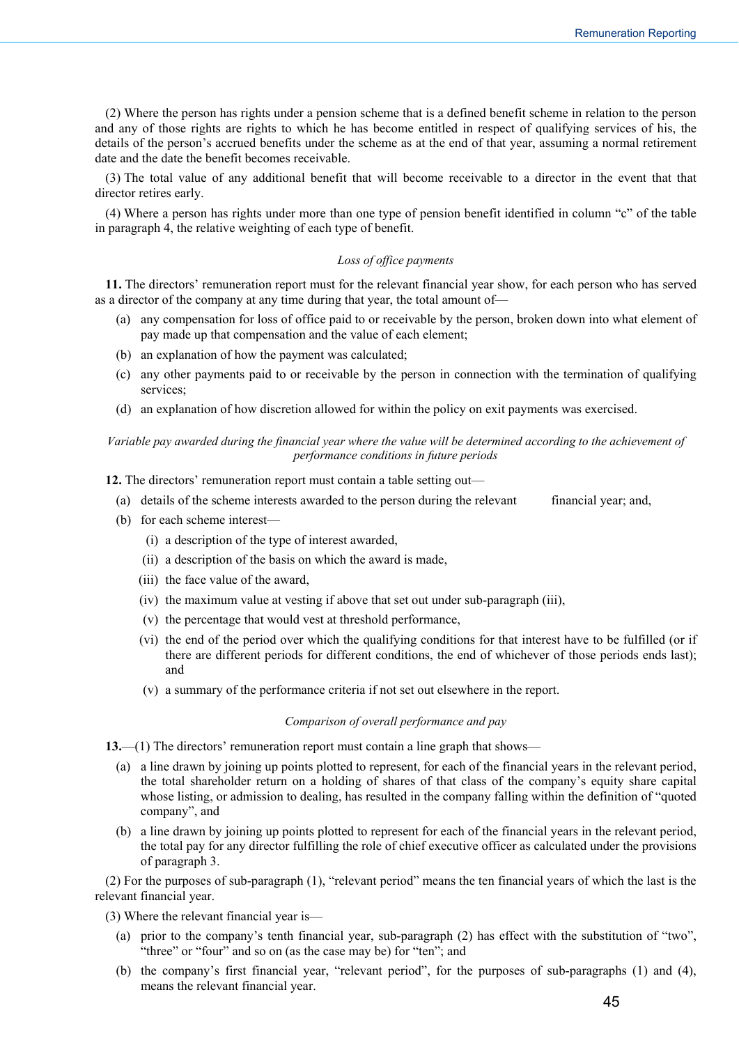(2) Where the person has rights under a pension scheme that is a defined benefit scheme in relation to the person and any of those rights are rights to which he has become entitled in respect of qualifying services of his, the details of the person's accrued benefits under the scheme as at the end of that year, assuming a normal retirement date and the date the benefit becomes receivable.

(3) The total value of any additional benefit that will become receivable to a director in the event that that director retires early.

(4) Where a person has rights under more than one type of pension benefit identified in column "c" of the table in paragraph 4, the relative weighting of each type of benefit.

*Loss of office payments*

**11.** The directors' remuneration report must for the relevant financial year show, for each person who has served as a director of the company at any time during that year, the total amount of—

(a) any compensation for loss of office paid to or receivable by the person, broken down into what element of pay made up that compensation and the value of each element;

(b) an explanation of how the payment was calculated;

(c) any other payments paid to or receivable by the person in connection with the termination of qualifying services;

(d) an explanation of how discretion allowed for within the policy on exit payments was exercised.

*Variable pay awarded during the financial year where the value will be determined according to the achievement of performance conditions in future periods*

**12.** The directors' remuneration report must contain a table setting out—

(a) details of the scheme interests awarded to the person during the relevant financial year; and,

(b) for each scheme interest—

(i) a description of the type of interest awarded,

(ii) a description of the basis on which the award is made,

(iii) the face value of the award,

(iv) the maximum value at vesting if above that set out under sub-paragraph (iii),

(v) the percentage that would vest at threshold performance,

(vi) the end of the period over which the qualifying conditions for that interest have to be fulfilled (or if there are different periods for different conditions, the end of whichever of those periods ends last); and

(v) a summary of the performance criteria if not set out elsewhere in the report.

*Comparison of overall performance and pay*

**13.**—(1) The directors' remuneration report must contain a line graph that shows—

(a) a line drawn by joining up points plotted to represent, for each of the financial years in the relevant period, the total shareholder return on a holding of shares of that class of the company's equity share capital whose listing, or admission to dealing, has resulted in the company falling within the definition of "quoted company", and

(b) a line drawn by joining up points plotted to represent for each of the financial years in the relevant period, the total pay for any director fulfilling the role of chief executive officer as calculated under the provisions of paragraph 3.

(2) For the purposes of sub-paragraph (1), "relevant period" means the ten financial years of which the last is the relevant financial year.

(3) Where the relevant financial year is—

(a) prior to the company's tenth financial year, sub-paragraph (2) has effect with the substitution of "two", "three" or "four" and so on (as the case may be) for "ten"; and

(b) the company's first financial year, "relevant period", for the purposes of sub-paragraphs (1) and (4), means the relevant financial year.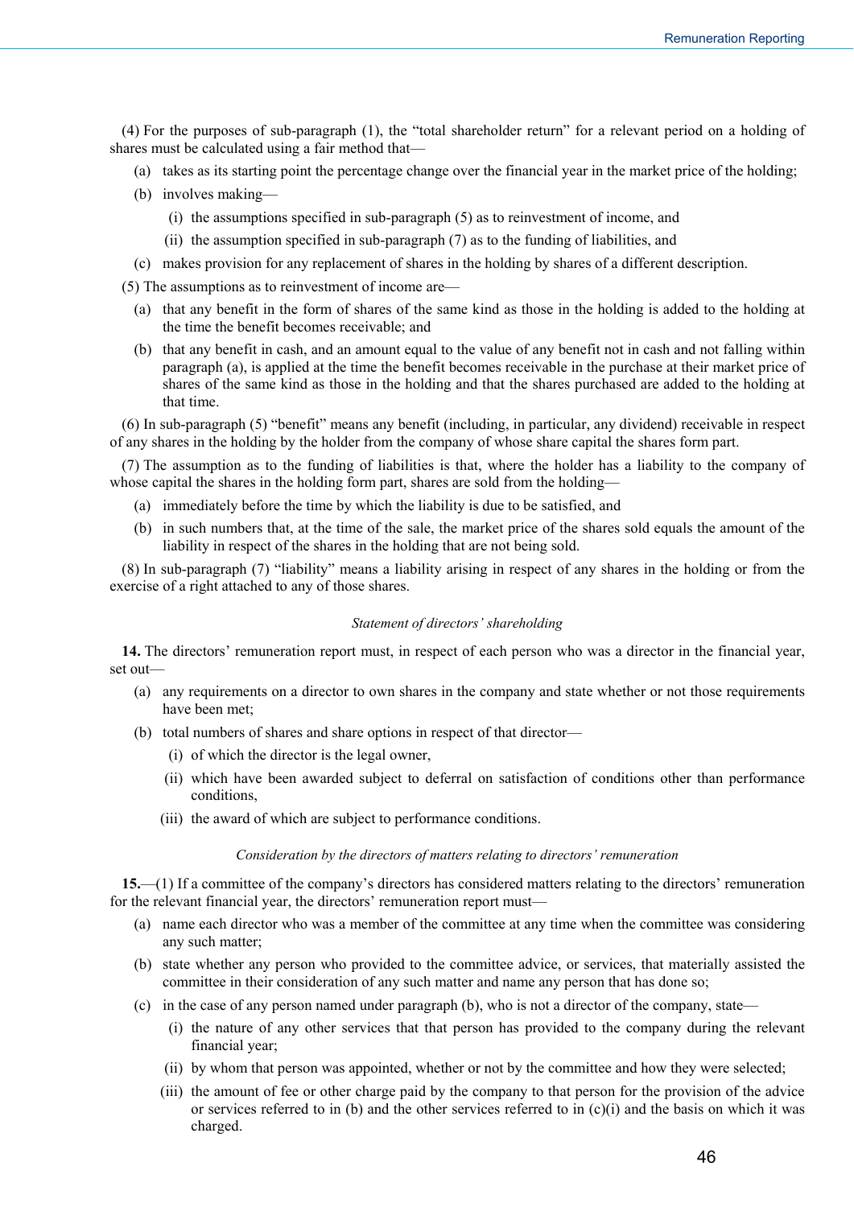(4) For the purposes of sub-paragraph (1), the "total shareholder return" for a relevant period on a holding of shares must be calculated using a fair method that—

- (a) takes as its starting point the percentage change over the financial year in the market price of the holding;
- (b) involves making—
  - (i) the assumptions specified in sub-paragraph (5) as to reinvestment of income, and
  - (ii) the assumption specified in sub-paragraph (7) as to the funding of liabilities, and
- (c) makes provision for any replacement of shares in the holding by shares of a different description.

(5) The assumptions as to reinvestment of income are—

- (a) that any benefit in the form of shares of the same kind as those in the holding is added to the holding at the time the benefit becomes receivable; and
- (b) that any benefit in cash, and an amount equal to the value of any benefit not in cash and not falling within paragraph (a), is applied at the time the benefit becomes receivable in the purchase at their market price of shares of the same kind as those in the holding and that the shares purchased are added to the holding at that time.

(6) In sub-paragraph (5) "benefit" means any benefit (including, in particular, any dividend) receivable in respect of any shares in the holding by the holder from the company of whose share capital the shares form part.

(7) The assumption as to the funding of liabilities is that, where the holder has a liability to the company of whose capital the shares in the holding form part, shares are sold from the holding—

- (a) immediately before the time by which the liability is due to be satisfied, and
- (b) in such numbers that, at the time of the sale, the market price of the shares sold equals the amount of the liability in respect of the shares in the holding that are not being sold.

(8) In sub-paragraph (7) "liability" means a liability arising in respect of any shares in the holding or from the exercise of a right attached to any of those shares.

*Statement of directors' shareholding*

**14.** The directors' remuneration report must, in respect of each person who was a director in the financial year, set out—

- (a) any requirements on a director to own shares in the company and state whether or not those requirements have been met;
- (b) total numbers of shares and share options in respect of that director—
  - (i) of which the director is the legal owner,
  - (ii) which have been awarded subject to deferral on satisfaction of conditions other than performance conditions,
  - (iii) the award of which are subject to performance conditions.

*Consideration by the directors of matters relating to directors' remuneration*

**15.**—(1) If a committee of the company's directors has considered matters relating to the directors' remuneration for the relevant financial year, the directors' remuneration report must—

- (a) name each director who was a member of the committee at any time when the committee was considering any such matter;
- (b) state whether any person who provided to the committee advice, or services, that materially assisted the committee in their consideration of any such matter and name any person that has done so;
- (c) in the case of any person named under paragraph (b), who is not a director of the company, state—
  - (i) the nature of any other services that that person has provided to the company during the relevant financial year;
  - (ii) by whom that person was appointed, whether or not by the committee and how they were selected;
  - (iii) the amount of fee or other charge paid by the company to that person for the provision of the advice or services referred to in (b) and the other services referred to in (c)(i) and the basis on which it was charged.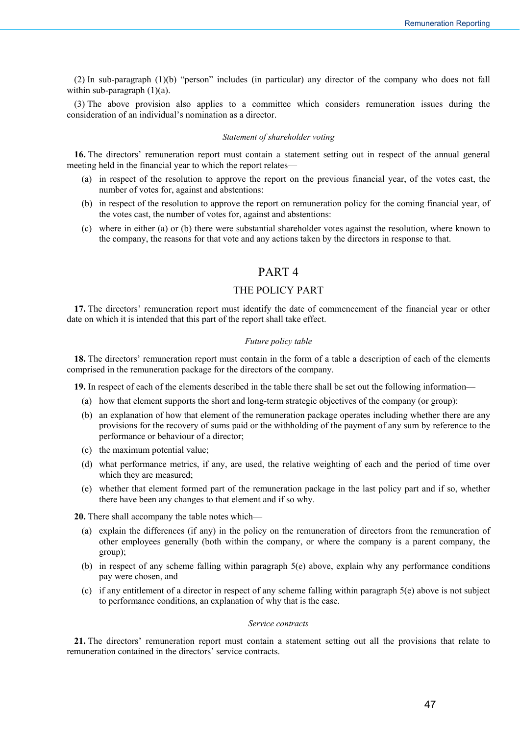(2) In sub-paragraph (1)(b) "person" includes (in particular) any director of the company who does not fall within sub-paragraph (1)(a).

(3) The above provision also applies to a committee which considers remuneration issues during the consideration of an individual's nomination as a director.

*Statement of shareholder voting*

**16.** The directors' remuneration report must contain a statement setting out in respect of the annual general meeting held in the financial year to which the report relates—

(a) in respect of the resolution to approve the report on the previous financial year, of the votes cast, the number of votes for, against and abstentions:

(b) in respect of the resolution to approve the report on remuneration policy for the coming financial year, of the votes cast, the number of votes for, against and abstentions:

(c) where in either (a) or (b) there were substantial shareholder votes against the resolution, where known to the company, the reasons for that vote and any actions taken by the directors in response to that.

## PART 4

## THE POLICY PART

**17.** The directors' remuneration report must identify the date of commencement of the financial year or other date on which it is intended that this part of the report shall take effect.

*Future policy table*

**18.** The directors' remuneration report must contain in the form of a table a description of each of the elements comprised in the remuneration package for the directors of the company.

**19.** In respect of each of the elements described in the table there shall be set out the following information—

(a) how that element supports the short and long-term strategic objectives of the company (or group):

(b) an explanation of how that element of the remuneration package operates including whether there are any provisions for the recovery of sums paid or the withholding of the payment of any sum by reference to the performance or behaviour of a director;

(c) the maximum potential value;

(d) what performance metrics, if any, are used, the relative weighting of each and the period of time over which they are measured;

(e) whether that element formed part of the remuneration package in the last policy part and if so, whether there have been any changes to that element and if so why.

**20.** There shall accompany the table notes which—

(a) explain the differences (if any) in the policy on the remuneration of directors from the remuneration of other employees generally (both within the company, or where the company is a parent company, the group);

(b) in respect of any scheme falling within paragraph 5(e) above, explain why any performance conditions pay were chosen, and

(c) if any entitlement of a director in respect of any scheme falling within paragraph 5(e) above is not subject to performance conditions, an explanation of why that is the case.

*Service contracts*

**21.** The directors' remuneration report must contain a statement setting out all the provisions that relate to remuneration contained in the directors' service contracts.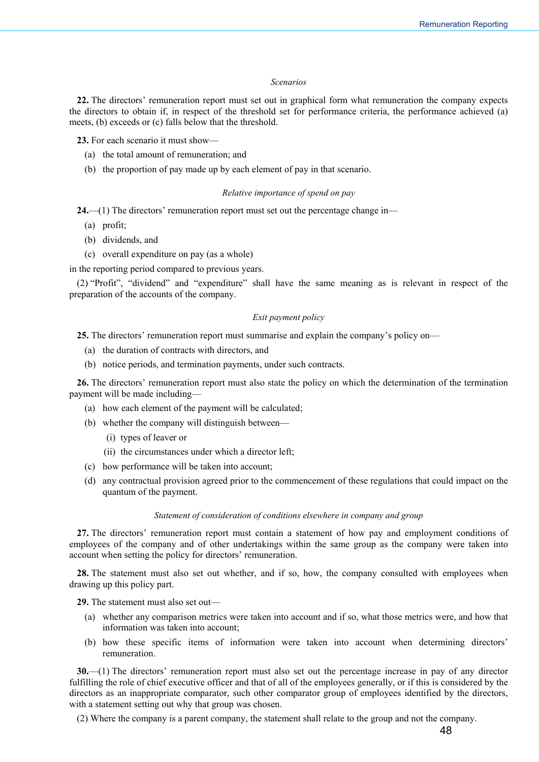*Scenarios*

**22.** The directors' remuneration report must set out in graphical form what remuneration the company expects the directors to obtain if, in respect of the threshold set for performance criteria, the performance achieved (a) meets, (b) exceeds or (c) falls below that the threshold.

**23.** For each scenario it must show—

(a) the total amount of remuneration; and

(b) the proportion of pay made up by each element of pay in that scenario.

*Relative importance of spend on pay*

**24.**—(1) The directors' remuneration report must set out the percentage change in—

(a) profit;

(b) dividends, and

(c) overall expenditure on pay (as a whole)

in the reporting period compared to previous years.

(2) "Profit", "dividend" and "expenditure" shall have the same meaning as is relevant in respect of the preparation of the accounts of the company.

*Exit payment policy*

**25.** The directors' remuneration report must summarise and explain the company's policy on—

(a) the duration of contracts with directors, and

(b) notice periods, and termination payments, under such contracts.

**26.** The directors' remuneration report must also state the policy on which the determination of the termination payment will be made including—

(a) how each element of the payment will be calculated;

(b) whether the company will distinguish between—

(i) types of leaver or

(ii) the circumstances under which a director left;

(c) how performance will be taken into account;

(d) any contractual provision agreed prior to the commencement of these regulations that could impact on the quantum of the payment.

*Statement of consideration of conditions elsewhere in company and group*

**27.** The directors' remuneration report must contain a statement of how pay and employment conditions of employees of the company and of other undertakings within the same group as the company were taken into account when setting the policy for directors' remuneration.

**28.** The statement must also set out whether, and if so, how, the company consulted with employees when drawing up this policy part.

**29.** The statement must also set out—

(a) whether any comparison metrics were taken into account and if so, what those metrics were, and how that information was taken into account;

(b) how these specific items of information were taken into account when determining directors' remuneration.

**30.**—(1) The directors' remuneration report must also set out the percentage increase in pay of any director fulfilling the role of chief executive officer and that of all of the employees generally, or if this is considered by the directors as an inappropriate comparator, such other comparator group of employees identified by the directors, with a statement setting out why that group was chosen.

(2) Where the company is a parent company, the statement shall relate to the group and not the company.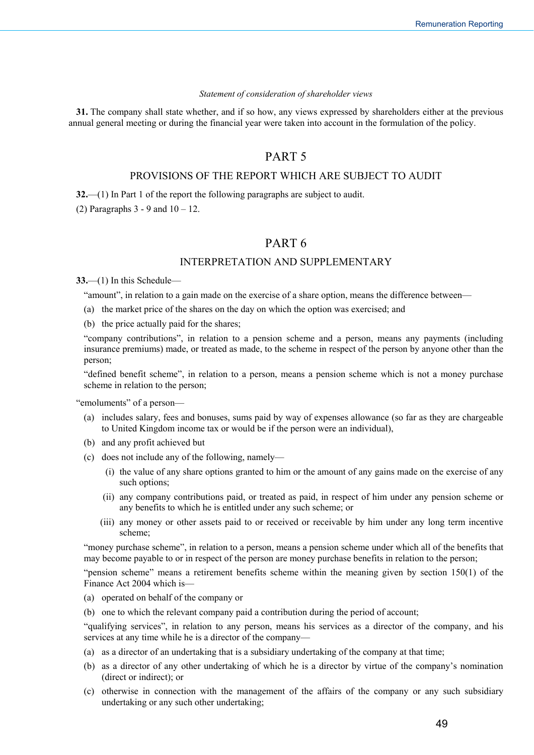*Statement of consideration of shareholder views*

**31.** The company shall state whether, and if so how, any views expressed by shareholders either at the previous annual general meeting or during the financial year were taken into account in the formulation of the policy.

## PART 5

### PROVISIONS OF THE REPORT WHICH ARE SUBJECT TO AUDIT

**32.**—(1) In Part 1 of the report the following paragraphs are subject to audit.

(2) Paragraphs 3 - 9 and 10 – 12.

## PART 6

### INTERPRETATION AND SUPPLEMENTARY

**33.**—(1) In this Schedule—

"amount", in relation to a gain made on the exercise of a share option, means the difference between—

(a) the market price of the shares on the day on which the option was exercised; and

(b) the price actually paid for the shares;

"company contributions", in relation to a pension scheme and a person, means any payments (including insurance premiums) made, or treated as made, to the scheme in respect of the person by anyone other than the person;

"defined benefit scheme", in relation to a person, means a pension scheme which is not a money purchase scheme in relation to the person;

"emoluments" of a person—

(a) includes salary, fees and bonuses, sums paid by way of expenses allowance (so far as they are chargeable to United Kingdom income tax or would be if the person were an individual),

(b) and any profit achieved but

(c) does not include any of the following, namely—

  (i) the value of any share options granted to him or the amount of any gains made on the exercise of any such options;

  (ii) any company contributions paid, or treated as paid, in respect of him under any pension scheme or any benefits to which he is entitled under any such scheme; or

  (iii) any money or other assets paid to or received or receivable by him under any long term incentive scheme;

"money purchase scheme", in relation to a person, means a pension scheme under which all of the benefits that may become payable to or in respect of the person are money purchase benefits in relation to the person;

"pension scheme" means a retirement benefits scheme within the meaning given by section 150(1) of the Finance Act 2004 which is—

(a) operated on behalf of the company or

(b) one to which the relevant company paid a contribution during the period of account;

"qualifying services", in relation to any person, means his services as a director of the company, and his services at any time while he is a director of the company—

(a) as a director of an undertaking that is a subsidiary undertaking of the company at that time;

(b) as a director of any other undertaking of which he is a director by virtue of the company's nomination (direct or indirect); or

(c) otherwise in connection with the management of the affairs of the company or any such subsidiary undertaking or any such other undertaking;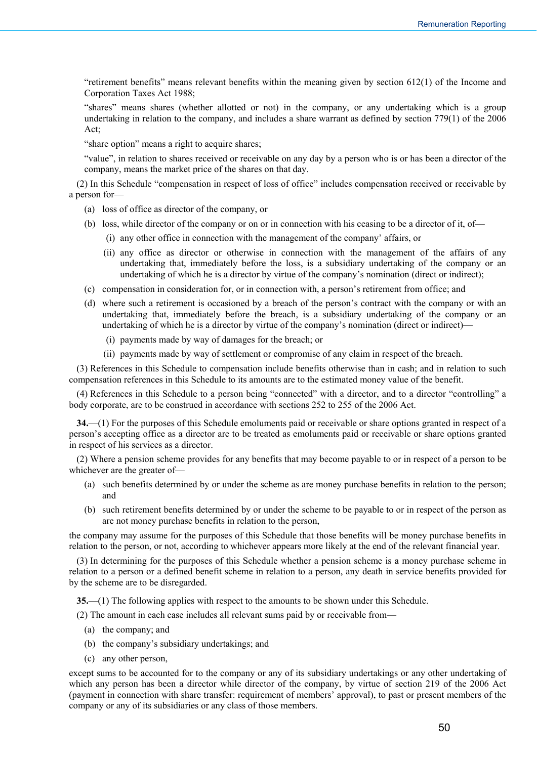"retirement benefits" means relevant benefits within the meaning given by section 612(1) of the Income and Corporation Taxes Act 1988;

"shares" means shares (whether allotted or not) in the company, or any undertaking which is a group undertaking in relation to the company, and includes a share warrant as defined by section 779(1) of the 2006 Act;

"share option" means a right to acquire shares;

"value", in relation to shares received or receivable on any day by a person who is or has been a director of the company, means the market price of the shares on that day.

(2) In this Schedule "compensation in respect of loss of office" includes compensation received or receivable by a person for—

- (a) loss of office as director of the company, or
- (b) loss, while director of the company or on or in connection with his ceasing to be a director of it, of—
  - (i) any other office in connection with the management of the company' affairs, or
  - (ii) any office as director or otherwise in connection with the management of the affairs of any undertaking that, immediately before the loss, is a subsidiary undertaking of the company or an undertaking of which he is a director by virtue of the company's nomination (direct or indirect);
- (c) compensation in consideration for, or in connection with, a person's retirement from office; and
- (d) where such a retirement is occasioned by a breach of the person's contract with the company or with an undertaking that, immediately before the breach, is a subsidiary undertaking of the company or an undertaking of which he is a director by virtue of the company's nomination (direct or indirect)—
  - (i) payments made by way of damages for the breach; or
  - (ii) payments made by way of settlement or compromise of any claim in respect of the breach.

(3) References in this Schedule to compensation include benefits otherwise than in cash; and in relation to such compensation references in this Schedule to its amounts are to the estimated money value of the benefit.

(4) References in this Schedule to a person being "connected" with a director, and to a director "controlling" a body corporate, are to be construed in accordance with sections 252 to 255 of the 2006 Act.

**34.**—(1) For the purposes of this Schedule emoluments paid or receivable or share options granted in respect of a person's accepting office as a director are to be treated as emoluments paid or receivable or share options granted in respect of his services as a director.

(2) Where a pension scheme provides for any benefits that may become payable to or in respect of a person to be whichever are the greater of—

- (a) such benefits determined by or under the scheme as are money purchase benefits in relation to the person; and
- (b) such retirement benefits determined by or under the scheme to be payable to or in respect of the person as are not money purchase benefits in relation to the person,

the company may assume for the purposes of this Schedule that those benefits will be money purchase benefits in relation to the person, or not, according to whichever appears more likely at the end of the relevant financial year.

(3) In determining for the purposes of this Schedule whether a pension scheme is a money purchase scheme in relation to a person or a defined benefit scheme in relation to a person, any death in service benefits provided for by the scheme are to be disregarded.

**35.**—(1) The following applies with respect to the amounts to be shown under this Schedule.

(2) The amount in each case includes all relevant sums paid by or receivable from—

- (a) the company; and
- (b) the company's subsidiary undertakings; and
- (c) any other person,

except sums to be accounted for to the company or any of its subsidiary undertakings or any other undertaking of which any person has been a director while director of the company, by virtue of section 219 of the 2006 Act (payment in connection with share transfer: requirement of members' approval), to past or present members of the company or any of its subsidiaries or any class of those members.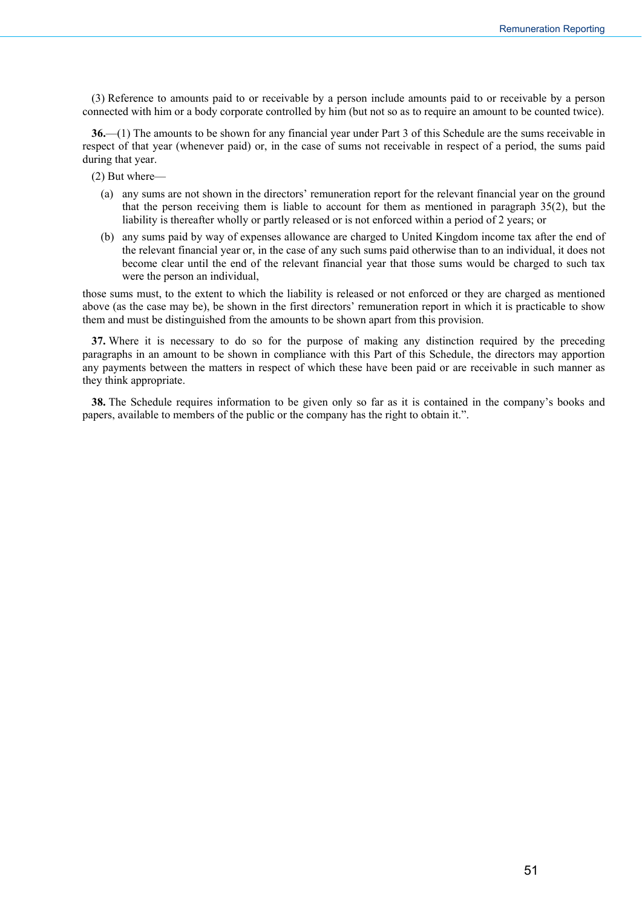(3) Reference to amounts paid to or receivable by a person include amounts paid to or receivable by a person connected with him or a body corporate controlled by him (but not so as to require an amount to be counted twice).

**36.**—(1) The amounts to be shown for any financial year under Part 3 of this Schedule are the sums receivable in respect of that year (whenever paid) or, in the case of sums not receivable in respect of a period, the sums paid during that year.

(2) But where—

- (a) any sums are not shown in the directors' remuneration report for the relevant financial year on the ground that the person receiving them is liable to account for them as mentioned in paragraph 35(2), but the liability is thereafter wholly or partly released or is not enforced within a period of 2 years; or
- (b) any sums paid by way of expenses allowance are charged to United Kingdom income tax after the end of the relevant financial year or, in the case of any such sums paid otherwise than to an individual, it does not become clear until the end of the relevant financial year that those sums would be charged to such tax were the person an individual,

those sums must, to the extent to which the liability is released or not enforced or they are charged as mentioned above (as the case may be), be shown in the first directors' remuneration report in which it is practicable to show them and must be distinguished from the amounts to be shown apart from this provision.

**37.** Where it is necessary to do so for the purpose of making any distinction required by the preceding paragraphs in an amount to be shown in compliance with this Part of this Schedule, the directors may apportion any payments between the matters in respect of which these have been paid or are receivable in such manner as they think appropriate.

**38.** The Schedule requires information to be given only so far as it is contained in the company's books and papers, available to members of the public or the company has the right to obtain it.".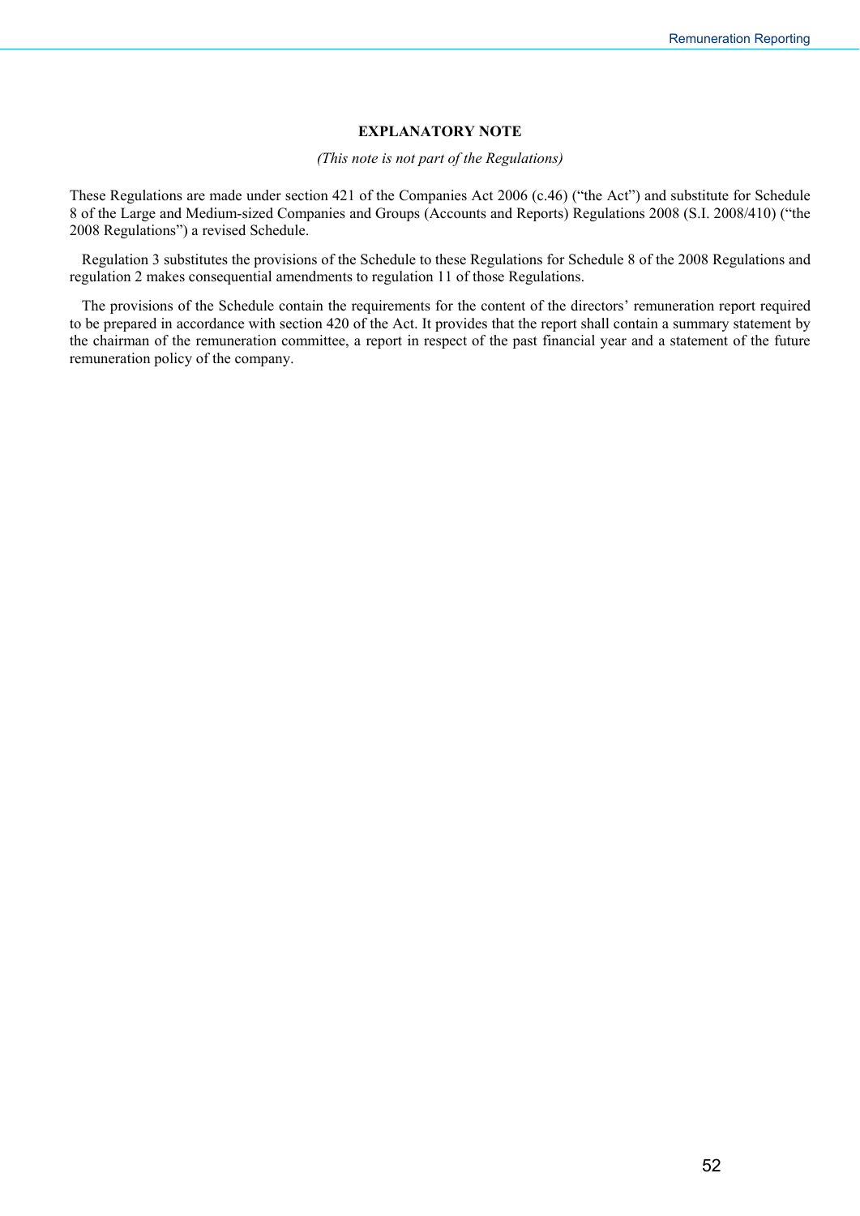## EXPLANATORY NOTE

*(This note is not part of the Regulations)*

These Regulations are made under section 421 of the Companies Act 2006 (c.46) ("the Act") and substitute for Schedule 8 of the Large and Medium-sized Companies and Groups (Accounts and Reports) Regulations 2008 (S.I. 2008/410) ("the 2008 Regulations") a revised Schedule.

Regulation 3 substitutes the provisions of the Schedule to these Regulations for Schedule 8 of the 2008 Regulations and regulation 2 makes consequential amendments to regulation 11 of those Regulations.

The provisions of the Schedule contain the requirements for the content of the directors' remuneration report required to be prepared in accordance with section 420 of the Act. It provides that the report shall contain a summary statement by the chairman of the remuneration committee, a report in respect of the past financial year and a statement of the future remuneration policy of the company.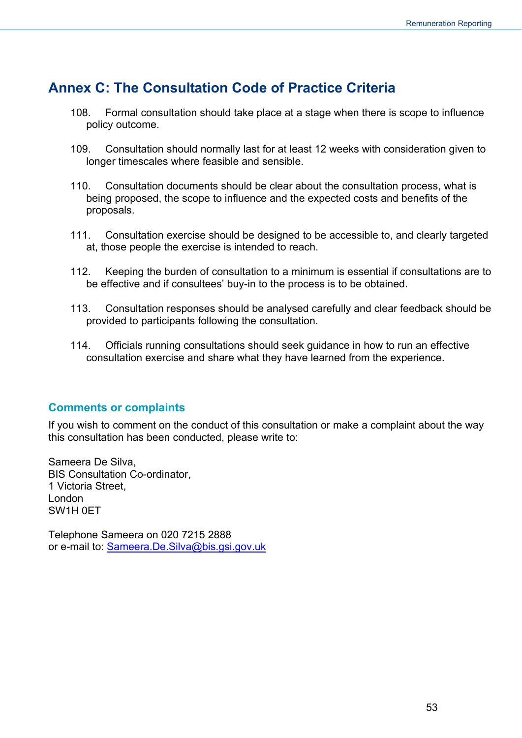## Annex C: The Consultation Code of Practice Criteria

108. Formal consultation should take place at a stage when there is scope to influence policy outcome.

109. Consultation should normally last for at least 12 weeks with consideration given to longer timescales where feasible and sensible.

110. Consultation documents should be clear about the consultation process, what is being proposed, the scope to influence and the expected costs and benefits of the proposals.

111. Consultation exercise should be designed to be accessible to, and clearly targeted at, those people the exercise is intended to reach.

112. Keeping the burden of consultation to a minimum is essential if consultations are to be effective and if consultees' buy-in to the process is to be obtained.

113. Consultation responses should be analysed carefully and clear feedback should be provided to participants following the consultation.

114. Officials running consultations should seek guidance in how to run an effective consultation exercise and share what they have learned from the experience.

### Comments or complaints

If you wish to comment on the conduct of this consultation or make a complaint about the way this consultation has been conducted, please write to:

Sameera De Silva,
BIS Consultation Co-ordinator,
1 Victoria Street,
London
SW1H 0ET

Telephone Sameera on 020 7215 2888
or e-mail to: Sameera.De.Silva@bis.gsi.gov.uk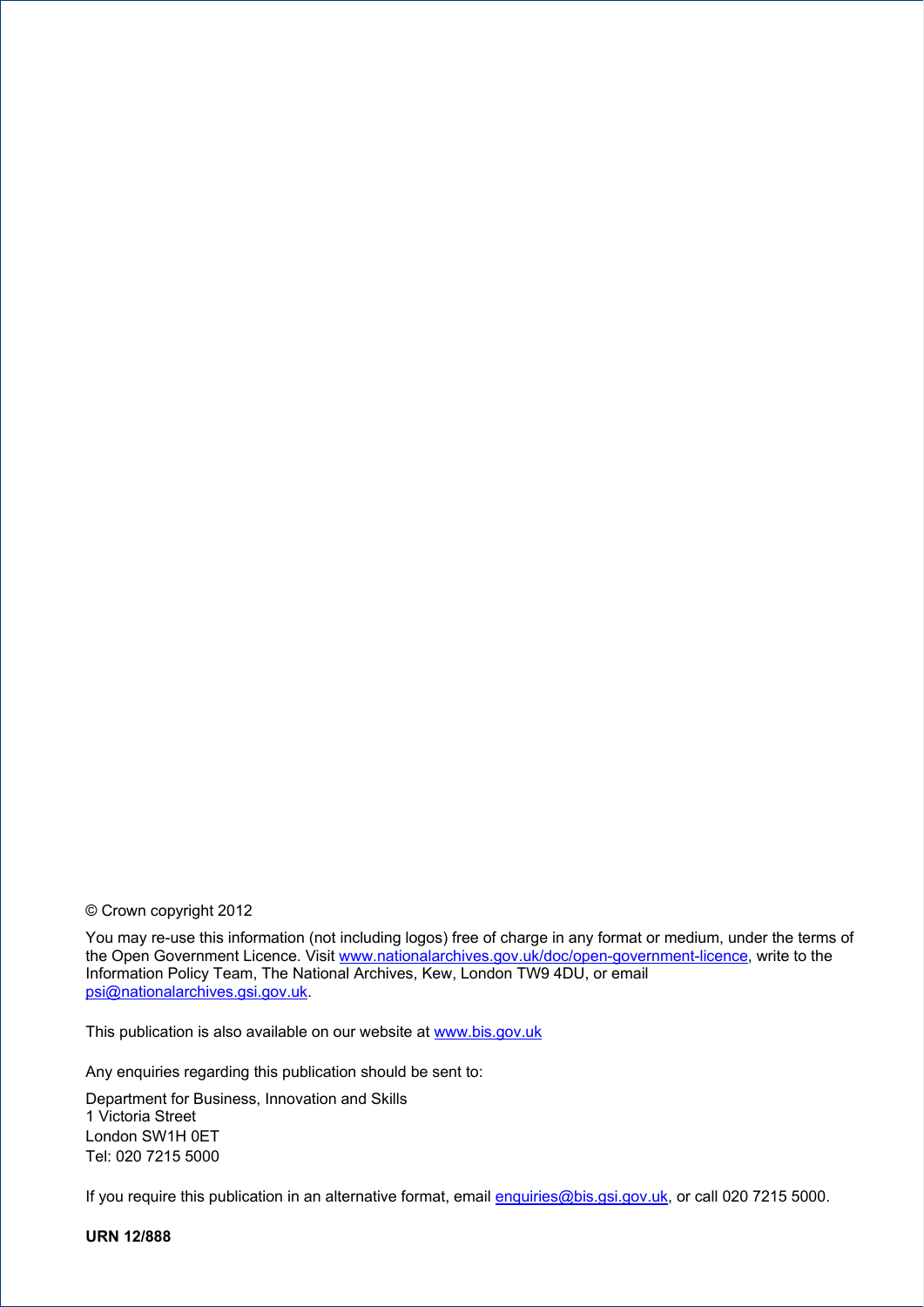© Crown copyright 2012

You may re-use this information (not including logos) free of charge in any format or medium, under the terms of the Open Government Licence. Visit www.nationalarchives.gov.uk/doc/open-government-licence, write to the Information Policy Team, The National Archives, Kew, London TW9 4DU, or email psi@nationalarchives.gsi.gov.uk.

This publication is also available on our website at www.bis.gov.uk

Any enquiries regarding this publication should be sent to:

Department for Business, Innovation and Skills
1 Victoria Street
London SW1H 0ET
Tel: 020 7215 5000

If you require this publication in an alternative format, email enquiries@bis.gsi.gov.uk, or call 020 7215 5000.

**URN 12/888**